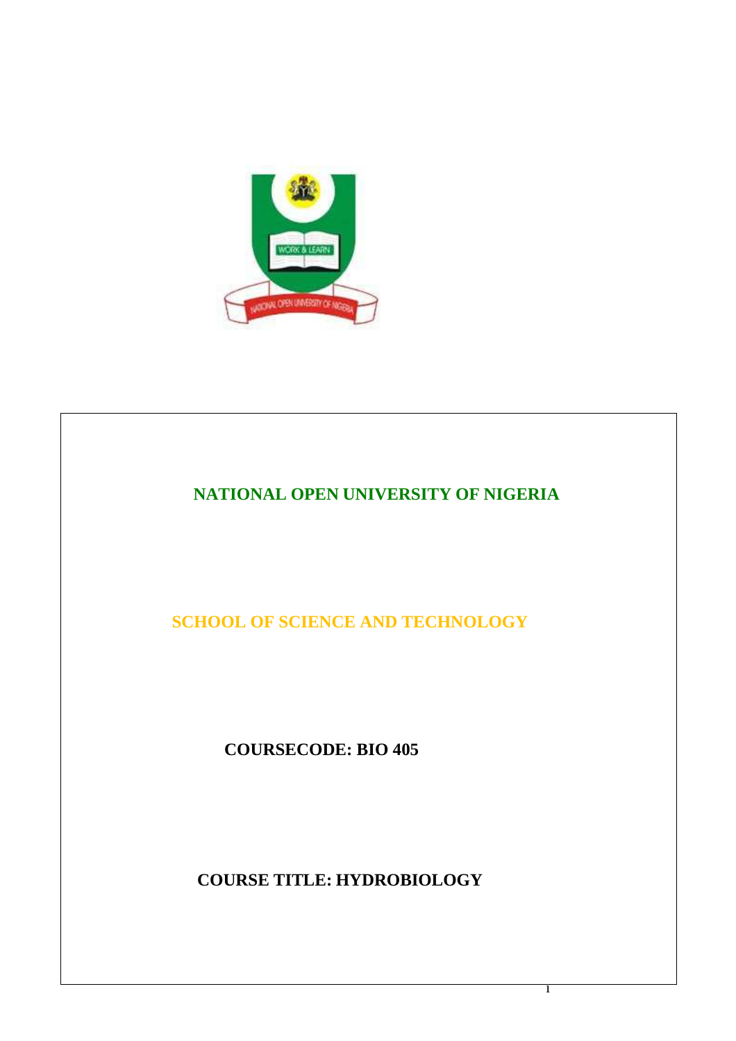# NATIONAL OPEN UNIVERSITY OF NIGERIA

## SCHOOL OF SCIENCE AND TECHNOLOGY

**COURSECODE: BIO 405**

**COURSE TITLE: HYDROBIOLOGY**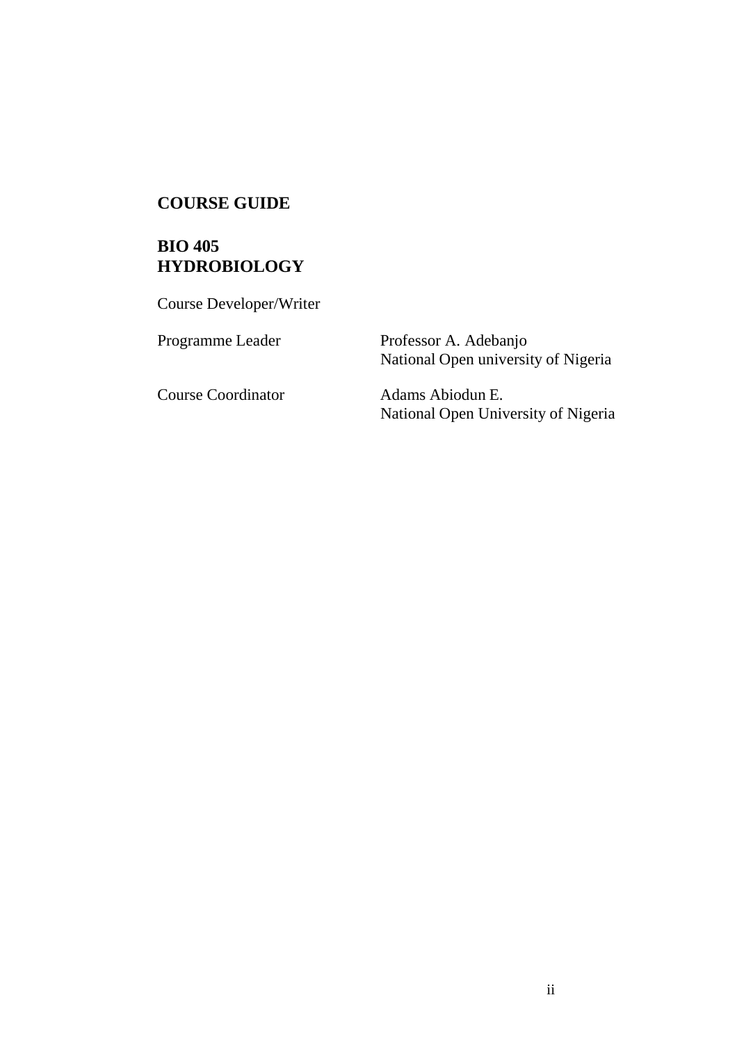**COURSE GUIDE**

**BIO 405**
**HYDROBIOLOGY**

Course Developer/Writer

| | |
|---|---|
| Programme Leader | Professor A. Adebanjo<br>National Open university of Nigeria |
| Course Coordinator | Adams Abiodun E.<br>National Open University of Nigeria |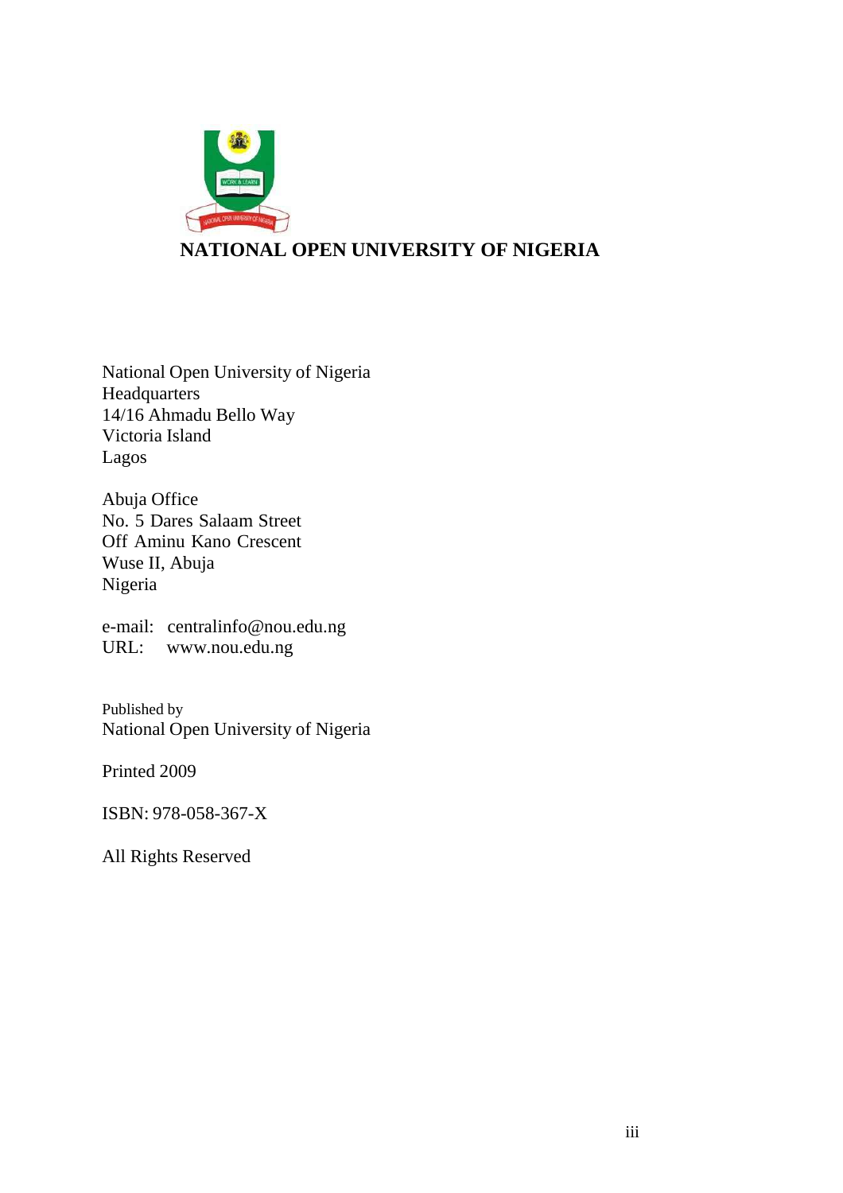# NATIONAL OPEN UNIVERSITY OF NIGERIA

National Open University of Nigeria
Headquarters
14/16 Ahmadu Bello Way
Victoria Island
Lagos

Abuja Office
No. 5 Dares Salaam Street
Off Aminu Kano Crescent
Wuse II, Abuja
Nigeria

e-mail: centralinfo@nou.edu.ng
URL: www.nou.edu.ng

Published by
National Open University of Nigeria

Printed 2009

ISBN: 978-058-367-X

All Rights Reserved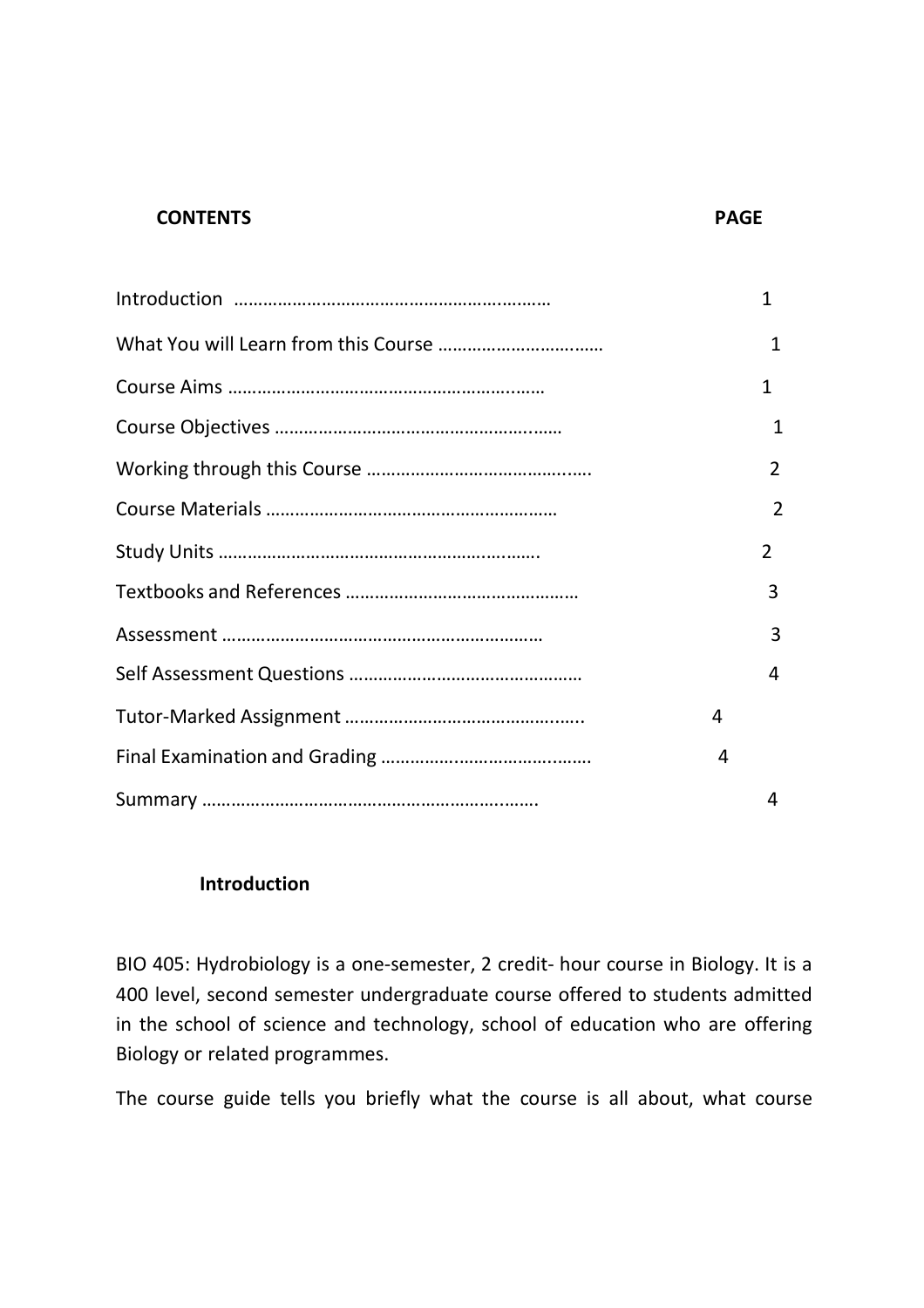| CONTENTS | PAGE |
| --- | --- |
| Introduction ………………………………………………………… | 1 |
| What You will Learn from this Course …………………………… | 1 |
| Course Aims ………………………………………………………… | 1 |
| Course Objectives ………………………………………………… | 1 |
| Working through this Course ……………………………………… | 2 |
| Course Materials …………………………………………………… | 2 |
| Study Units ………………………………………………………… | 2 |
| Textbooks and References ………………………………………… | 3 |
| Assessment ………………………………………………………… | 3 |
| Self Assessment Questions ………………………………………… | 4 |
| Tutor-Marked Assignment ………………………………………… | 4 |
| Final Examination and Grading …………………………………… | 4 |
| Summary …………………………………………………………… | 4 |

## Introduction

BIO 405: Hydrobiology is a one-semester, 2 credit- hour course in Biology. It is a 400 level, second semester undergraduate course offered to students admitted in the school of science and technology, school of education who are offering Biology or related programmes.

The course guide tells you briefly what the course is all about, what course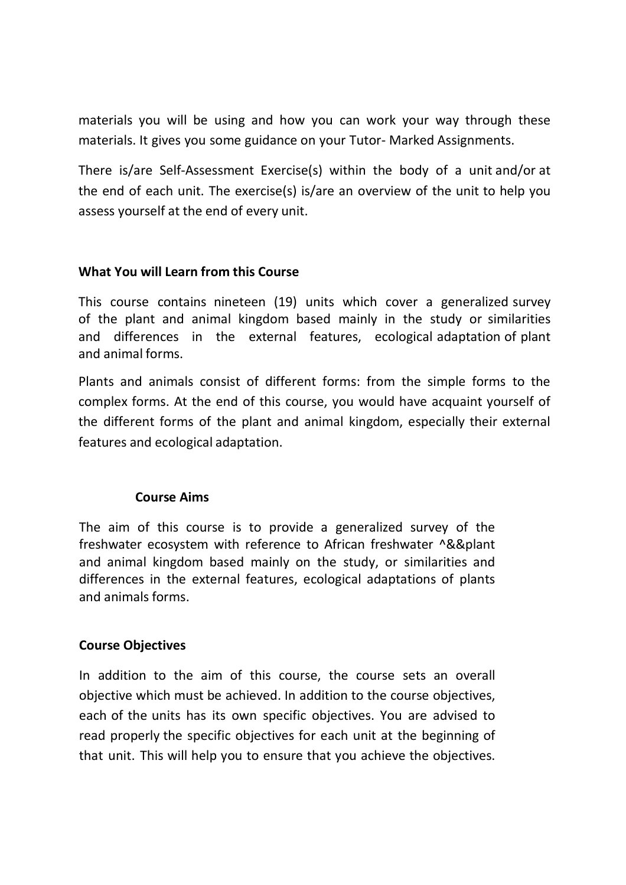materials you will be using and how you can work your way through these materials. It gives you some guidance on your Tutor- Marked Assignments.

There is/are Self-Assessment Exercise(s) within the body of a unit and/or at the end of each unit. The exercise(s) is/are an overview of the unit to help you assess yourself at the end of every unit.

**What You will Learn from this Course**

This course contains nineteen (19) units which cover a generalized survey of the plant and animal kingdom based mainly in the study or similarities and differences in the external features, ecological adaptation of plant and animal forms.

Plants and animals consist of different forms: from the simple forms to the complex forms. At the end of this course, you would have acquaint yourself of the different forms of the plant and animal kingdom, especially their external features and ecological adaptation.

**Course Aims**

The aim of this course is to provide a generalized survey of the freshwater ecosystem with reference to African freshwater ^&&plant and animal kingdom based mainly on the study, or similarities and differences in the external features, ecological adaptations of plants and animals forms.

**Course Objectives**

In addition to the aim of this course, the course sets an overall objective which must be achieved. In addition to the course objectives, each of the units has its own specific objectives. You are advised to read properly the specific objectives for each unit at the beginning of that unit. This will help you to ensure that you achieve the objectives.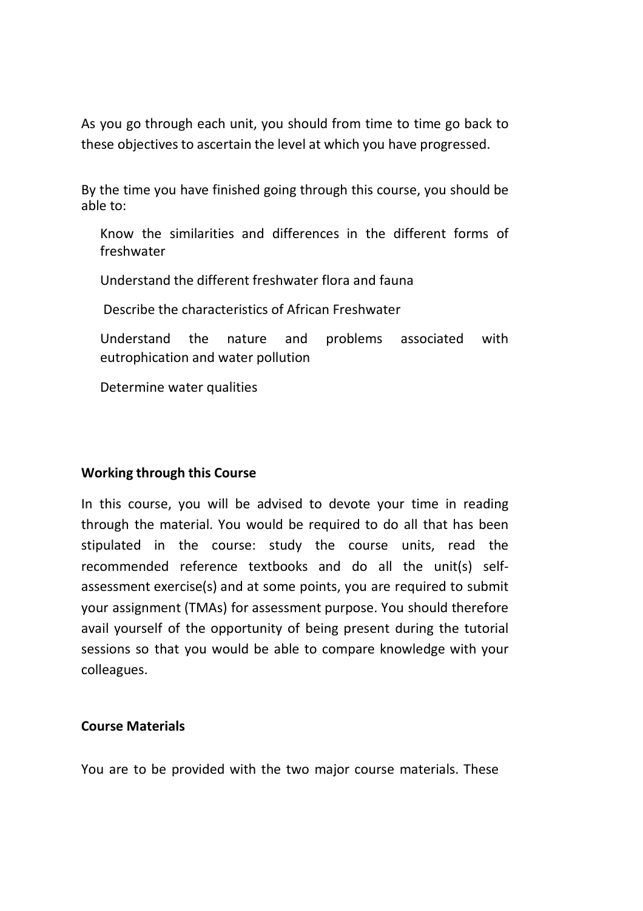As you go through each unit, you should from time to time go back to these objectives to ascertain the level at which you have progressed.

By the time you have finished going through this course, you should be able to:

- Know the similarities and differences in the different forms of freshwater
- Understand the different freshwater flora and fauna
- Describe the characteristics of African Freshwater
- Understand the nature and problems associated with eutrophication and water pollution
- Determine water qualities

**Working through this Course**

In this course, you will be advised to devote your time in reading through the material. You would be required to do all that has been stipulated in the course: study the course units, read the recommended reference textbooks and do all the unit(s) self-assessment exercise(s) and at some points, you are required to submit your assignment (TMAs) for assessment purpose. You should therefore avail yourself of the opportunity of being present during the tutorial sessions so that you would be able to compare knowledge with your colleagues.

**Course Materials**

You are to be provided with the two major course materials. These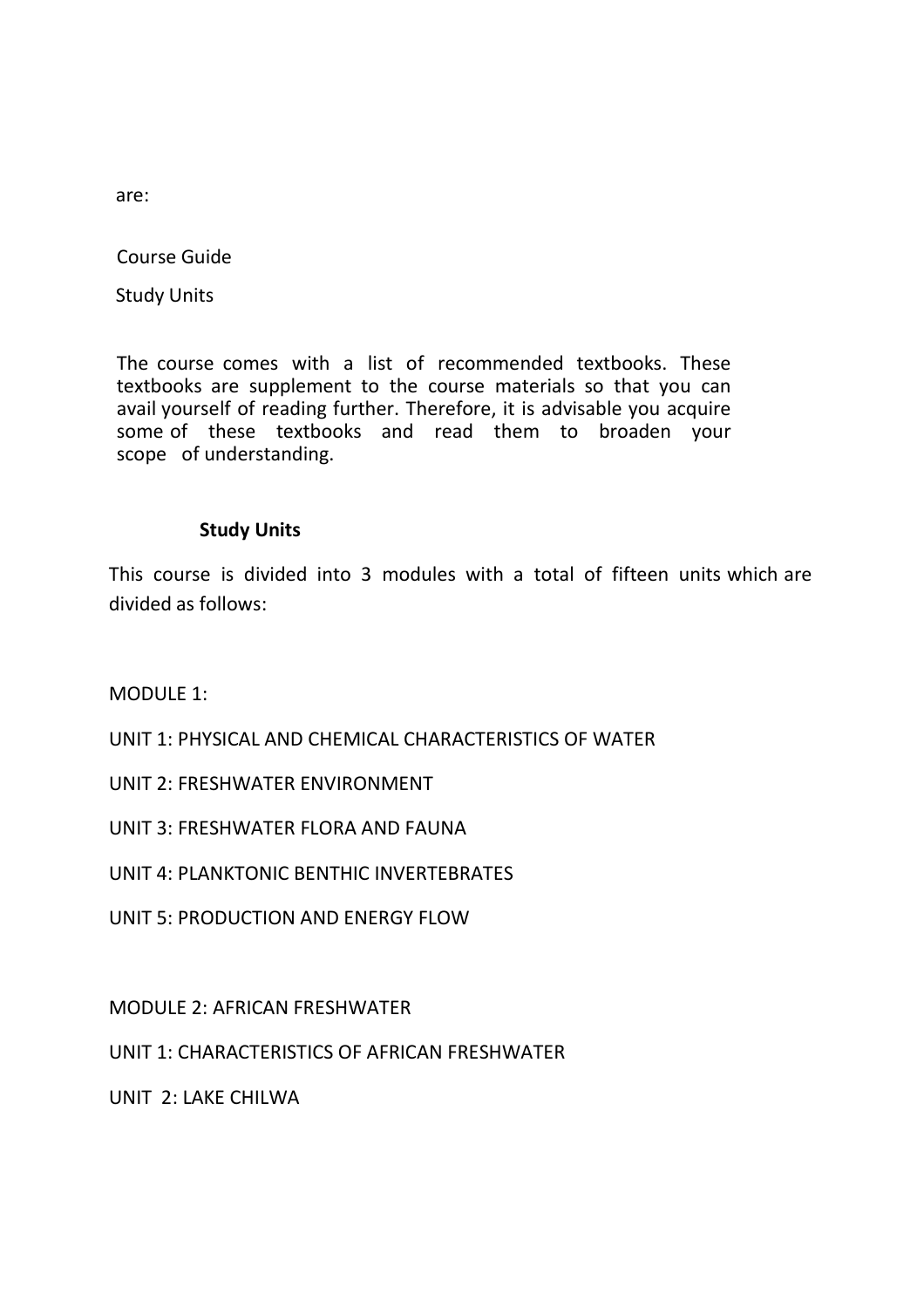are:

Course Guide

Study Units

The course comes with a list of recommended textbooks. These textbooks are supplement to the course materials so that you can avail yourself of reading further. Therefore, it is advisable you acquire some of these textbooks and read them to broaden your scope of understanding.

**Study Units**

This course is divided into 3 modules with a total of fifteen units which are divided as follows:

MODULE 1:

UNIT 1: PHYSICAL AND CHEMICAL CHARACTERISTICS OF WATER

UNIT 2: FRESHWATER ENVIRONMENT

UNIT 3: FRESHWATER FLORA AND FAUNA

UNIT 4: PLANKTONIC BENTHIC INVERTEBRATES

UNIT 5: PRODUCTION AND ENERGY FLOW

MODULE 2: AFRICAN FRESHWATER

UNIT 1: CHARACTERISTICS OF AFRICAN FRESHWATER

UNIT 2: LAKE CHILWA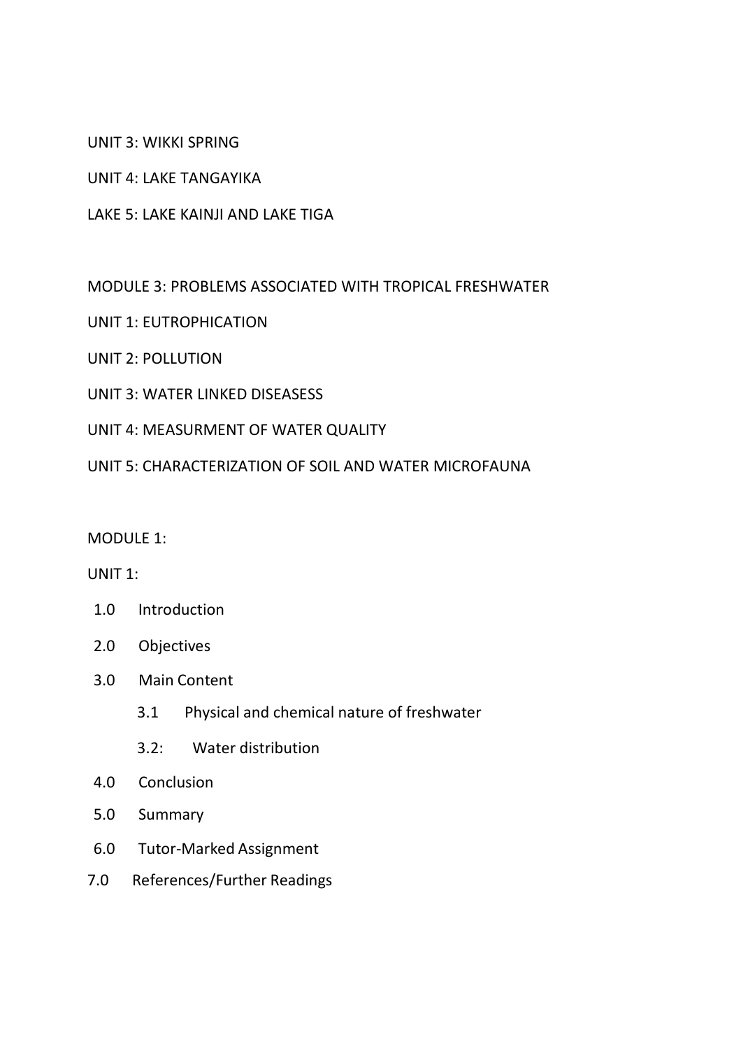UNIT 3: WIKKI SPRING

UNIT 4: LAKE TANGAYIKA

LAKE 5: LAKE KAINJI AND LAKE TIGA

MODULE 3: PROBLEMS ASSOCIATED WITH TROPICAL FRESHWATER

UNIT 1: EUTROPHICATION

UNIT 2: POLLUTION

UNIT 3: WATER LINKED DISEASESS

UNIT 4: MEASURMENT OF WATER QUALITY

UNIT 5: CHARACTERIZATION OF SOIL AND WATER MICROFAUNA

MODULE 1:

UNIT 1:

1.0 Introduction

2.0 Objectives

3.0 Main Content

- 3.1 Physical and chemical nature of freshwater
- 3.2: Water distribution

4.0 Conclusion

5.0 Summary

6.0 Tutor-Marked Assignment

7.0 References/Further Readings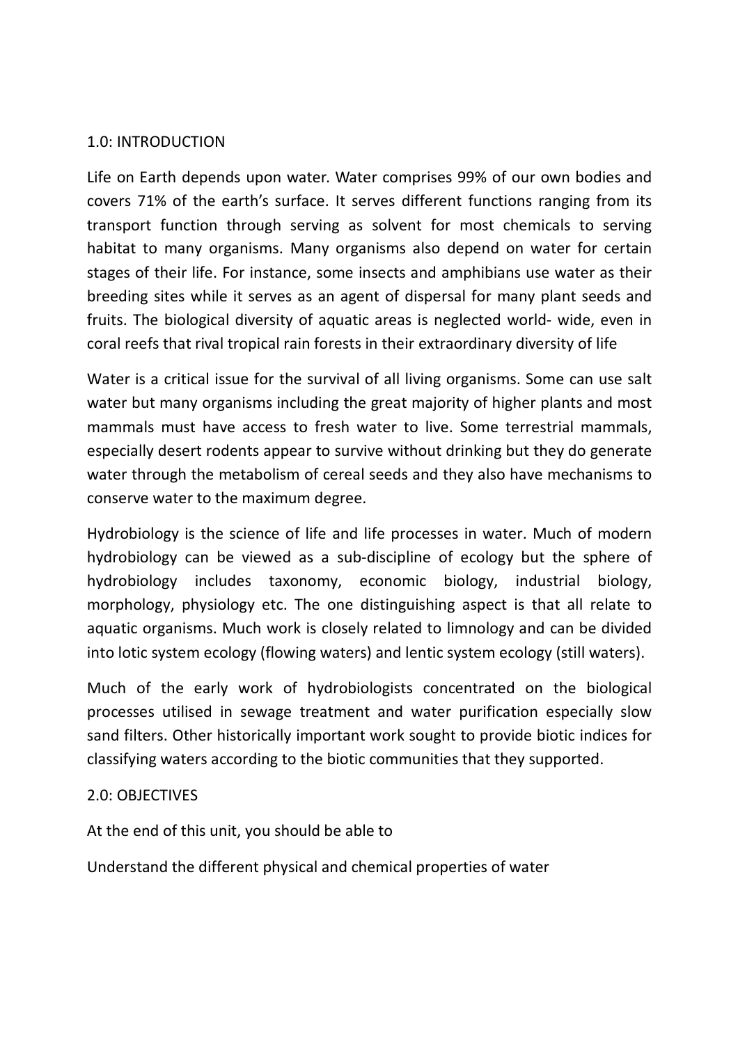## 1.0: INTRODUCTION

Life on Earth depends upon water. Water comprises 99% of our own bodies and covers 71% of the earth's surface. It serves different functions ranging from its transport function through serving as solvent for most chemicals to serving habitat to many organisms. Many organisms also depend on water for certain stages of their life. For instance, some insects and amphibians use water as their breeding sites while it serves as an agent of dispersal for many plant seeds and fruits. The biological diversity of aquatic areas is neglected world- wide, even in coral reefs that rival tropical rain forests in their extraordinary diversity of life

Water is a critical issue for the survival of all living organisms. Some can use salt water but many organisms including the great majority of higher plants and most mammals must have access to fresh water to live. Some terrestrial mammals, especially desert rodents appear to survive without drinking but they do generate water through the metabolism of cereal seeds and they also have mechanisms to conserve water to the maximum degree.

Hydrobiology is the science of life and life processes in water. Much of modern hydrobiology can be viewed as a sub-discipline of ecology but the sphere of hydrobiology includes taxonomy, economic biology, industrial biology, morphology, physiology etc. The one distinguishing aspect is that all relate to aquatic organisms. Much work is closely related to limnology and can be divided into lotic system ecology (flowing waters) and lentic system ecology (still waters).

Much of the early work of hydrobiologists concentrated on the biological processes utilised in sewage treatment and water purification especially slow sand filters. Other historically important work sought to provide biotic indices for classifying waters according to the biotic communities that they supported.

## 2.0: OBJECTIVES

At the end of this unit, you should be able to

Understand the different physical and chemical properties of water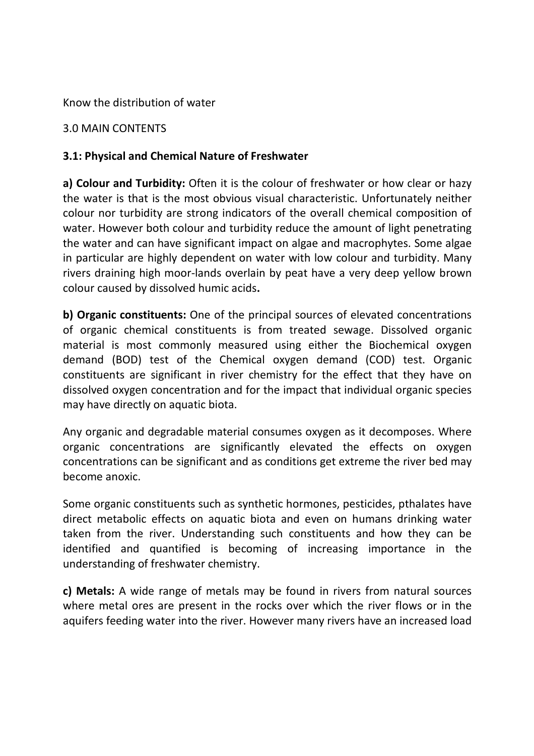Know the distribution of water

3.0 MAIN CONTENTS

### 3.1: Physical and Chemical Nature of Freshwater

**a) Colour and Turbidity:** Often it is the colour of freshwater or how clear or hazy the water is that is the most obvious visual characteristic. Unfortunately neither colour nor turbidity are strong indicators of the overall chemical composition of water. However both colour and turbidity reduce the amount of light penetrating the water and can have significant impact on algae and macrophytes. Some algae in particular are highly dependent on water with low colour and turbidity. Many rivers draining high moor-lands overlain by peat have a very deep yellow brown colour caused by dissolved humic acids**.**

**b) Organic constituents:** One of the principal sources of elevated concentrations of organic chemical constituents is from treated sewage. Dissolved organic material is most commonly measured using either the Biochemical oxygen demand (BOD) test of the Chemical oxygen demand (COD) test. Organic constituents are significant in river chemistry for the effect that they have on dissolved oxygen concentration and for the impact that individual organic species may have directly on aquatic biota.

Any organic and degradable material consumes oxygen as it decomposes. Where organic concentrations are significantly elevated the effects on oxygen concentrations can be significant and as conditions get extreme the river bed may become anoxic.

Some organic constituents such as synthetic hormones, pesticides, pthalates have direct metabolic effects on aquatic biota and even on humans drinking water taken from the river. Understanding such constituents and how they can be identified and quantified is becoming of increasing importance in the understanding of freshwater chemistry.

**c) Metals:** A wide range of metals may be found in rivers from natural sources where metal ores are present in the rocks over which the river flows or in the aquifers feeding water into the river. However many rivers have an increased load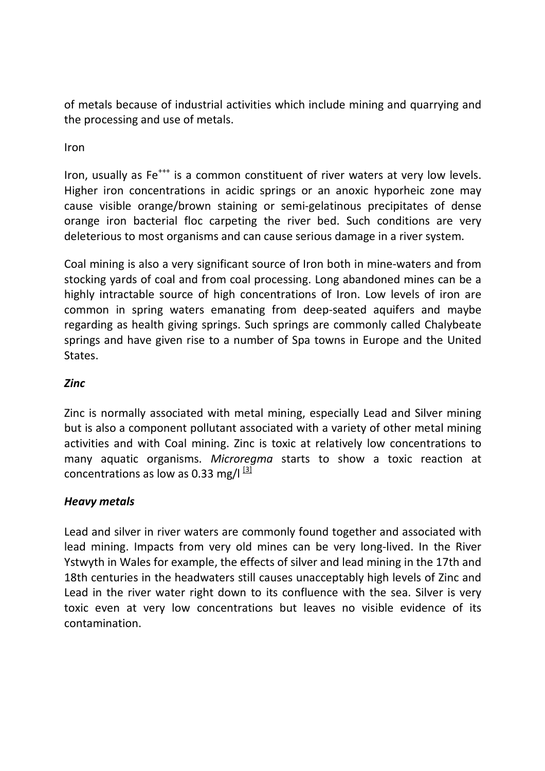of metals because of industrial activities which include mining and quarrying and the processing and use of metals.

Iron

Iron, usually as $Fe^{+++}$ is a common constituent of river waters at very low levels. Higher iron concentrations in acidic springs or an anoxic hyporheic zone may cause visible orange/brown staining or semi-gelatinous precipitates of dense orange iron bacterial floc carpeting the river bed. Such conditions are very deleterious to most organisms and can cause serious damage in a river system.

Coal mining is also a very significant source of Iron both in mine-waters and from stocking yards of coal and from coal processing. Long abandoned mines can be a highly intractable source of high concentrations of Iron. Low levels of iron are common in spring waters emanating from deep-seated aquifers and maybe regarding as health giving springs. Such springs are commonly called Chalybeate springs and have given rise to a number of Spa towns in Europe and the United States.

### *Zinc*

Zinc is normally associated with metal mining, especially Lead and Silver mining but is also a component pollutant associated with a variety of other metal mining activities and with Coal mining. Zinc is toxic at relatively low concentrations to many aquatic organisms. *Microregma* starts to show a toxic reaction at concentrations as low as 0.33 mg/l [3]

### *Heavy metals*

Lead and silver in river waters are commonly found together and associated with lead mining. Impacts from very old mines can be very long-lived. In the River Ystwyth in Wales for example, the effects of silver and lead mining in the 17th and 18th centuries in the headwaters still causes unacceptably high levels of Zinc and Lead in the river water right down to its confluence with the sea. Silver is very toxic even at very low concentrations but leaves no visible evidence of its contamination.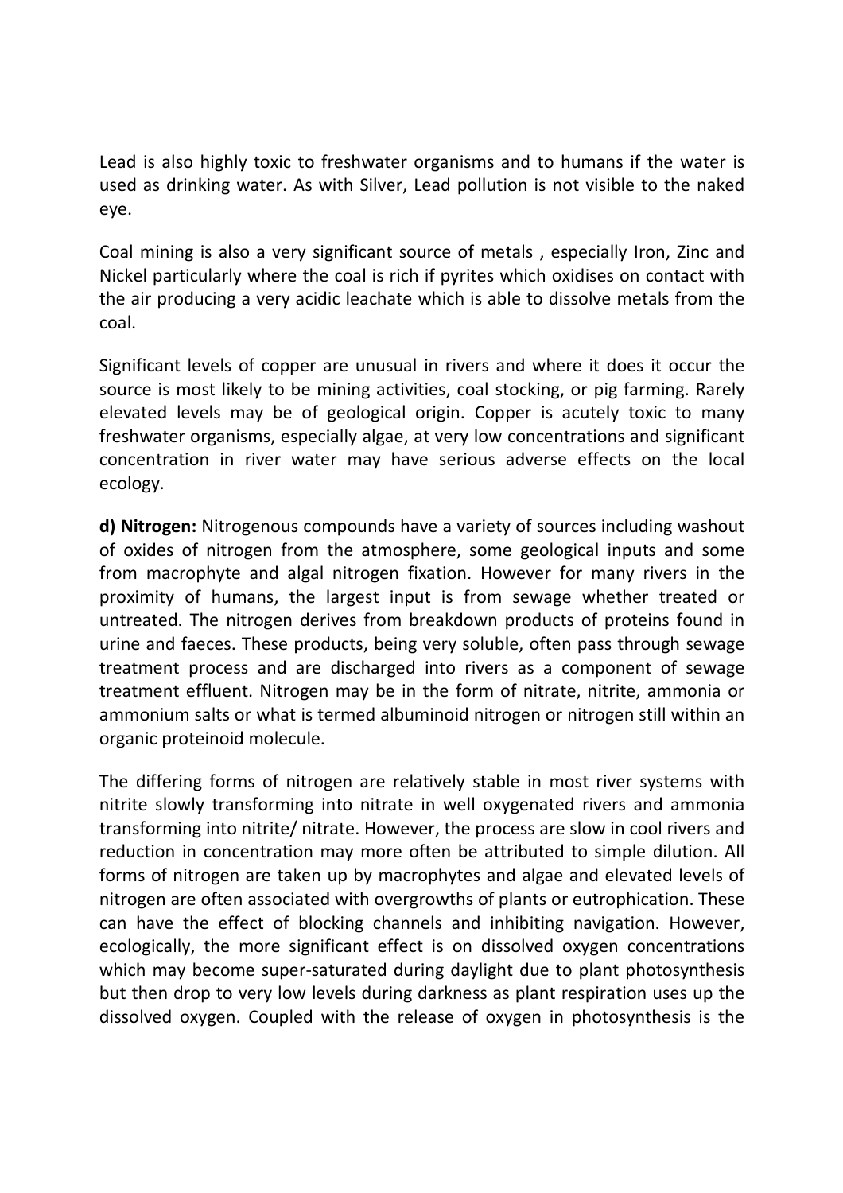Lead is also highly toxic to freshwater organisms and to humans if the water is used as drinking water. As with Silver, Lead pollution is not visible to the naked eye.

Coal mining is also a very significant source of metals , especially Iron, Zinc and Nickel particularly where the coal is rich if pyrites which oxidises on contact with the air producing a very acidic leachate which is able to dissolve metals from the coal.

Significant levels of copper are unusual in rivers and where it does it occur the source is most likely to be mining activities, coal stocking, or pig farming. Rarely elevated levels may be of geological origin. Copper is acutely toxic to many freshwater organisms, especially algae, at very low concentrations and significant concentration in river water may have serious adverse effects on the local ecology.

**d) Nitrogen:** Nitrogenous compounds have a variety of sources including washout of oxides of nitrogen from the atmosphere, some geological inputs and some from macrophyte and algal nitrogen fixation. However for many rivers in the proximity of humans, the largest input is from sewage whether treated or untreated. The nitrogen derives from breakdown products of proteins found in urine and faeces. These products, being very soluble, often pass through sewage treatment process and are discharged into rivers as a component of sewage treatment effluent. Nitrogen may be in the form of nitrate, nitrite, ammonia or ammonium salts or what is termed albuminoid nitrogen or nitrogen still within an organic proteinoid molecule.

The differing forms of nitrogen are relatively stable in most river systems with nitrite slowly transforming into nitrate in well oxygenated rivers and ammonia transforming into nitrite/ nitrate. However, the process are slow in cool rivers and reduction in concentration may more often be attributed to simple dilution. All forms of nitrogen are taken up by macrophytes and algae and elevated levels of nitrogen are often associated with overgrowths of plants or eutrophication. These can have the effect of blocking channels and inhibiting navigation. However, ecologically, the more significant effect is on dissolved oxygen concentrations which may become super-saturated during daylight due to plant photosynthesis but then drop to very low levels during darkness as plant respiration uses up the dissolved oxygen. Coupled with the release of oxygen in photosynthesis is the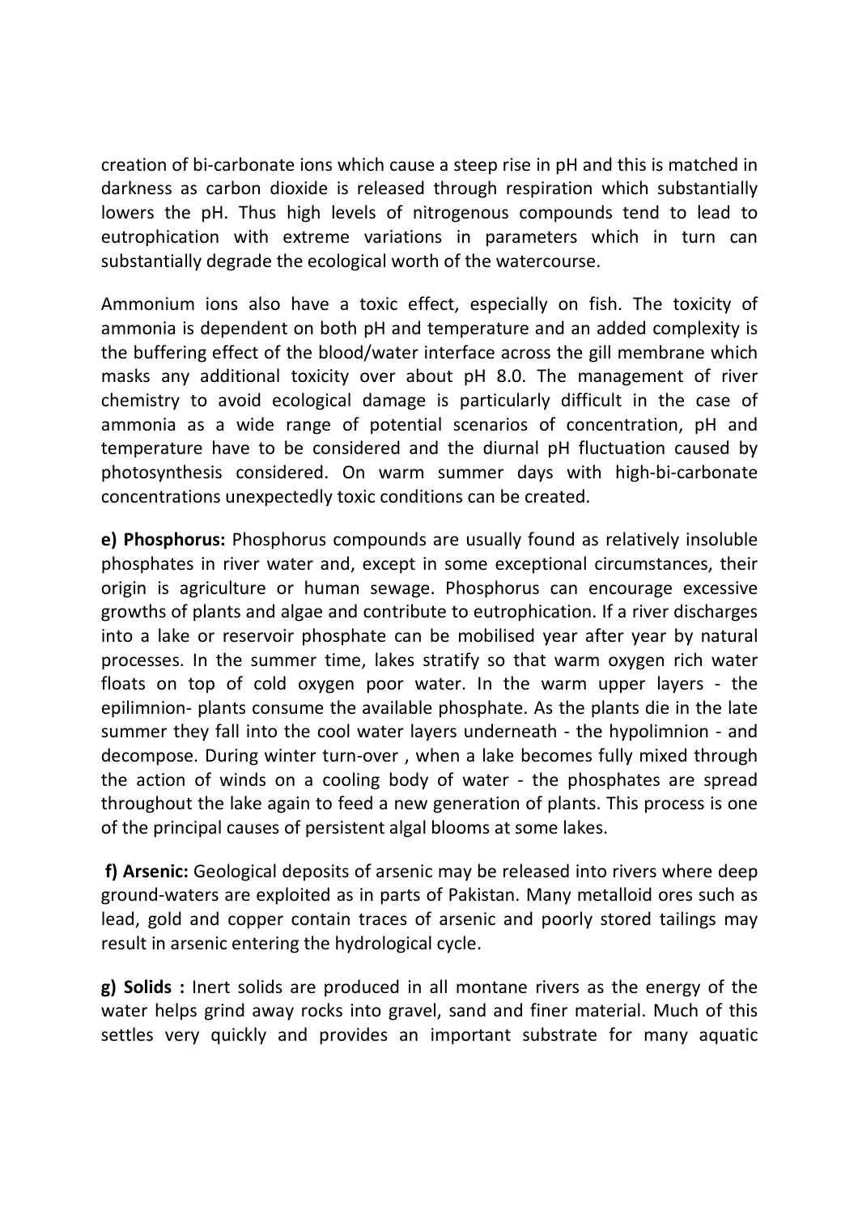creation of bi-carbonate ions which cause a steep rise in pH and this is matched in darkness as carbon dioxide is released through respiration which substantially lowers the pH. Thus high levels of nitrogenous compounds tend to lead to eutrophication with extreme variations in parameters which in turn can substantially degrade the ecological worth of the watercourse.

Ammonium ions also have a toxic effect, especially on fish. The toxicity of ammonia is dependent on both pH and temperature and an added complexity is the buffering effect of the blood/water interface across the gill membrane which masks any additional toxicity over about pH 8.0. The management of river chemistry to avoid ecological damage is particularly difficult in the case of ammonia as a wide range of potential scenarios of concentration, pH and temperature have to be considered and the diurnal pH fluctuation caused by photosynthesis considered. On warm summer days with high-bi-carbonate concentrations unexpectedly toxic conditions can be created.

**e) Phosphorus:** Phosphorus compounds are usually found as relatively insoluble phosphates in river water and, except in some exceptional circumstances, their origin is agriculture or human sewage. Phosphorus can encourage excessive growths of plants and algae and contribute to eutrophication. If a river discharges into a lake or reservoir phosphate can be mobilised year after year by natural processes. In the summer time, lakes stratify so that warm oxygen rich water floats on top of cold oxygen poor water. In the warm upper layers - the epilimnion- plants consume the available phosphate. As the plants die in the late summer they fall into the cool water layers underneath - the hypolimnion - and decompose. During winter turn-over , when a lake becomes fully mixed through the action of winds on a cooling body of water - the phosphates are spread throughout the lake again to feed a new generation of plants. This process is one of the principal causes of persistent algal blooms at some lakes.

**f) Arsenic:** Geological deposits of arsenic may be released into rivers where deep ground-waters are exploited as in parts of Pakistan. Many metalloid ores such as lead, gold and copper contain traces of arsenic and poorly stored tailings may result in arsenic entering the hydrological cycle.

**g) Solids :** Inert solids are produced in all montane rivers as the energy of the water helps grind away rocks into gravel, sand and finer material. Much of this settles very quickly and provides an important substrate for many aquatic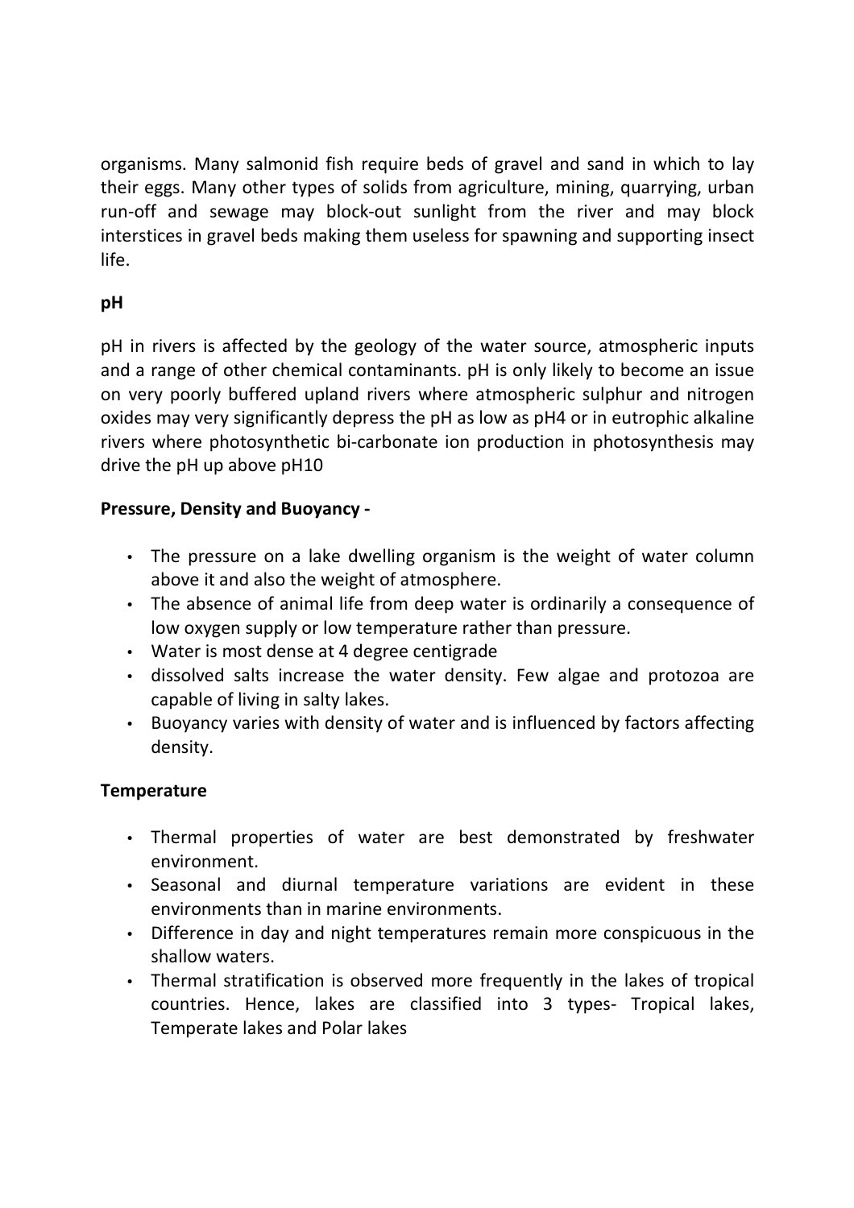organisms. Many salmonid fish require beds of gravel and sand in which to lay their eggs. Many other types of solids from agriculture, mining, quarrying, urban run-off and sewage may block-out sunlight from the river and may block interstices in gravel beds making them useless for spawning and supporting insect life.

**pH**

pH in rivers is affected by the geology of the water source, atmospheric inputs and a range of other chemical contaminants. pH is only likely to become an issue on very poorly buffered upland rivers where atmospheric sulphur and nitrogen oxides may very significantly depress the pH as low as pH4 or in eutrophic alkaline rivers where photosynthetic bi-carbonate ion production in photosynthesis may drive the pH up above pH10

**Pressure, Density and Buoyancy -**

- The pressure on a lake dwelling organism is the weight of water column above it and also the weight of atmosphere.
- The absence of animal life from deep water is ordinarily a consequence of low oxygen supply or low temperature rather than pressure.
- Water is most dense at 4 degree centigrade
- dissolved salts increase the water density. Few algae and protozoa are capable of living in salty lakes.
- Buoyancy varies with density of water and is influenced by factors affecting density.

**Temperature**

- Thermal properties of water are best demonstrated by freshwater environment.
- Seasonal and diurnal temperature variations are evident in these environments than in marine environments.
- Difference in day and night temperatures remain more conspicuous in the shallow waters.
- Thermal stratification is observed more frequently in the lakes of tropical countries. Hence, lakes are classified into 3 types- Tropical lakes, Temperate lakes and Polar lakes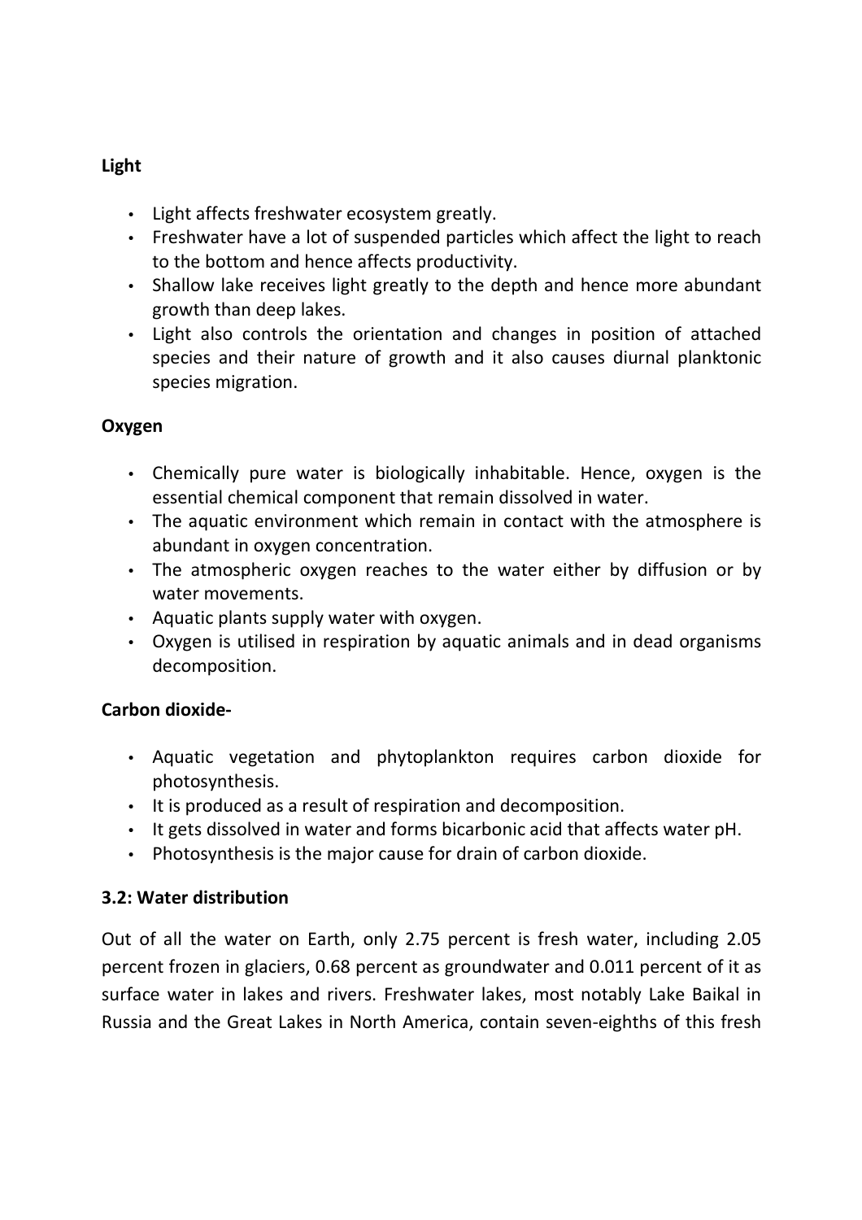**Light**

- Light affects freshwater ecosystem greatly.
- Freshwater have a lot of suspended particles which affect the light to reach to the bottom and hence affects productivity.
- Shallow lake receives light greatly to the depth and hence more abundant growth than deep lakes.
- Light also controls the orientation and changes in position of attached species and their nature of growth and it also causes diurnal planktonic species migration.

**Oxygen**

- Chemically pure water is biologically inhabitable. Hence, oxygen is the essential chemical component that remain dissolved in water.
- The aquatic environment which remain in contact with the atmosphere is abundant in oxygen concentration.
- The atmospheric oxygen reaches to the water either by diffusion or by water movements.
- Aquatic plants supply water with oxygen.
- Oxygen is utilised in respiration by aquatic animals and in dead organisms decomposition.

**Carbon dioxide-**

- Aquatic vegetation and phytoplankton requires carbon dioxide for photosynthesis.
- It is produced as a result of respiration and decomposition.
- It gets dissolved in water and forms bicarbonic acid that affects water pH.
- Photosynthesis is the major cause for drain of carbon dioxide.

**3.2: Water distribution**

Out of all the water on Earth, only 2.75 percent is fresh water, including 2.05 percent frozen in glaciers, 0.68 percent as groundwater and 0.011 percent of it as surface water in lakes and rivers. Freshwater lakes, most notably Lake Baikal in Russia and the Great Lakes in North America, contain seven-eighths of this fresh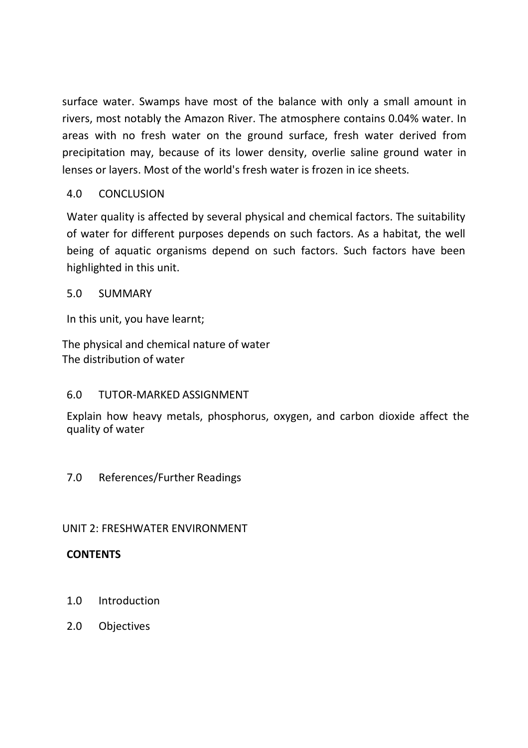surface water. Swamps have most of the balance with only a small amount in rivers, most notably the Amazon River. The atmosphere contains 0.04% water. In areas with no fresh water on the ground surface, fresh water derived from precipitation may, because of its lower density, overlie saline ground water in lenses or layers. Most of the world's fresh water is frozen in ice sheets.

## 4.0 CONCLUSION

Water quality is affected by several physical and chemical factors. The suitability of water for different purposes depends on such factors. As a habitat, the well being of aquatic organisms depend on such factors. Such factors have been highlighted in this unit.

## 5.0 SUMMARY

In this unit, you have learnt;

The physical and chemical nature of water
The distribution of water

## 6.0 TUTOR-MARKED ASSIGNMENT

Explain how heavy metals, phosphorus, oxygen, and carbon dioxide affect the quality of water

## 7.0 References/Further Readings

# UNIT 2: FRESHWATER ENVIRONMENT

**CONTENTS**

1.0 Introduction

2.0 Objectives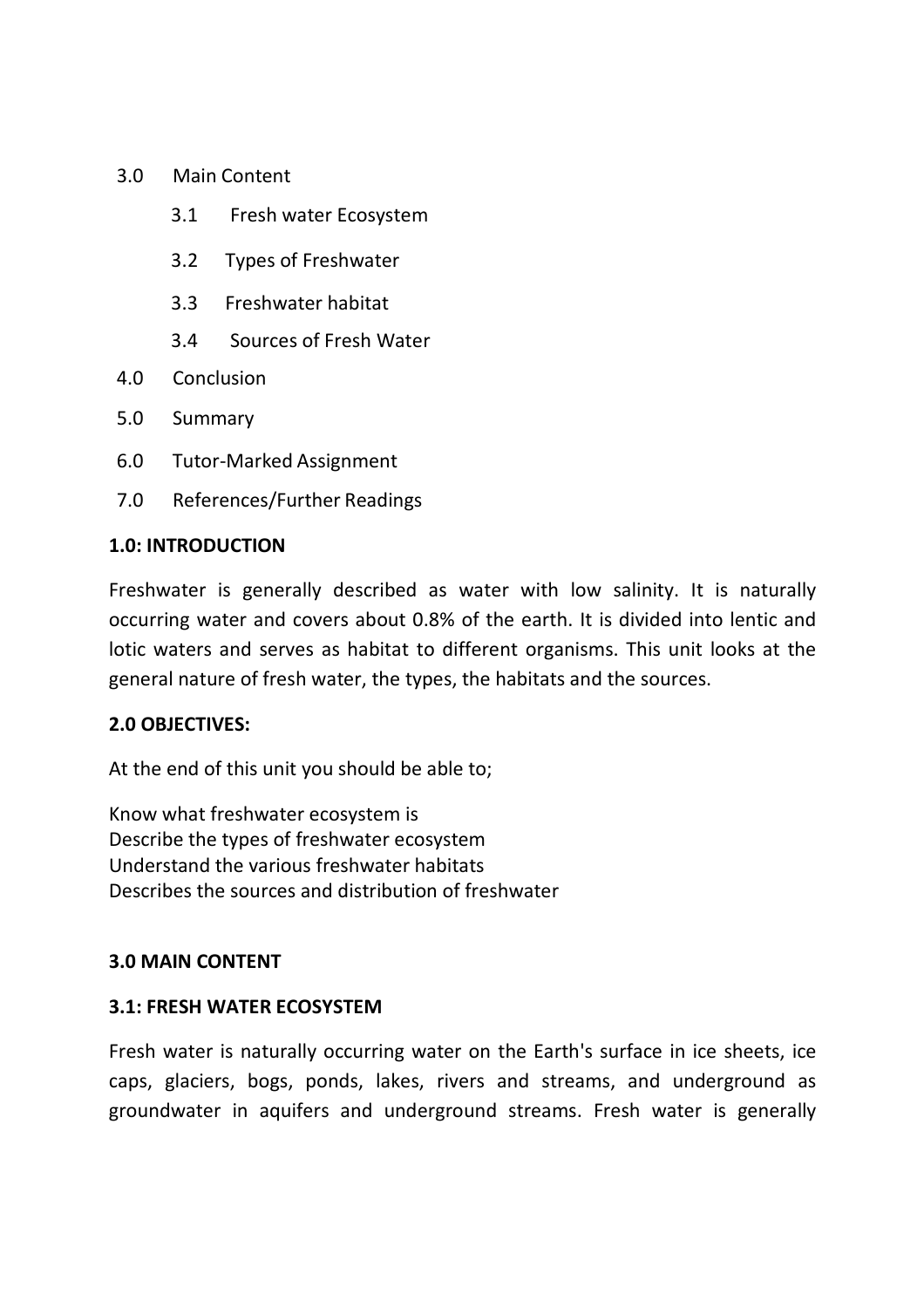3.0 Main Content

- 3.1 Fresh water Ecosystem
- 3.2 Types of Freshwater
- 3.3 Freshwater habitat
- 3.4 Sources of Fresh Water

4.0 Conclusion

5.0 Summary

6.0 Tutor-Marked Assignment

7.0 References/Further Readings

**1.0: INTRODUCTION**

Freshwater is generally described as water with low salinity. It is naturally occurring water and covers about 0.8% of the earth. It is divided into lentic and lotic waters and serves as habitat to different organisms. This unit looks at the general nature of fresh water, the types, the habitats and the sources.

**2.0 OBJECTIVES:**

At the end of this unit you should be able to;

Know what freshwater ecosystem is
Describe the types of freshwater ecosystem
Understand the various freshwater habitats
Describes the sources and distribution of freshwater

**3.0 MAIN CONTENT**

**3.1: FRESH WATER ECOSYSTEM**

Fresh water is naturally occurring water on the Earth's surface in ice sheets, ice caps, glaciers, bogs, ponds, lakes, rivers and streams, and underground as groundwater in aquifers and underground streams. Fresh water is generally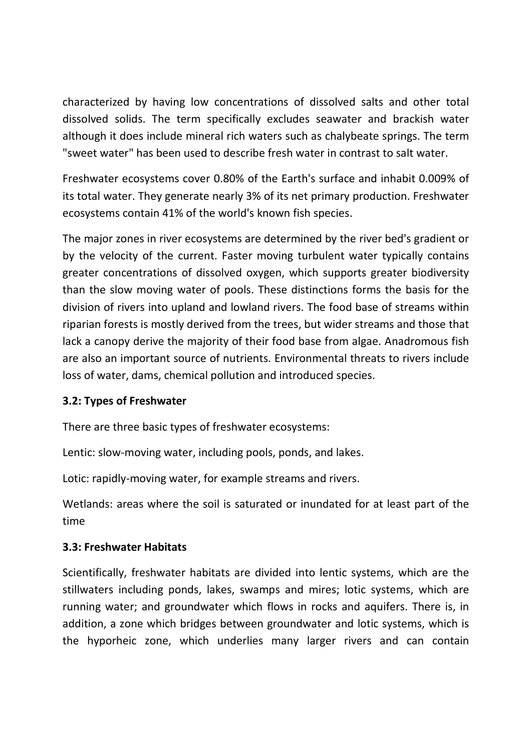characterized by having low concentrations of dissolved salts and other total dissolved solids. The term specifically excludes seawater and brackish water although it does include mineral rich waters such as chalybeate springs. The term "sweet water" has been used to describe fresh water in contrast to salt water.

Freshwater ecosystems cover 0.80% of the Earth's surface and inhabit 0.009% of its total water. They generate nearly 3% of its net primary production. Freshwater ecosystems contain 41% of the world's known fish species.

The major zones in river ecosystems are determined by the river bed's gradient or by the velocity of the current. Faster moving turbulent water typically contains greater concentrations of dissolved oxygen, which supports greater biodiversity than the slow moving water of pools. These distinctions forms the basis for the division of rivers into upland and lowland rivers. The food base of streams within riparian forests is mostly derived from the trees, but wider streams and those that lack a canopy derive the majority of their food base from algae. Anadromous fish are also an important source of nutrients. Environmental threats to rivers include loss of water, dams, chemical pollution and introduced species.

### 3.2: Types of Freshwater

There are three basic types of freshwater ecosystems:

Lentic: slow-moving water, including pools, ponds, and lakes.

Lotic: rapidly-moving water, for example streams and rivers.

Wetlands: areas where the soil is saturated or inundated for at least part of the time

### 3.3: Freshwater Habitats

Scientifically, freshwater habitats are divided into lentic systems, which are the stillwaters including ponds, lakes, swamps and mires; lotic systems, which are running water; and groundwater which flows in rocks and aquifers. There is, in addition, a zone which bridges between groundwater and lotic systems, which is the hyporheic zone, which underlies many larger rivers and can contain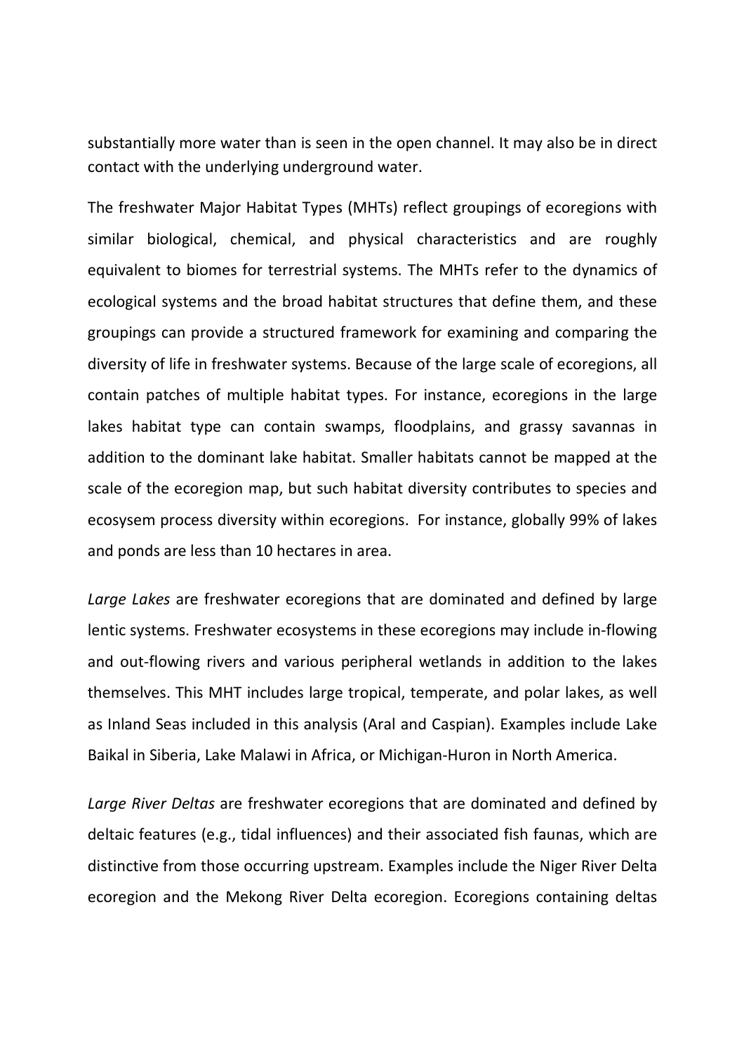substantially more water than is seen in the open channel. It may also be in direct contact with the underlying underground water.

The freshwater Major Habitat Types (MHTs) reflect groupings of ecoregions with similar biological, chemical, and physical characteristics and are roughly equivalent to biomes for terrestrial systems. The MHTs refer to the dynamics of ecological systems and the broad habitat structures that define them, and these groupings can provide a structured framework for examining and comparing the diversity of life in freshwater systems. Because of the large scale of ecoregions, all contain patches of multiple habitat types. For instance, ecoregions in the large lakes habitat type can contain swamps, floodplains, and grassy savannas in addition to the dominant lake habitat. Smaller habitats cannot be mapped at the scale of the ecoregion map, but such habitat diversity contributes to species and ecosysem process diversity within ecoregions. For instance, globally 99% of lakes and ponds are less than 10 hectares in area.

*Large Lakes* are freshwater ecoregions that are dominated and defined by large lentic systems. Freshwater ecosystems in these ecoregions may include in-flowing and out-flowing rivers and various peripheral wetlands in addition to the lakes themselves. This MHT includes large tropical, temperate, and polar lakes, as well as Inland Seas included in this analysis (Aral and Caspian). Examples include Lake Baikal in Siberia, Lake Malawi in Africa, or Michigan-Huron in North America.

*Large River Deltas* are freshwater ecoregions that are dominated and defined by deltaic features (e.g., tidal influences) and their associated fish faunas, which are distinctive from those occurring upstream. Examples include the Niger River Delta ecoregion and the Mekong River Delta ecoregion. Ecoregions containing deltas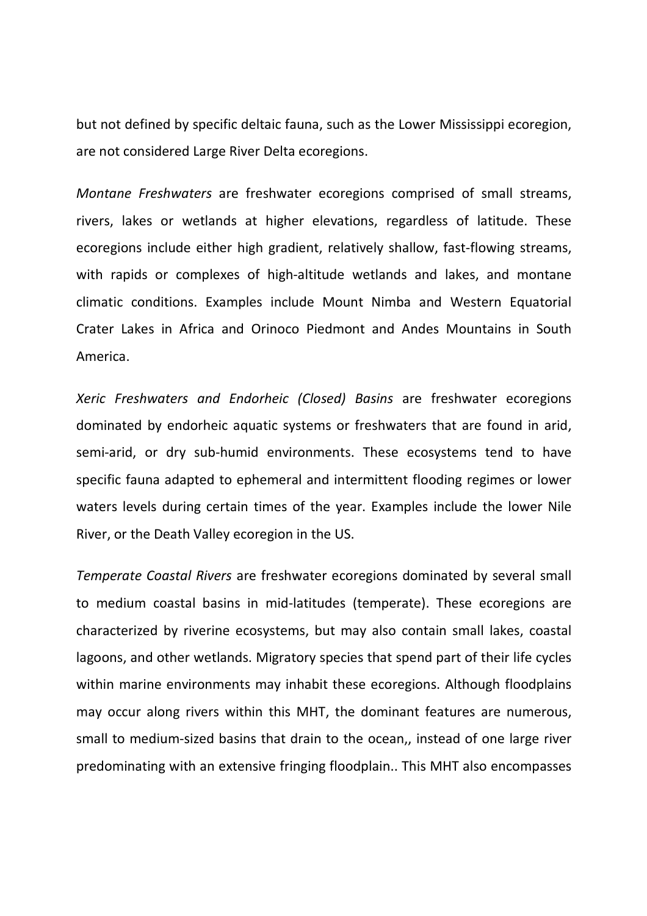but not defined by specific deltaic fauna, such as the Lower Mississippi ecoregion, are not considered Large River Delta ecoregions.

*Montane Freshwaters* are freshwater ecoregions comprised of small streams, rivers, lakes or wetlands at higher elevations, regardless of latitude. These ecoregions include either high gradient, relatively shallow, fast-flowing streams, with rapids or complexes of high-altitude wetlands and lakes, and montane climatic conditions. Examples include Mount Nimba and Western Equatorial Crater Lakes in Africa and Orinoco Piedmont and Andes Mountains in South America.

*Xeric Freshwaters and Endorheic (Closed) Basins* are freshwater ecoregions dominated by endorheic aquatic systems or freshwaters that are found in arid, semi-arid, or dry sub-humid environments. These ecosystems tend to have specific fauna adapted to ephemeral and intermittent flooding regimes or lower waters levels during certain times of the year. Examples include the lower Nile River, or the Death Valley ecoregion in the US.

*Temperate Coastal Rivers* are freshwater ecoregions dominated by several small to medium coastal basins in mid-latitudes (temperate). These ecoregions are characterized by riverine ecosystems, but may also contain small lakes, coastal lagoons, and other wetlands. Migratory species that spend part of their life cycles within marine environments may inhabit these ecoregions. Although floodplains may occur along rivers within this MHT, the dominant features are numerous, small to medium-sized basins that drain to the ocean,, instead of one large river predominating with an extensive fringing floodplain.. This MHT also encompasses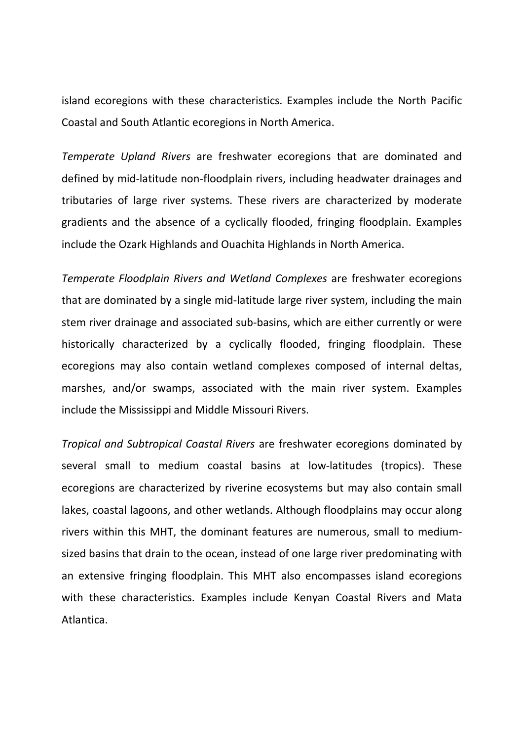island ecoregions with these characteristics. Examples include the North Pacific Coastal and South Atlantic ecoregions in North America.

*Temperate Upland Rivers* are freshwater ecoregions that are dominated and defined by mid-latitude non-floodplain rivers, including headwater drainages and tributaries of large river systems. These rivers are characterized by moderate gradients and the absence of a cyclically flooded, fringing floodplain. Examples include the Ozark Highlands and Ouachita Highlands in North America.

*Temperate Floodplain Rivers and Wetland Complexes* are freshwater ecoregions that are dominated by a single mid-latitude large river system, including the main stem river drainage and associated sub-basins, which are either currently or were historically characterized by a cyclically flooded, fringing floodplain. These ecoregions may also contain wetland complexes composed of internal deltas, marshes, and/or swamps, associated with the main river system. Examples include the Mississippi and Middle Missouri Rivers.

*Tropical and Subtropical Coastal Rivers* are freshwater ecoregions dominated by several small to medium coastal basins at low-latitudes (tropics). These ecoregions are characterized by riverine ecosystems but may also contain small lakes, coastal lagoons, and other wetlands. Although floodplains may occur along rivers within this MHT, the dominant features are numerous, small to medium-sized basins that drain to the ocean, instead of one large river predominating with an extensive fringing floodplain. This MHT also encompasses island ecoregions with these characteristics. Examples include Kenyan Coastal Rivers and Mata Atlantica.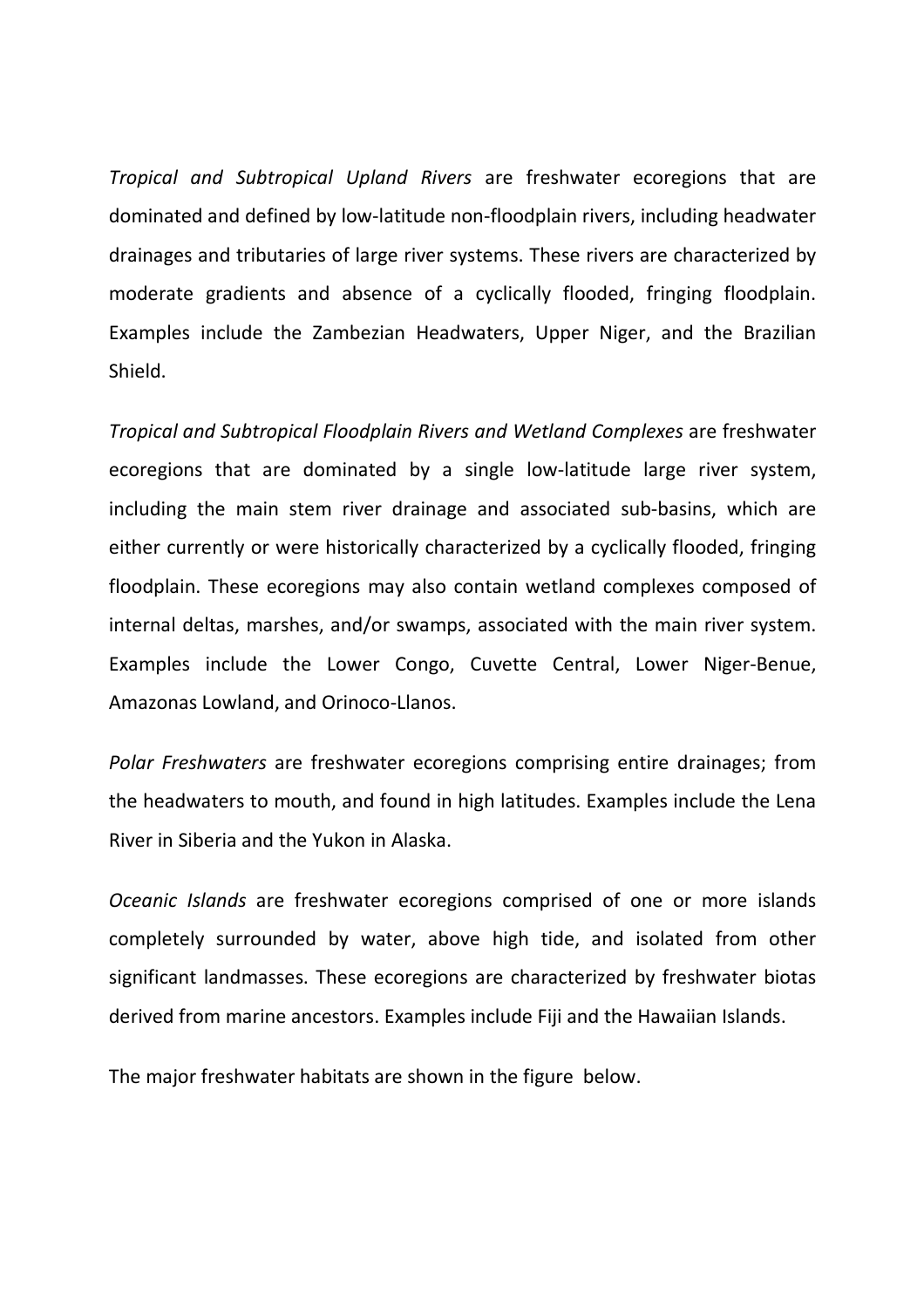*Tropical and Subtropical Upland Rivers* are freshwater ecoregions that are dominated and defined by low-latitude non-floodplain rivers, including headwater drainages and tributaries of large river systems. These rivers are characterized by moderate gradients and absence of a cyclically flooded, fringing floodplain. Examples include the Zambezian Headwaters, Upper Niger, and the Brazilian Shield.

*Tropical and Subtropical Floodplain Rivers and Wetland Complexes* are freshwater ecoregions that are dominated by a single low-latitude large river system, including the main stem river drainage and associated sub-basins, which are either currently or were historically characterized by a cyclically flooded, fringing floodplain. These ecoregions may also contain wetland complexes composed of internal deltas, marshes, and/or swamps, associated with the main river system. Examples include the Lower Congo, Cuvette Central, Lower Niger-Benue, Amazonas Lowland, and Orinoco-Llanos.

*Polar Freshwaters* are freshwater ecoregions comprising entire drainages; from the headwaters to mouth, and found in high latitudes. Examples include the Lena River in Siberia and the Yukon in Alaska.

*Oceanic Islands* are freshwater ecoregions comprised of one or more islands completely surrounded by water, above high tide, and isolated from other significant landmasses. These ecoregions are characterized by freshwater biotas derived from marine ancestors. Examples include Fiji and the Hawaiian Islands.

The major freshwater habitats are shown in the figure below.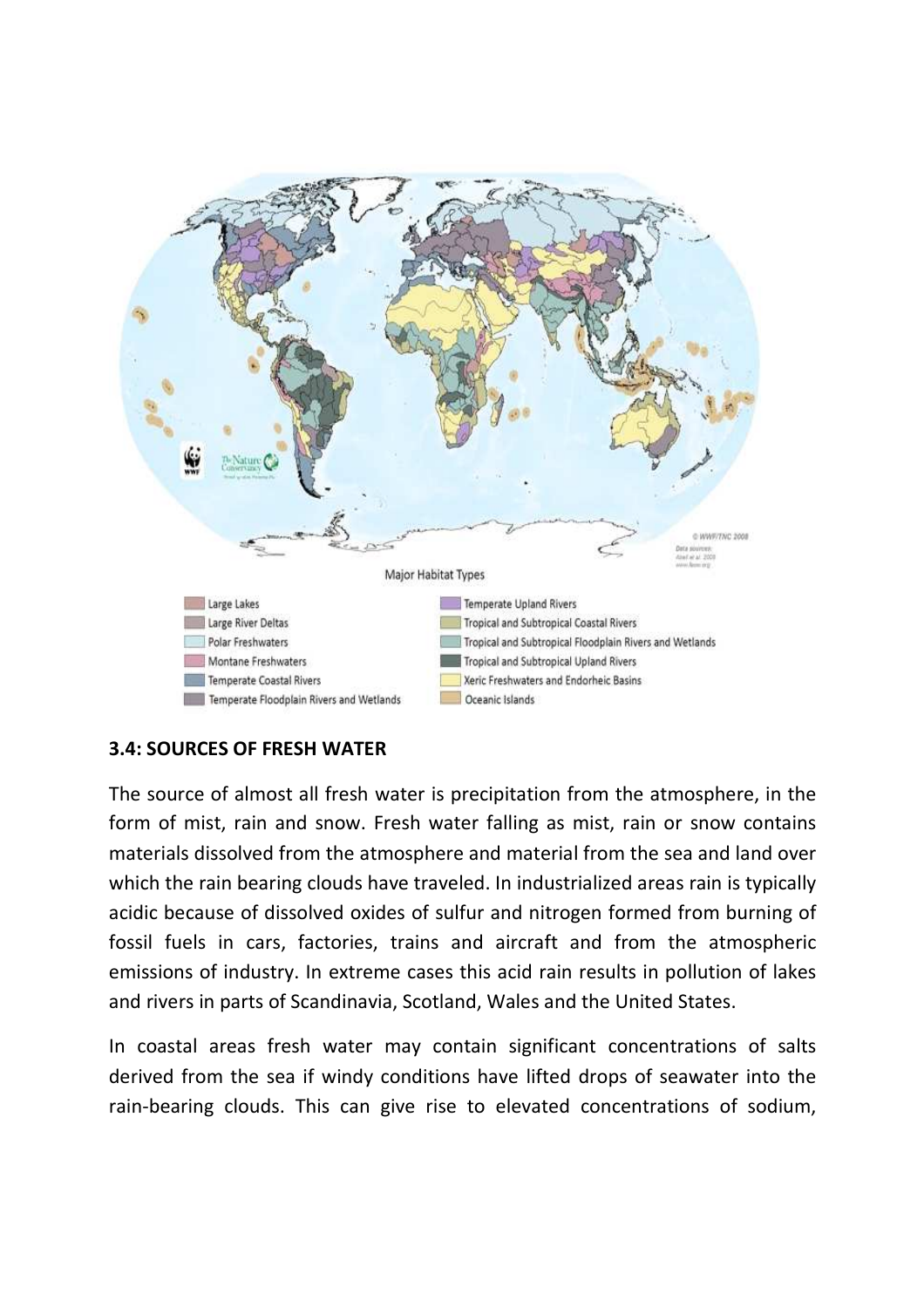Major Habitat Types

| | |
|---|---|
| Large Lakes | Temperate Upland Rivers |
| Large River Deltas | Tropical and Subtropical Coastal Rivers |
| Polar Freshwaters | Tropical and Subtropical Floodplain Rivers and Wetlands |
| Montane Freshwaters | Tropical and Subtropical Upland Rivers |
| Temperate Coastal Rivers | Xeric Freshwaters and Endorheic Basins |
| Temperate Floodplain Rivers and Wetlands | Oceanic Islands |

## 3.4: SOURCES OF FRESH WATER

The source of almost all fresh water is precipitation from the atmosphere, in the form of mist, rain and snow. Fresh water falling as mist, rain or snow contains materials dissolved from the atmosphere and material from the sea and land over which the rain bearing clouds have traveled. In industrialized areas rain is typically acidic because of dissolved oxides of sulfur and nitrogen formed from burning of fossil fuels in cars, factories, trains and aircraft and from the atmospheric emissions of industry. In extreme cases this acid rain results in pollution of lakes and rivers in parts of Scandinavia, Scotland, Wales and the United States.

In coastal areas fresh water may contain significant concentrations of salts derived from the sea if windy conditions have lifted drops of seawater into the rain-bearing clouds. This can give rise to elevated concentrations of sodium,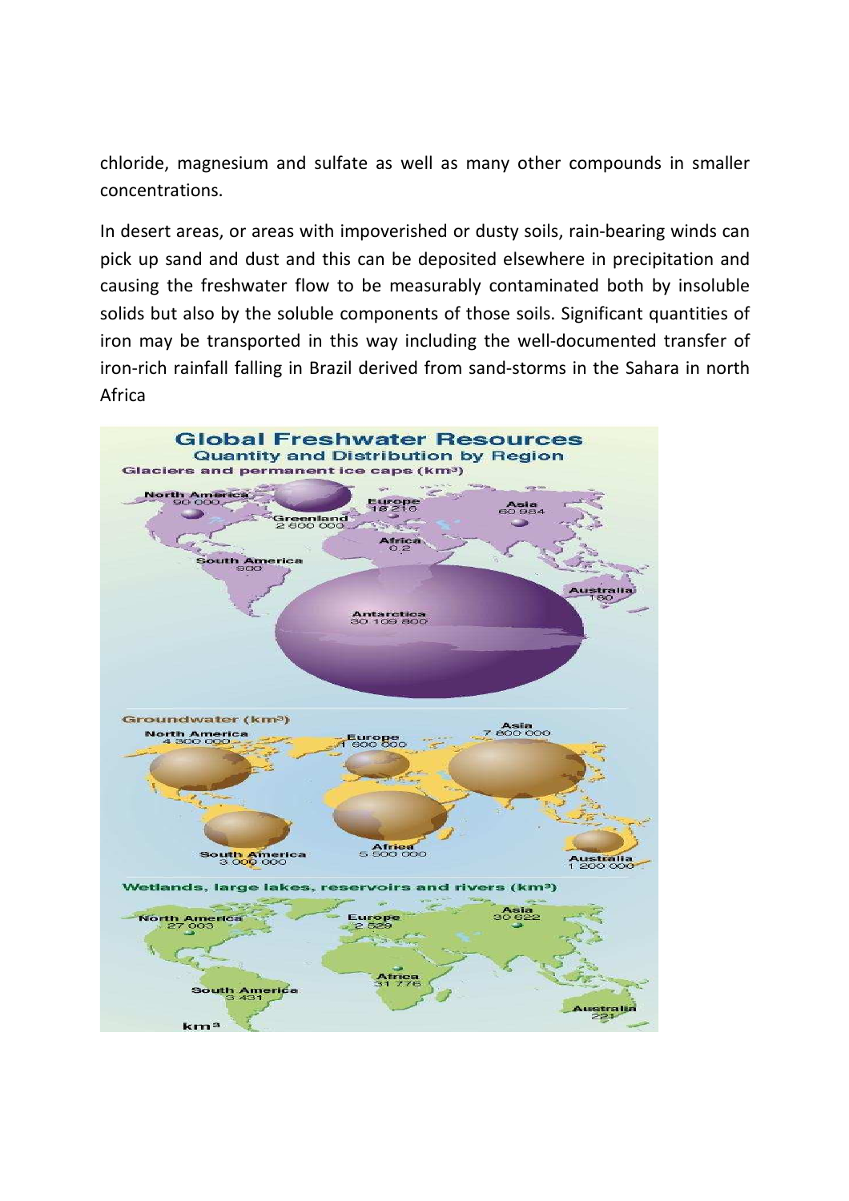chloride, magnesium and sulfate as well as many other compounds in smaller concentrations.

In desert areas, or areas with impoverished or dusty soils, rain-bearing winds can pick up sand and dust and this can be deposited elsewhere in precipitation and causing the freshwater flow to be measurably contaminated both by insoluble solids but also by the soluble components of those soils. Significant quantities of iron may be transported in this way including the well-documented transfer of iron-rich rainfall falling in Brazil derived from sand-storms in the Sahara in north Africa

**Global Freshwater Resources**

**Quantity and Distribution by Region**

**Glaciers and permanent ice caps ($km^3$)**

North America 90 000; Greenland 2 600 000; Europe 18 216; Asia 60 984; Africa 0.2; South America 900; Australia 180; Antarctica 30 109 800

**Groundwater ($km^3$)**

North America 4 300 000; Europe 1 600 000; Asia 7 800 000; South America 3 000 000; Africa 5 500 000; Australia 1 200 000

**Wetlands, large lakes, reservoirs and rivers ($km^3$)**

North America 27 003; Europe 2 529; Asia 30 622; Africa 31 776; South America 3 431; Australia 221

$km^3$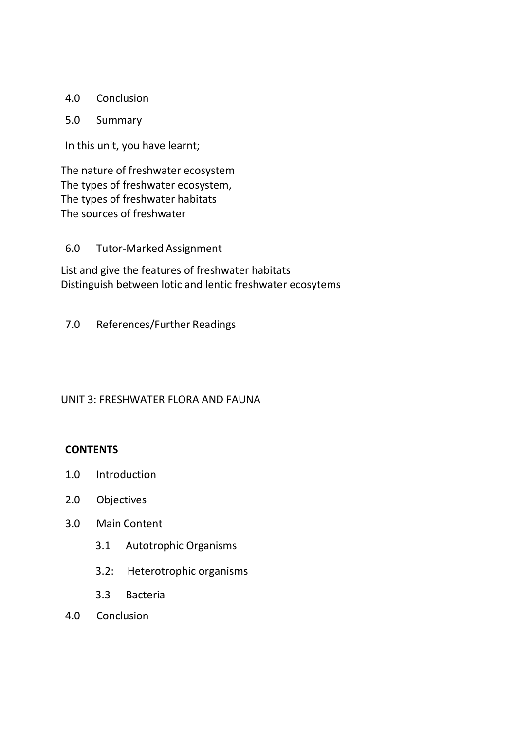4.0 Conclusion

5.0 Summary

In this unit, you have learnt;

The nature of freshwater ecosystem
The types of freshwater ecosystem,
The types of freshwater habitats
The sources of freshwater

6.0 Tutor-Marked Assignment

List and give the features of freshwater habitats
Distinguish between lotic and lentic freshwater ecosytems

7.0 References/Further Readings

## UNIT 3: FRESHWATER FLORA AND FAUNA

**CONTENTS**

1.0 Introduction

2.0 Objectives

3.0 Main Content

- 3.1 Autotrophic Organisms
- 3.2: Heterotrophic organisms
- 3.3 Bacteria

4.0 Conclusion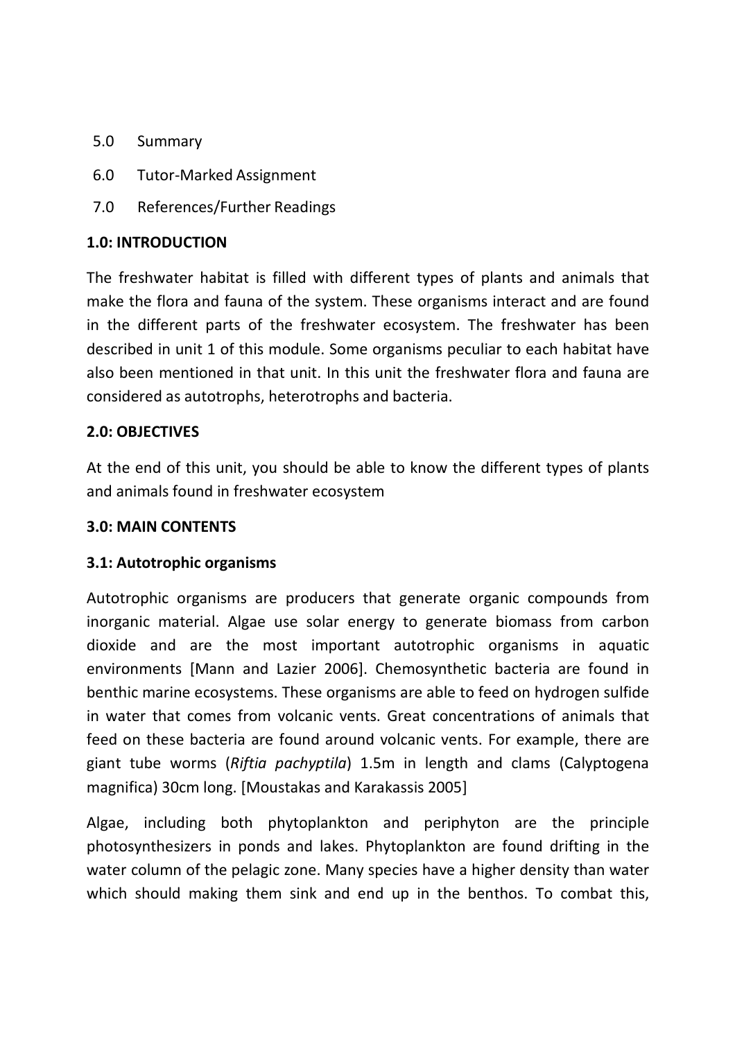5.0 Summary

6.0 Tutor-Marked Assignment

7.0 References/Further Readings

## 1.0: INTRODUCTION

The freshwater habitat is filled with different types of plants and animals that make the flora and fauna of the system. These organisms interact and are found in the different parts of the freshwater ecosystem. The freshwater has been described in unit 1 of this module. Some organisms peculiar to each habitat have also been mentioned in that unit. In this unit the freshwater flora and fauna are considered as autotrophs, heterotrophs and bacteria.

## 2.0: OBJECTIVES

At the end of this unit, you should be able to know the different types of plants and animals found in freshwater ecosystem

## 3.0: MAIN CONTENTS

### 3.1: Autotrophic organisms

Autotrophic organisms are producers that generate organic compounds from inorganic material. Algae use solar energy to generate biomass from carbon dioxide and are the most important autotrophic organisms in aquatic environments [Mann and Lazier 2006]. Chemosynthetic bacteria are found in benthic marine ecosystems. These organisms are able to feed on hydrogen sulfide in water that comes from volcanic vents. Great concentrations of animals that feed on these bacteria are found around volcanic vents. For example, there are giant tube worms (*Riftia pachyptila*) 1.5m in length and clams (Calyptogena magnifica) 30cm long. [Moustakas and Karakassis 2005]

Algae, including both phytoplankton and periphyton are the principle photosynthesizers in ponds and lakes. Phytoplankton are found drifting in the water column of the pelagic zone. Many species have a higher density than water which should making them sink and end up in the benthos. To combat this,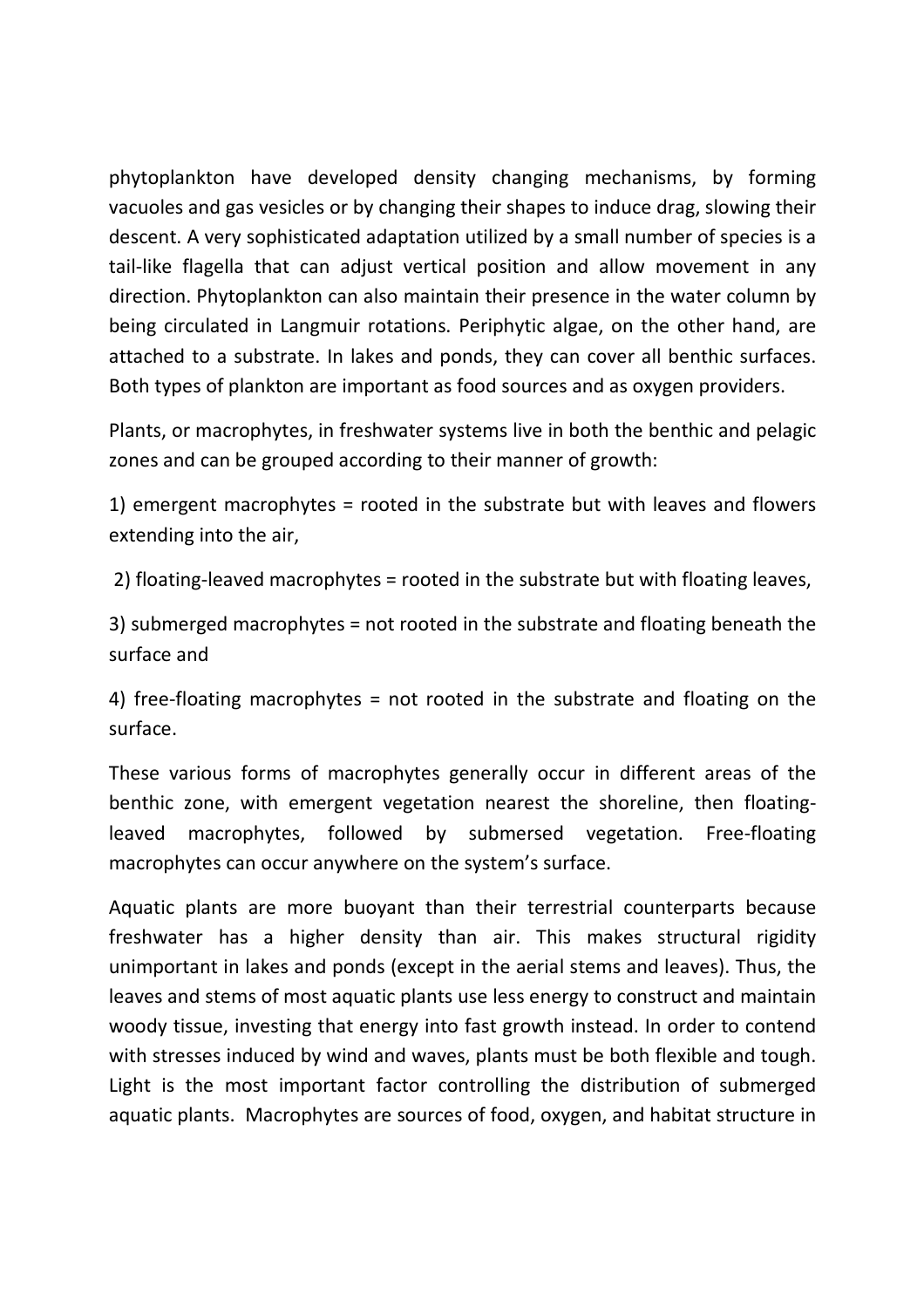phytoplankton have developed density changing mechanisms, by forming vacuoles and gas vesicles or by changing their shapes to induce drag, slowing their descent. A very sophisticated adaptation utilized by a small number of species is a tail-like flagella that can adjust vertical position and allow movement in any direction. Phytoplankton can also maintain their presence in the water column by being circulated in Langmuir rotations. Periphytic algae, on the other hand, are attached to a substrate. In lakes and ponds, they can cover all benthic surfaces. Both types of plankton are important as food sources and as oxygen providers.

Plants, or macrophytes, in freshwater systems live in both the benthic and pelagic zones and can be grouped according to their manner of growth:

1) emergent macrophytes = rooted in the substrate but with leaves and flowers extending into the air,

2) floating-leaved macrophytes = rooted in the substrate but with floating leaves,

3) submerged macrophytes = not rooted in the substrate and floating beneath the surface and

4) free-floating macrophytes = not rooted in the substrate and floating on the surface.

These various forms of macrophytes generally occur in different areas of the benthic zone, with emergent vegetation nearest the shoreline, then floating-leaved macrophytes, followed by submersed vegetation. Free-floating macrophytes can occur anywhere on the system's surface.

Aquatic plants are more buoyant than their terrestrial counterparts because freshwater has a higher density than air. This makes structural rigidity unimportant in lakes and ponds (except in the aerial stems and leaves). Thus, the leaves and stems of most aquatic plants use less energy to construct and maintain woody tissue, investing that energy into fast growth instead. In order to contend with stresses induced by wind and waves, plants must be both flexible and tough. Light is the most important factor controlling the distribution of submerged aquatic plants. Macrophytes are sources of food, oxygen, and habitat structure in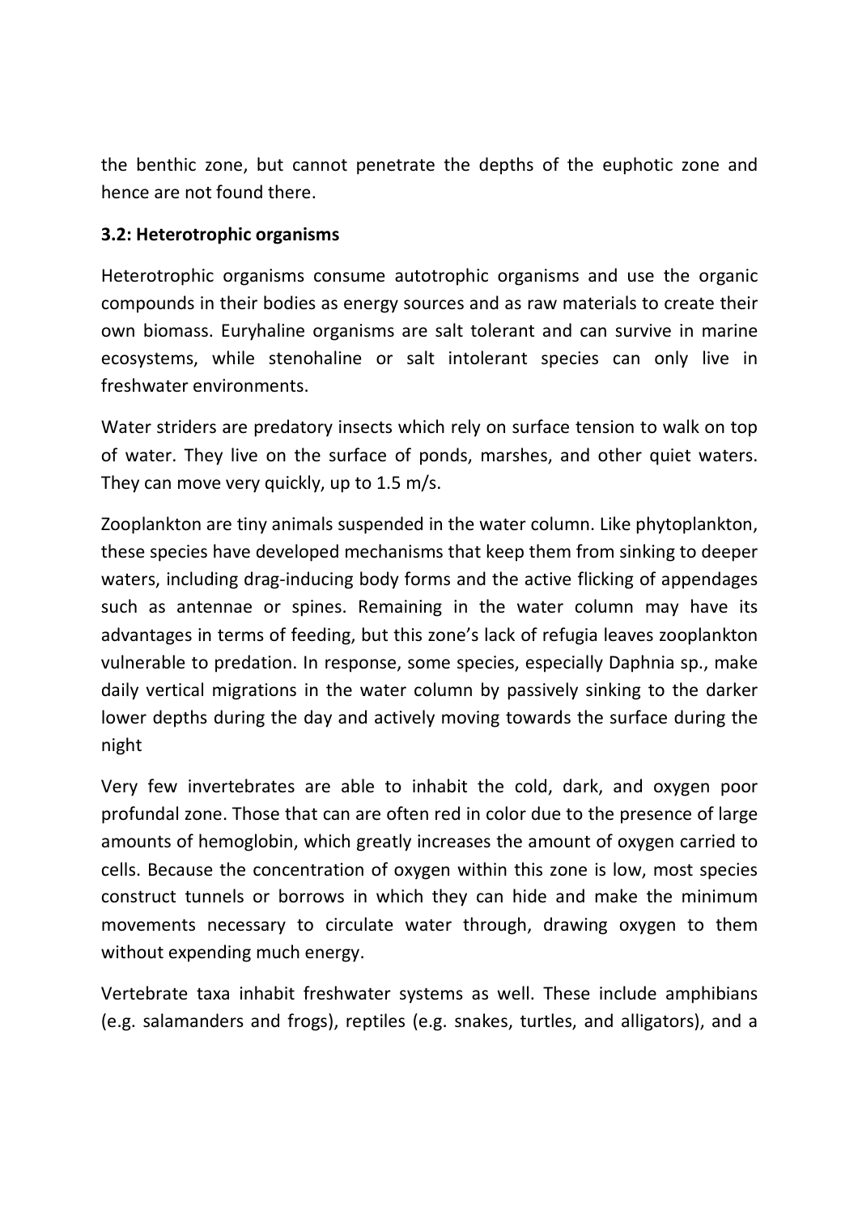the benthic zone, but cannot penetrate the depths of the euphotic zone and hence are not found there.

### 3.2: Heterotrophic organisms

Heterotrophic organisms consume autotrophic organisms and use the organic compounds in their bodies as energy sources and as raw materials to create their own biomass. Euryhaline organisms are salt tolerant and can survive in marine ecosystems, while stenohaline or salt intolerant species can only live in freshwater environments.

Water striders are predatory insects which rely on surface tension to walk on top of water. They live on the surface of ponds, marshes, and other quiet waters. They can move very quickly, up to 1.5 m/s.

Zooplankton are tiny animals suspended in the water column. Like phytoplankton, these species have developed mechanisms that keep them from sinking to deeper waters, including drag-inducing body forms and the active flicking of appendages such as antennae or spines. Remaining in the water column may have its advantages in terms of feeding, but this zone's lack of refugia leaves zooplankton vulnerable to predation. In response, some species, especially Daphnia sp., make daily vertical migrations in the water column by passively sinking to the darker lower depths during the day and actively moving towards the surface during the night

Very few invertebrates are able to inhabit the cold, dark, and oxygen poor profundal zone. Those that can are often red in color due to the presence of large amounts of hemoglobin, which greatly increases the amount of oxygen carried to cells. Because the concentration of oxygen within this zone is low, most species construct tunnels or borrows in which they can hide and make the minimum movements necessary to circulate water through, drawing oxygen to them without expending much energy.

Vertebrate taxa inhabit freshwater systems as well. These include amphibians (e.g. salamanders and frogs), reptiles (e.g. snakes, turtles, and alligators), and a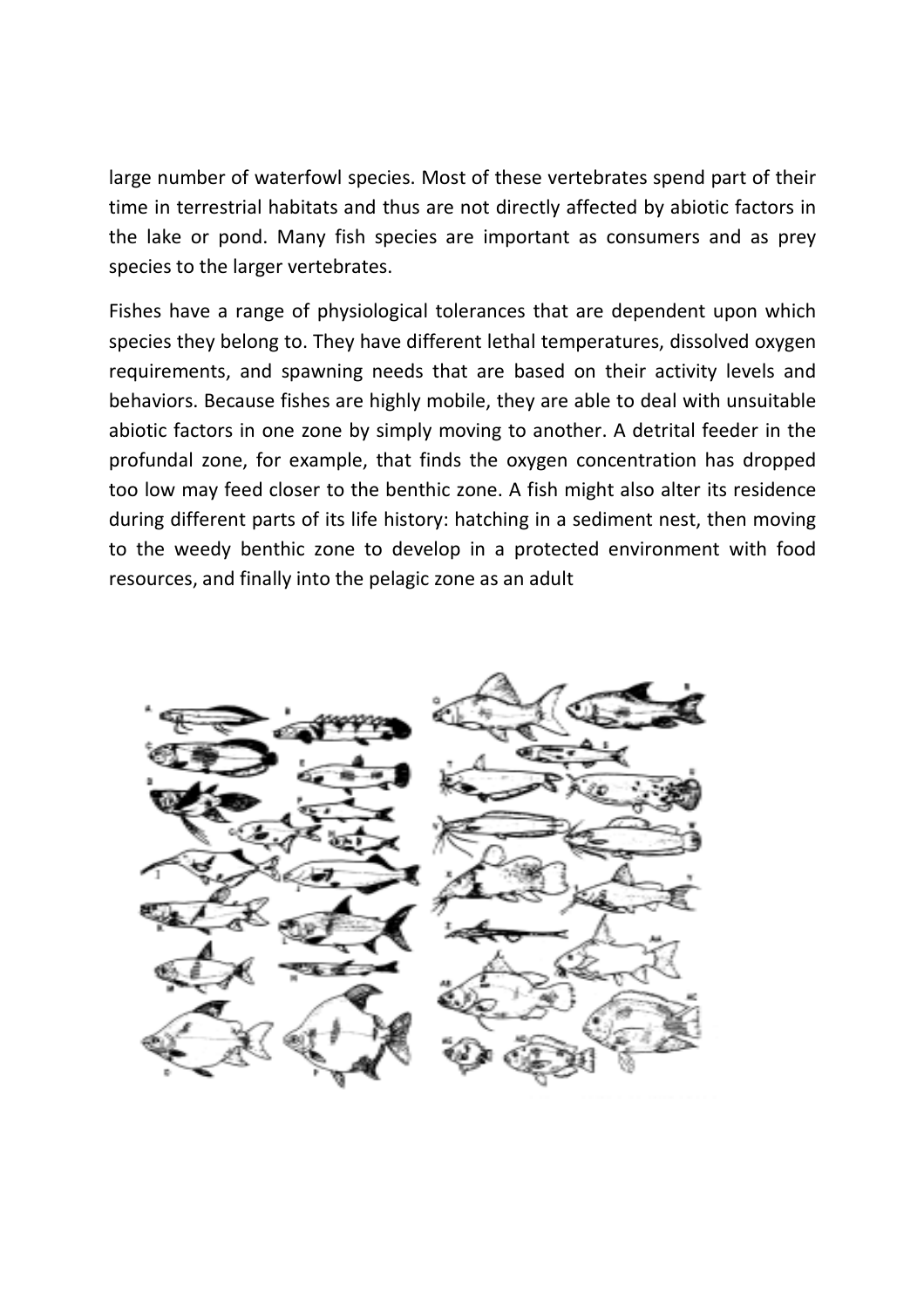large number of waterfowl species. Most of these vertebrates spend part of their time in terrestrial habitats and thus are not directly affected by abiotic factors in the lake or pond. Many fish species are important as consumers and as prey species to the larger vertebrates.

Fishes have a range of physiological tolerances that are dependent upon which species they belong to. They have different lethal temperatures, dissolved oxygen requirements, and spawning needs that are based on their activity levels and behaviors. Because fishes are highly mobile, they are able to deal with unsuitable abiotic factors in one zone by simply moving to another. A detrital feeder in the profundal zone, for example, that finds the oxygen concentration has dropped too low may feed closer to the benthic zone. A fish might also alter its residence during different parts of its life history: hatching in a sediment nest, then moving to the weedy benthic zone to develop in a protected environment with food resources, and finally into the pelagic zone as an adult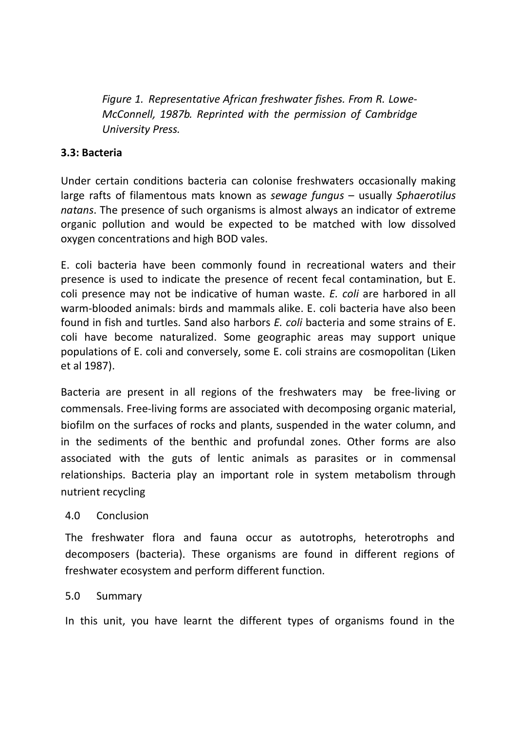*Figure 1. Representative African freshwater fishes. From R. Lowe-McConnell, 1987b. Reprinted with the permission of Cambridge University Press.*

### 3.3: Bacteria

Under certain conditions bacteria can colonise freshwaters occasionally making large rafts of filamentous mats known as *sewage fungus* – usually *Sphaerotilus natans*. The presence of such organisms is almost always an indicator of extreme organic pollution and would be expected to be matched with low dissolved oxygen concentrations and high BOD vales.

E. coli bacteria have been commonly found in recreational waters and their presence is used to indicate the presence of recent fecal contamination, but E. coli presence may not be indicative of human waste. *E. coli* are harbored in all warm-blooded animals: birds and mammals alike. E. coli bacteria have also been found in fish and turtles. Sand also harbors *E. coli* bacteria and some strains of E. coli have become naturalized. Some geographic areas may support unique populations of E. coli and conversely, some E. coli strains are cosmopolitan (Liken et al 1987).

Bacteria are present in all regions of the freshwaters may be free-living or commensals. Free-living forms are associated with decomposing organic material, biofilm on the surfaces of rocks and plants, suspended in the water column, and in the sediments of the benthic and profundal zones. Other forms are also associated with the guts of lentic animals as parasites or in commensal relationships. Bacteria play an important role in system metabolism through nutrient recycling

## 4.0 Conclusion

The freshwater flora and fauna occur as autotrophs, heterotrophs and decomposers (bacteria). These organisms are found in different regions of freshwater ecosystem and perform different function.

## 5.0 Summary

In this unit, you have learnt the different types of organisms found in the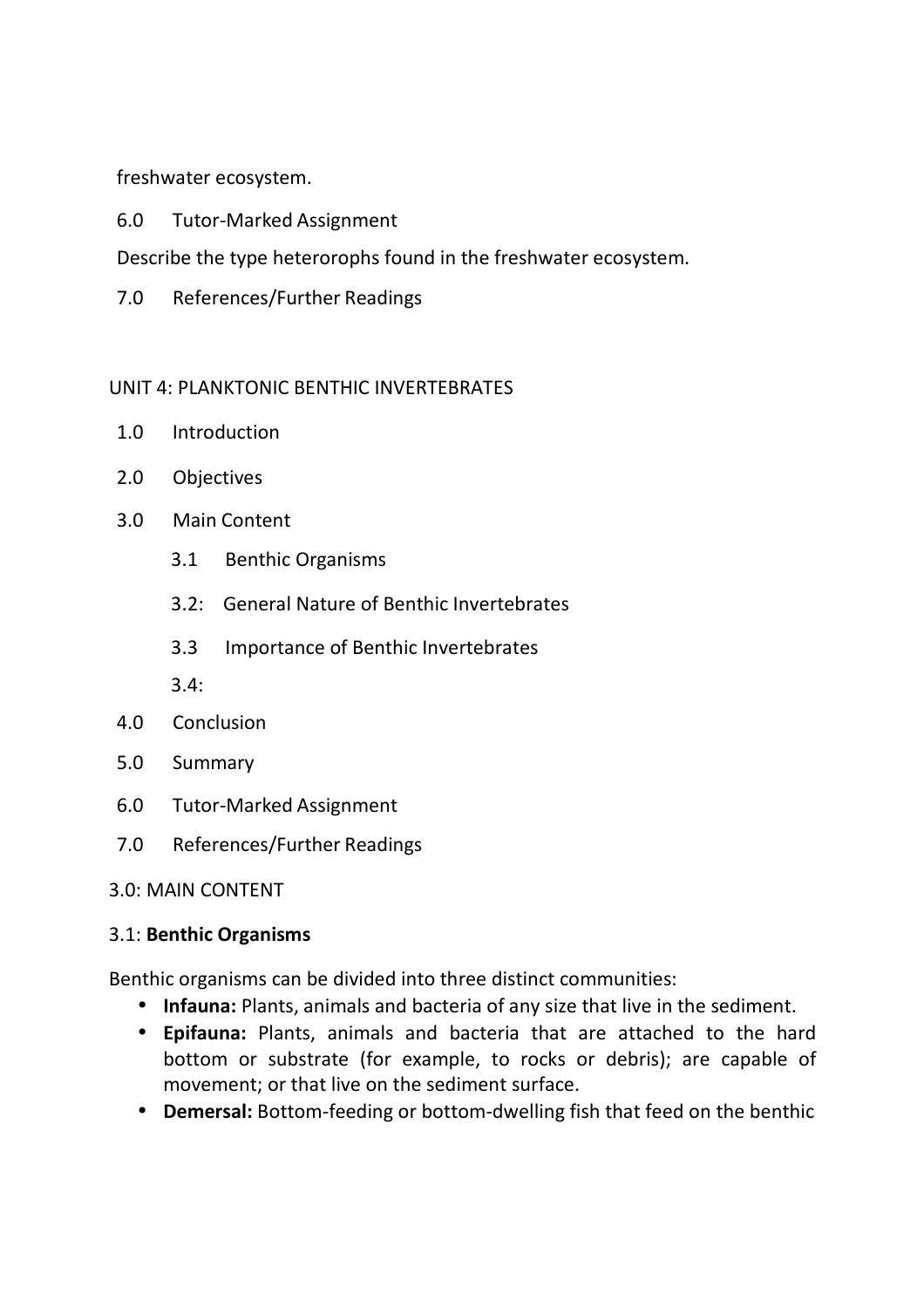freshwater ecosystem.

6.0 Tutor-Marked Assignment

Describe the type hetererophs found in the freshwater ecosystem.

7.0 References/Further Readings

## UNIT 4: PLANKTONIC BENTHIC INVERTEBRATES

1.0 Introduction

2.0 Objectives

3.0 Main Content

  3.1 Benthic Organisms

  3.2: General Nature of Benthic Invertebrates

  3.3 Importance of Benthic Invertebrates

  3.4:

4.0 Conclusion

5.0 Summary

6.0 Tutor-Marked Assignment

7.0 References/Further Readings

### 3.0: MAIN CONTENT

### 3.1: **Benthic Organisms**

Benthic organisms can be divided into three distinct communities:

- **Infauna:** Plants, animals and bacteria of any size that live in the sediment.
- **Epifauna:** Plants, animals and bacteria that are attached to the hard bottom or substrate (for example, to rocks or debris); are capable of movement; or that live on the sediment surface.
- **Demersal:** Bottom-feeding or bottom-dwelling fish that feed on the benthic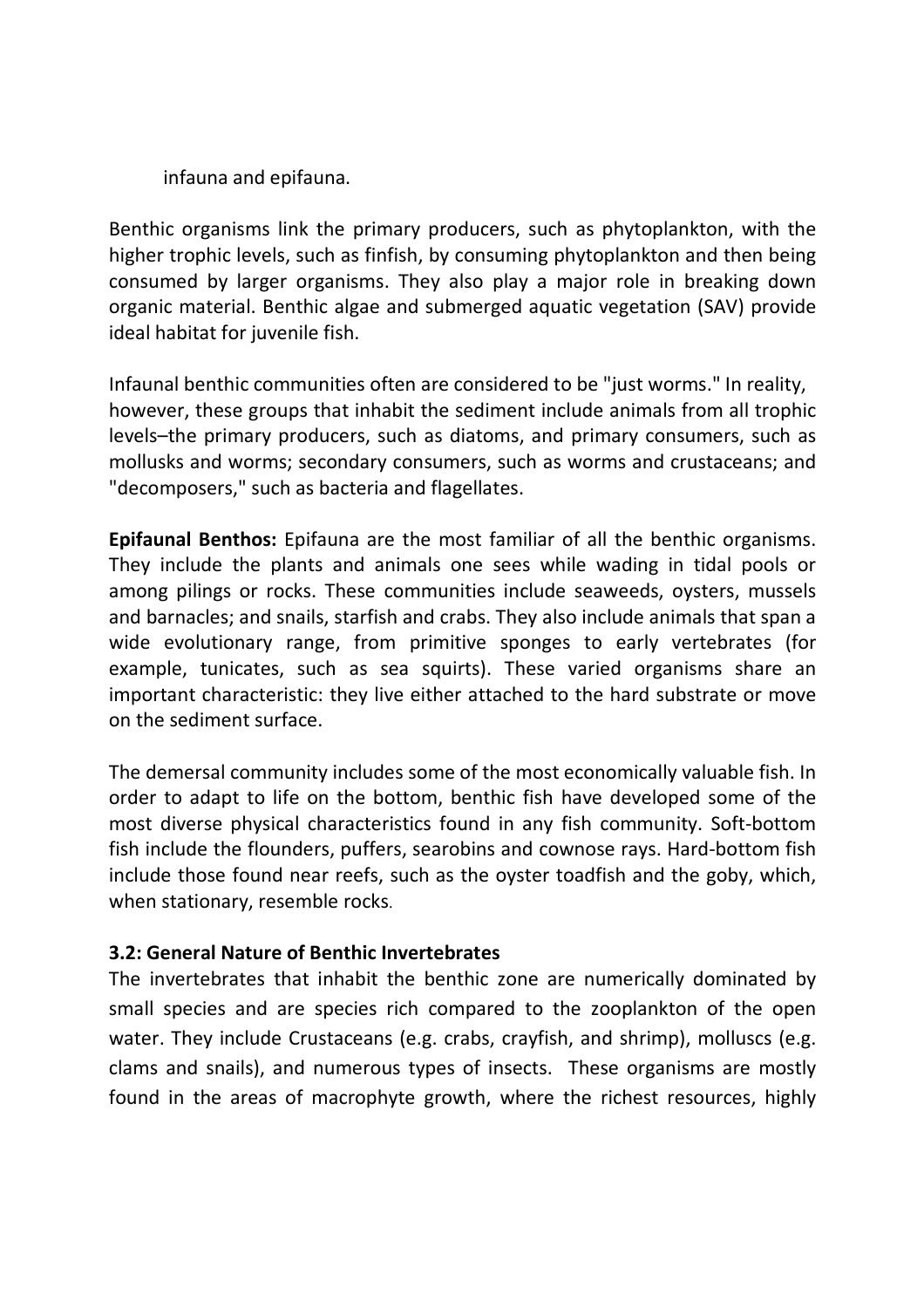infauna and epifauna.

Benthic organisms link the primary producers, such as phytoplankton, with the higher trophic levels, such as finfish, by consuming phytoplankton and then being consumed by larger organisms. They also play a major role in breaking down organic material. Benthic algae and submerged aquatic vegetation (SAV) provide ideal habitat for juvenile fish.

Infaunal benthic communities often are considered to be "just worms." In reality, however, these groups that inhabit the sediment include animals from all trophic levels–the primary producers, such as diatoms, and primary consumers, such as mollusks and worms; secondary consumers, such as worms and crustaceans; and "decomposers," such as bacteria and flagellates.

**Epifaunal Benthos:** Epifauna are the most familiar of all the benthic organisms. They include the plants and animals one sees while wading in tidal pools or among pilings or rocks. These communities include seaweeds, oysters, mussels and barnacles; and snails, starfish and crabs. They also include animals that span a wide evolutionary range, from primitive sponges to early vertebrates (for example, tunicates, such as sea squirts). These varied organisms share an important characteristic: they live either attached to the hard substrate or move on the sediment surface.

The demersal community includes some of the most economically valuable fish. In order to adapt to life on the bottom, benthic fish have developed some of the most diverse physical characteristics found in any fish community. Soft-bottom fish include the flounders, puffers, searobins and cownose rays. Hard-bottom fish include those found near reefs, such as the oyster toadfish and the goby, which, when stationary, resemble rocks.

### 3.2: General Nature of Benthic Invertebrates

The invertebrates that inhabit the benthic zone are numerically dominated by small species and are species rich compared to the zooplankton of the open water. They include Crustaceans (e.g. crabs, crayfish, and shrimp), molluscs (e.g. clams and snails), and numerous types of insects. These organisms are mostly found in the areas of macrophyte growth, where the richest resources, highly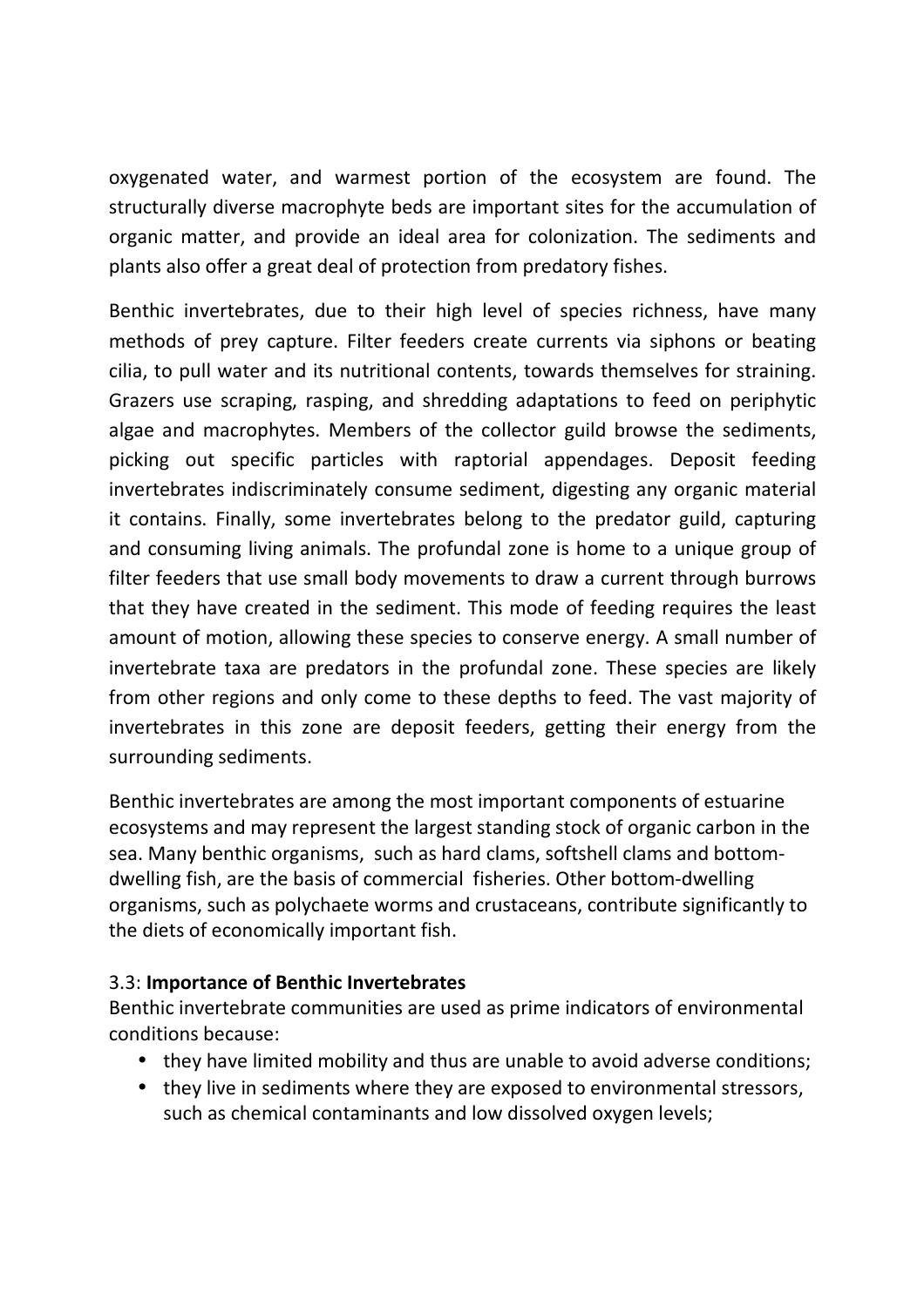oxygenated water, and warmest portion of the ecosystem are found. The structurally diverse macrophyte beds are important sites for the accumulation of organic matter, and provide an ideal area for colonization. The sediments and plants also offer a great deal of protection from predatory fishes.

Benthic invertebrates, due to their high level of species richness, have many methods of prey capture. Filter feeders create currents via siphons or beating cilia, to pull water and its nutritional contents, towards themselves for straining. Grazers use scraping, rasping, and shredding adaptations to feed on periphytic algae and macrophytes. Members of the collector guild browse the sediments, picking out specific particles with raptorial appendages. Deposit feeding invertebrates indiscriminately consume sediment, digesting any organic material it contains. Finally, some invertebrates belong to the predator guild, capturing and consuming living animals. The profundal zone is home to a unique group of filter feeders that use small body movements to draw a current through burrows that they have created in the sediment. This mode of feeding requires the least amount of motion, allowing these species to conserve energy. A small number of invertebrate taxa are predators in the profundal zone. These species are likely from other regions and only come to these depths to feed. The vast majority of invertebrates in this zone are deposit feeders, getting their energy from the surrounding sediments.

Benthic invertebrates are among the most important components of estuarine ecosystems and may represent the largest standing stock of organic carbon in the sea. Many benthic organisms, such as hard clams, softshell clams and bottom-dwelling fish, are the basis of commercial fisheries. Other bottom-dwelling organisms, such as polychaete worms and crustaceans, contribute significantly to the diets of economically important fish.

### 3.3: **Importance of Benthic Invertebrates**

Benthic invertebrate communities are used as prime indicators of environmental conditions because:

- they have limited mobility and thus are unable to avoid adverse conditions;
- they live in sediments where they are exposed to environmental stressors, such as chemical contaminants and low dissolved oxygen levels;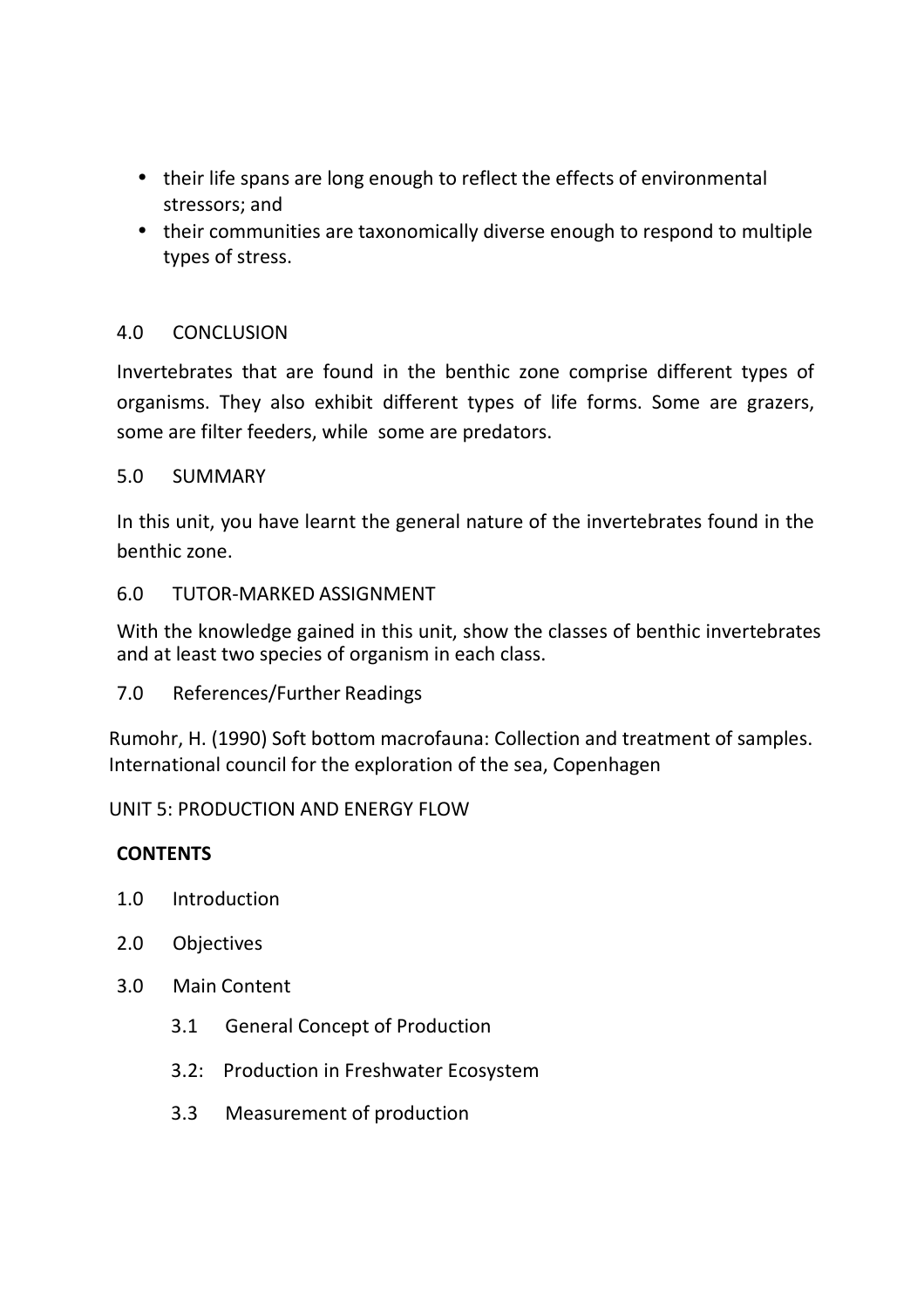- their life spans are long enough to reflect the effects of environmental stressors; and
- their communities are taxonomically diverse enough to respond to multiple types of stress.

## 4.0 CONCLUSION

Invertebrates that are found in the benthic zone comprise different types of organisms. They also exhibit different types of life forms. Some are grazers, some are filter feeders, while some are predators.

## 5.0 SUMMARY

In this unit, you have learnt the general nature of the invertebrates found in the benthic zone.

## 6.0 TUTOR-MARKED ASSIGNMENT

With the knowledge gained in this unit, show the classes of benthic invertebrates and at least two species of organism in each class.

## 7.0 References/Further Readings

Rumohr, H. (1990) Soft bottom macrofauna: Collection and treatment of samples. International council for the exploration of the sea, Copenhagen

# UNIT 5: PRODUCTION AND ENERGY FLOW

**CONTENTS**

1.0 Introduction

2.0 Objectives

3.0 Main Content

- 3.1 General Concept of Production
- 3.2: Production in Freshwater Ecosystem
- 3.3 Measurement of production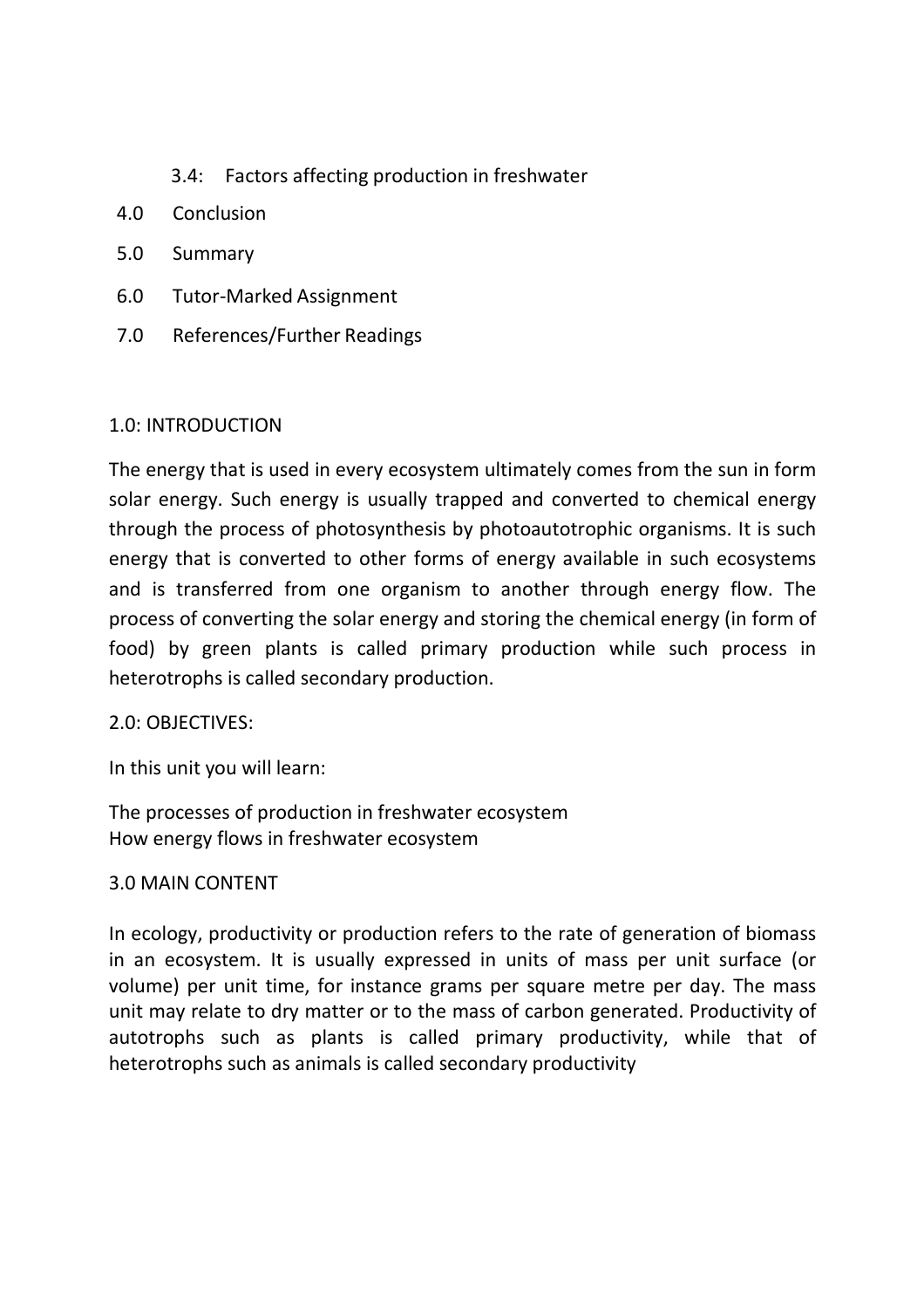3.4: Factors affecting production in freshwater

4.0 Conclusion

5.0 Summary

6.0 Tutor-Marked Assignment

7.0 References/Further Readings

## 1.0: INTRODUCTION

The energy that is used in every ecosystem ultimately comes from the sun in form solar energy. Such energy is usually trapped and converted to chemical energy through the process of photosynthesis by photoautotrophic organisms. It is such energy that is converted to other forms of energy available in such ecosystems and is transferred from one organism to another through energy flow. The process of converting the solar energy and storing the chemical energy (in form of food) by green plants is called primary production while such process in heterotrophs is called secondary production.

## 2.0: OBJECTIVES:

In this unit you will learn:

The processes of production in freshwater ecosystem
How energy flows in freshwater ecosystem

## 3.0 MAIN CONTENT

In ecology, productivity or production refers to the rate of generation of biomass in an ecosystem. It is usually expressed in units of mass per unit surface (or volume) per unit time, for instance grams per square metre per day. The mass unit may relate to dry matter or to the mass of carbon generated. Productivity of autotrophs such as plants is called primary productivity, while that of heterotrophs such as animals is called secondary productivity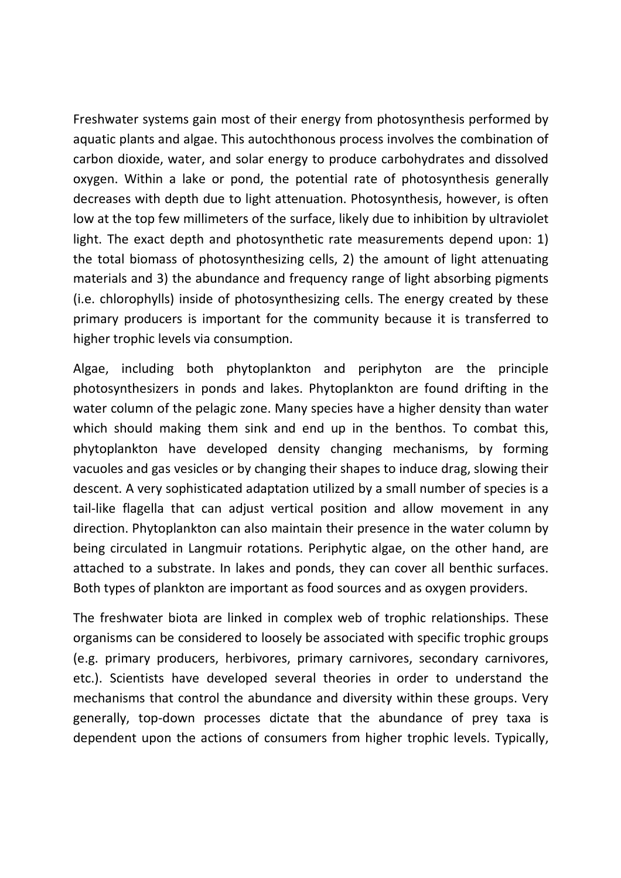Freshwater systems gain most of their energy from photosynthesis performed by aquatic plants and algae. This autochthonous process involves the combination of carbon dioxide, water, and solar energy to produce carbohydrates and dissolved oxygen. Within a lake or pond, the potential rate of photosynthesis generally decreases with depth due to light attenuation. Photosynthesis, however, is often low at the top few millimeters of the surface, likely due to inhibition by ultraviolet light. The exact depth and photosynthetic rate measurements depend upon: 1) the total biomass of photosynthesizing cells, 2) the amount of light attenuating materials and 3) the abundance and frequency range of light absorbing pigments (i.e. chlorophylls) inside of photosynthesizing cells. The energy created by these primary producers is important for the community because it is transferred to higher trophic levels via consumption.

Algae, including both phytoplankton and periphyton are the principle photosynthesizers in ponds and lakes. Phytoplankton are found drifting in the water column of the pelagic zone. Many species have a higher density than water which should making them sink and end up in the benthos. To combat this, phytoplankton have developed density changing mechanisms, by forming vacuoles and gas vesicles or by changing their shapes to induce drag, slowing their descent. A very sophisticated adaptation utilized by a small number of species is a tail-like flagella that can adjust vertical position and allow movement in any direction. Phytoplankton can also maintain their presence in the water column by being circulated in Langmuir rotations. Periphytic algae, on the other hand, are attached to a substrate. In lakes and ponds, they can cover all benthic surfaces. Both types of plankton are important as food sources and as oxygen providers.

The freshwater biota are linked in complex web of trophic relationships. These organisms can be considered to loosely be associated with specific trophic groups (e.g. primary producers, herbivores, primary carnivores, secondary carnivores, etc.). Scientists have developed several theories in order to understand the mechanisms that control the abundance and diversity within these groups. Very generally, top-down processes dictate that the abundance of prey taxa is dependent upon the actions of consumers from higher trophic levels. Typically,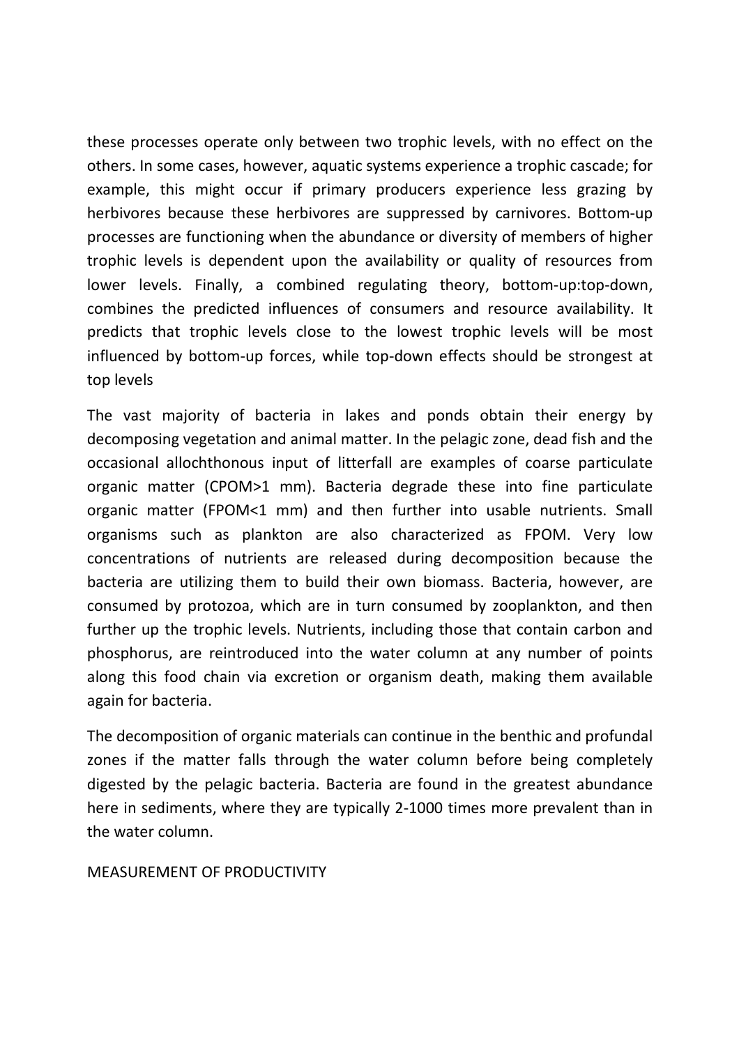these processes operate only between two trophic levels, with no effect on the others. In some cases, however, aquatic systems experience a trophic cascade; for example, this might occur if primary producers experience less grazing by herbivores because these herbivores are suppressed by carnivores. Bottom-up processes are functioning when the abundance or diversity of members of higher trophic levels is dependent upon the availability or quality of resources from lower levels. Finally, a combined regulating theory, bottom-up:top-down, combines the predicted influences of consumers and resource availability. It predicts that trophic levels close to the lowest trophic levels will be most influenced by bottom-up forces, while top-down effects should be strongest at top levels

The vast majority of bacteria in lakes and ponds obtain their energy by decomposing vegetation and animal matter. In the pelagic zone, dead fish and the occasional allochthonous input of litterfall are examples of coarse particulate organic matter (CPOM>1 mm). Bacteria degrade these into fine particulate organic matter (FPOM<1 mm) and then further into usable nutrients. Small organisms such as plankton are also characterized as FPOM. Very low concentrations of nutrients are released during decomposition because the bacteria are utilizing them to build their own biomass. Bacteria, however, are consumed by protozoa, which are in turn consumed by zooplankton, and then further up the trophic levels. Nutrients, including those that contain carbon and phosphorus, are reintroduced into the water column at any number of points along this food chain via excretion or organism death, making them available again for bacteria.

The decomposition of organic materials can continue in the benthic and profundal zones if the matter falls through the water column before being completely digested by the pelagic bacteria. Bacteria are found in the greatest abundance here in sediments, where they are typically 2-1000 times more prevalent than in the water column.

## MEASUREMENT OF PRODUCTIVITY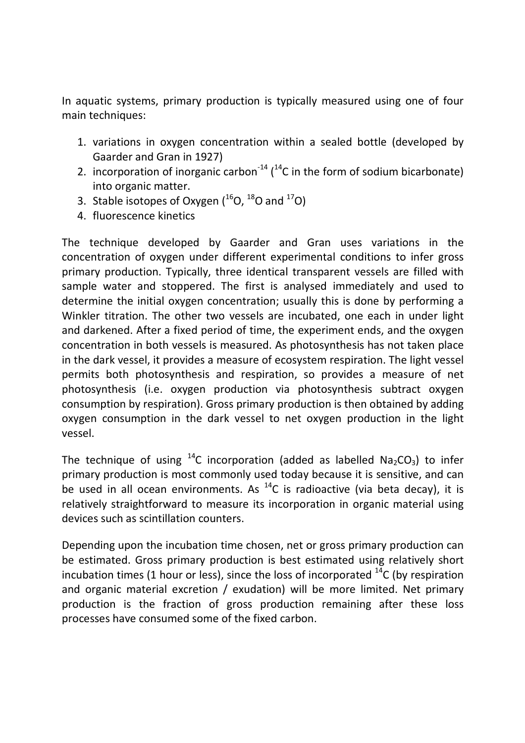In aquatic systems, primary production is typically measured using one of four main techniques:

1. variations in oxygen concentration within a sealed bottle (developed by Gaarder and Gran in 1927)
2. incorporation of inorganic carbon$^{-14}$ ($^{14}C$ in the form of sodium bicarbonate) into organic matter.
3. Stable isotopes of Oxygen ($^{16}O$, $^{18}O$ and $^{17}O$)
4. fluorescence kinetics

The technique developed by Gaarder and Gran uses variations in the concentration of oxygen under different experimental conditions to infer gross primary production. Typically, three identical transparent vessels are filled with sample water and stoppered. The first is analysed immediately and used to determine the initial oxygen concentration; usually this is done by performing a Winkler titration. The other two vessels are incubated, one each in under light and darkened. After a fixed period of time, the experiment ends, and the oxygen concentration in both vessels is measured. As photosynthesis has not taken place in the dark vessel, it provides a measure of ecosystem respiration. The light vessel permits both photosynthesis and respiration, so provides a measure of net photosynthesis (i.e. oxygen production via photosynthesis subtract oxygen consumption by respiration). Gross primary production is then obtained by adding oxygen consumption in the dark vessel to net oxygen production in the light vessel.

The technique of using $^{14}C$ incorporation (added as labelled $Na_2CO_3$) to infer primary production is most commonly used today because it is sensitive, and can be used in all ocean environments. As $^{14}C$ is radioactive (via beta decay), it is relatively straightforward to measure its incorporation in organic material using devices such as scintillation counters.

Depending upon the incubation time chosen, net or gross primary production can be estimated. Gross primary production is best estimated using relatively short incubation times (1 hour or less), since the loss of incorporated $^{14}C$ (by respiration and organic material excretion / exudation) will be more limited. Net primary production is the fraction of gross production remaining after these loss processes have consumed some of the fixed carbon.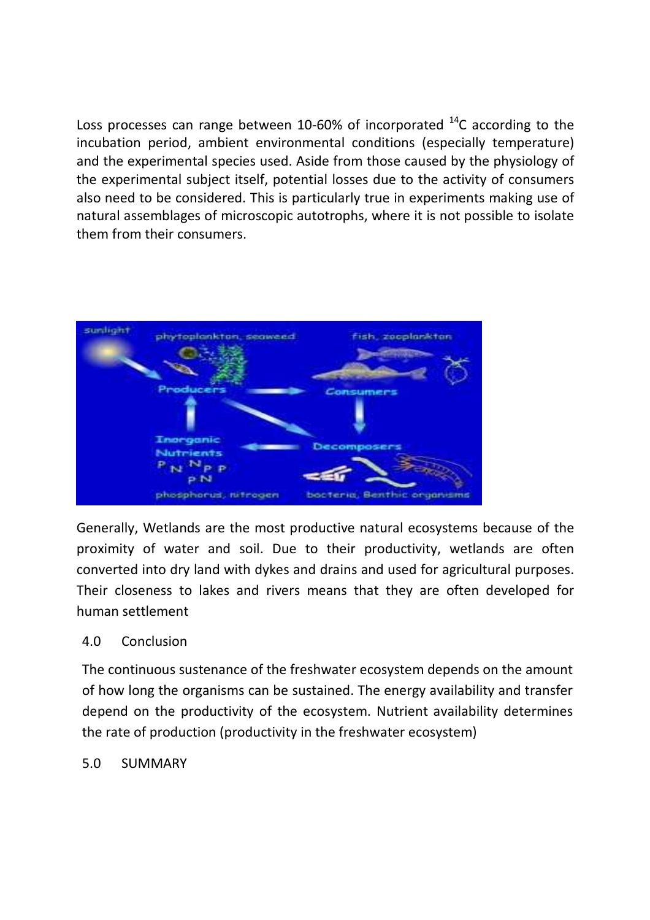Loss processes can range between 10-60% of incorporated $^{14}C$ according to the incubation period, ambient environmental conditions (especially temperature) and the experimental species used. Aside from those caused by the physiology of the experimental subject itself, potential losses due to the activity of consumers also need to be considered. This is particularly true in experiments making use of natural assemblages of microscopic autotrophs, where it is not possible to isolate them from their consumers.

Generally, Wetlands are the most productive natural ecosystems because of the proximity of water and soil. Due to their productivity, wetlands are often converted into dry land with dykes and drains and used for agricultural purposes. Their closeness to lakes and rivers means that they are often developed for human settlement

## 4.0 Conclusion

The continuous sustenance of the freshwater ecosystem depends on the amount of how long the organisms can be sustained. The energy availability and transfer depend on the productivity of the ecosystem. Nutrient availability determines the rate of production (productivity in the freshwater ecosystem)

## 5.0 SUMMARY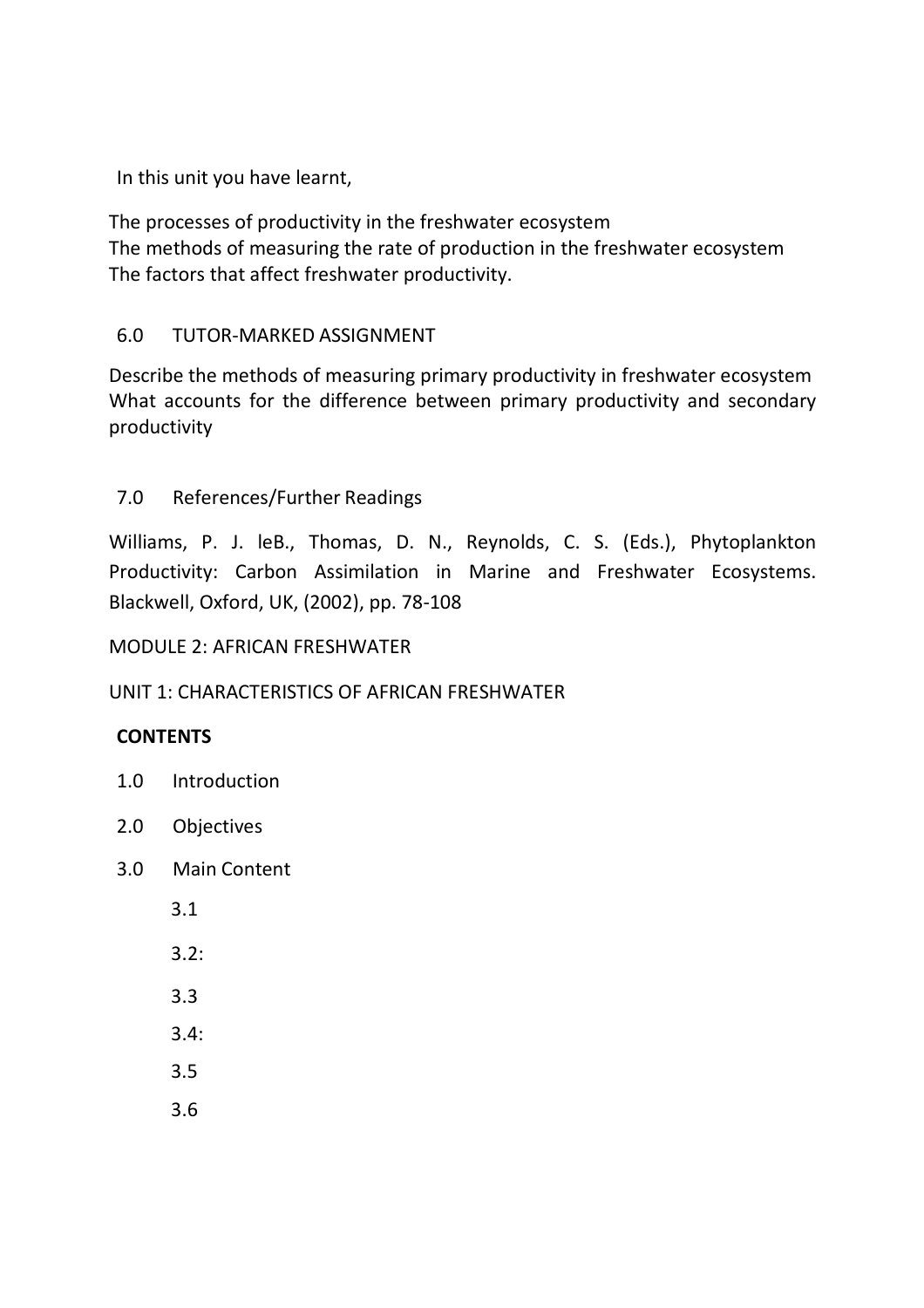In this unit you have learnt,

The processes of productivity in the freshwater ecosystem
The methods of measuring the rate of production in the freshwater ecosystem
The factors that affect freshwater productivity.

## 6.0 TUTOR-MARKED ASSIGNMENT

Describe the methods of measuring primary productivity in freshwater ecosystem
What accounts for the difference between primary productivity and secondary productivity

## 7.0 References/Further Readings

Williams, P. J. leB., Thomas, D. N., Reynolds, C. S. (Eds.), Phytoplankton Productivity: Carbon Assimilation in Marine and Freshwater Ecosystems. Blackwell, Oxford, UK, (2002), pp. 78-108

# MODULE 2: AFRICAN FRESHWATER

## UNIT 1: CHARACTERISTICS OF AFRICAN FRESHWATER

**CONTENTS**

1.0 Introduction

2.0 Objectives

3.0 Main Content

3.1

3.2:

3.3

3.4:

3.5

3.6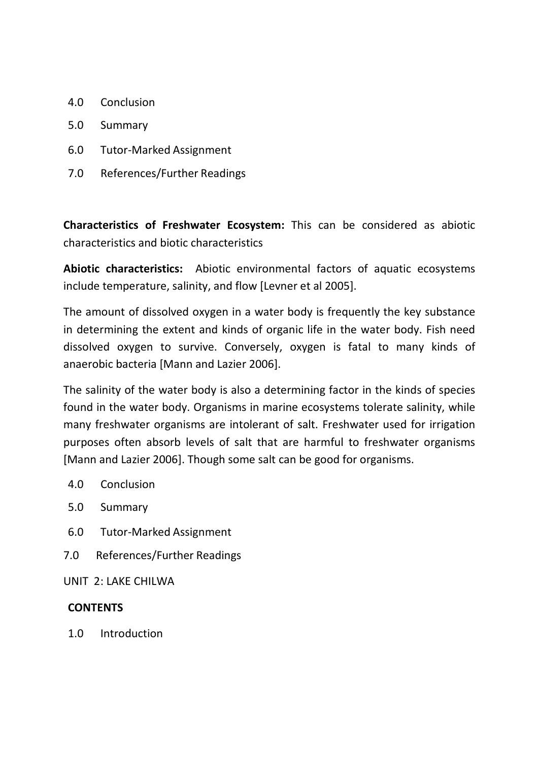4.0 Conclusion

5.0 Summary

6.0 Tutor-Marked Assignment

7.0 References/Further Readings

**Characteristics of Freshwater Ecosystem:** This can be considered as abiotic characteristics and biotic characteristics

**Abiotic characteristics:** Abiotic environmental factors of aquatic ecosystems include temperature, salinity, and flow [Levner et al 2005].

The amount of dissolved oxygen in a water body is frequently the key substance in determining the extent and kinds of organic life in the water body. Fish need dissolved oxygen to survive. Conversely, oxygen is fatal to many kinds of anaerobic bacteria [Mann and Lazier 2006].

The salinity of the water body is also a determining factor in the kinds of species found in the water body. Organisms in marine ecosystems tolerate salinity, while many freshwater organisms are intolerant of salt. Freshwater used for irrigation purposes often absorb levels of salt that are harmful to freshwater organisms [Mann and Lazier 2006]. Though some salt can be good for organisms.

4.0 Conclusion

5.0 Summary

6.0 Tutor-Marked Assignment

7.0 References/Further Readings

UNIT 2: LAKE CHILWA

**CONTENTS**

1.0 Introduction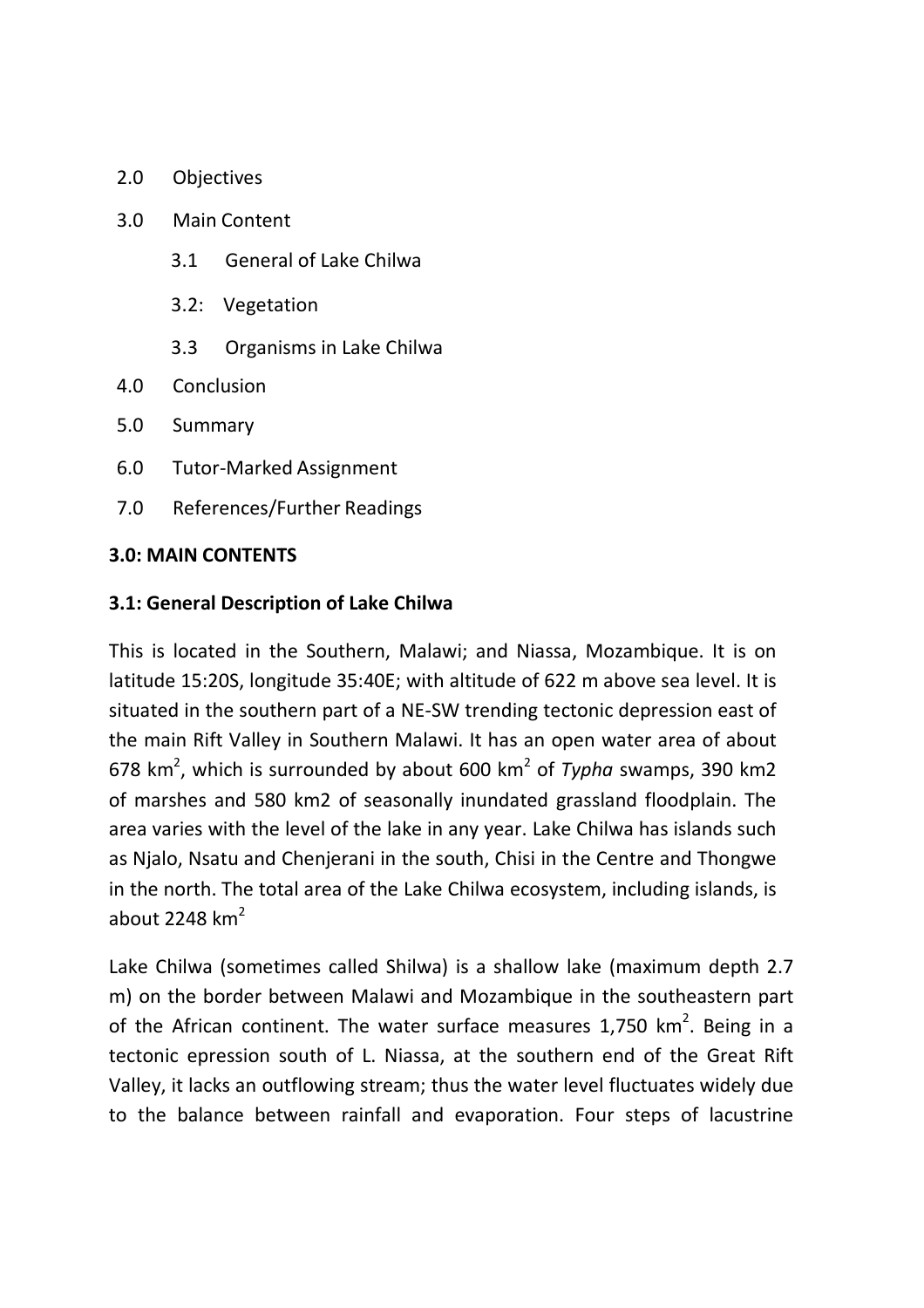2.0 Objectives

3.0 Main Content

  3.1 General of Lake Chilwa

  3.2: Vegetation

  3.3 Organisms in Lake Chilwa

4.0 Conclusion

5.0 Summary

6.0 Tutor-Marked Assignment

7.0 References/Further Readings

**3.0: MAIN CONTENTS**

**3.1: General Description of Lake Chilwa**

This is located in the Southern, Malawi; and Niassa, Mozambique. It is on latitude 15:20S, longitude 35:40E; with altitude of 622 m above sea level. It is situated in the southern part of a NE-SW trending tectonic depression east of the main Rift Valley in Southern Malawi. It has an open water area of about 678 $km^2$, which is surrounded by about 600 $km^2$ of *Typha* swamps, 390 km2 of marshes and 580 km2 of seasonally inundated grassland floodplain. The area varies with the level of the lake in any year. Lake Chilwa has islands such as Njalo, Nsatu and Chenjerani in the south, Chisi in the Centre and Thongwe in the north. The total area of the Lake Chilwa ecosystem, including islands, is about 2248 $km^2$

Lake Chilwa (sometimes called Shilwa) is a shallow lake (maximum depth 2.7 m) on the border between Malawi and Mozambique in the southeastern part of the African continent. The water surface measures 1,750 $km^2$. Being in a tectonic epression south of L. Niassa, at the southern end of the Great Rift Valley, it lacks an outflowing stream; thus the water level fluctuates widely due to the balance between rainfall and evaporation. Four steps of lacustrine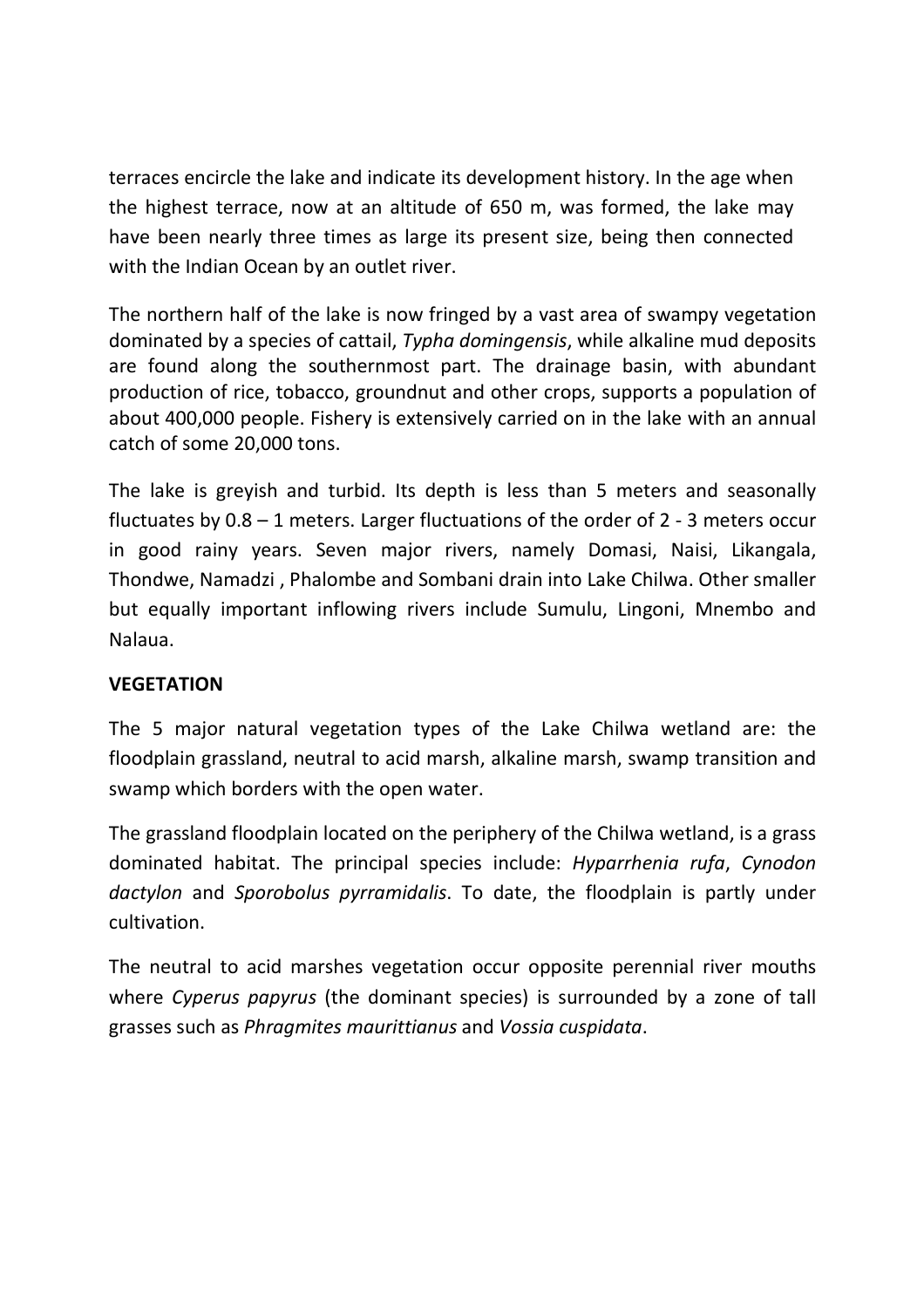terraces encircle the lake and indicate its development history. In the age when the highest terrace, now at an altitude of 650 m, was formed, the lake may have been nearly three times as large its present size, being then connected with the Indian Ocean by an outlet river.

The northern half of the lake is now fringed by a vast area of swampy vegetation dominated by a species of cattail, *Typha domingensis*, while alkaline mud deposits are found along the southernmost part. The drainage basin, with abundant production of rice, tobacco, groundnut and other crops, supports a population of about 400,000 people. Fishery is extensively carried on in the lake with an annual catch of some 20,000 tons.

The lake is greyish and turbid. Its depth is less than 5 meters and seasonally fluctuates by 0.8 – 1 meters. Larger fluctuations of the order of 2 - 3 meters occur in good rainy years. Seven major rivers, namely Domasi, Naisi, Likangala, Thondwe, Namadzi , Phalombe and Sombani drain into Lake Chilwa. Other smaller but equally important inflowing rivers include Sumulu, Lingoni, Mnembo and Nalaua.

**VEGETATION**

The 5 major natural vegetation types of the Lake Chilwa wetland are: the floodplain grassland, neutral to acid marsh, alkaline marsh, swamp transition and swamp which borders with the open water.

The grassland floodplain located on the periphery of the Chilwa wetland, is a grass dominated habitat. The principal species include: *Hyparrhenia rufa*, *Cynodon dactylon* and *Sporobolus pyrramidalis*. To date, the floodplain is partly under cultivation.

The neutral to acid marshes vegetation occur opposite perennial river mouths where *Cyperus papyrus* (the dominant species) is surrounded by a zone of tall grasses such as *Phragmites maurittianus* and *Vossia cuspidata*.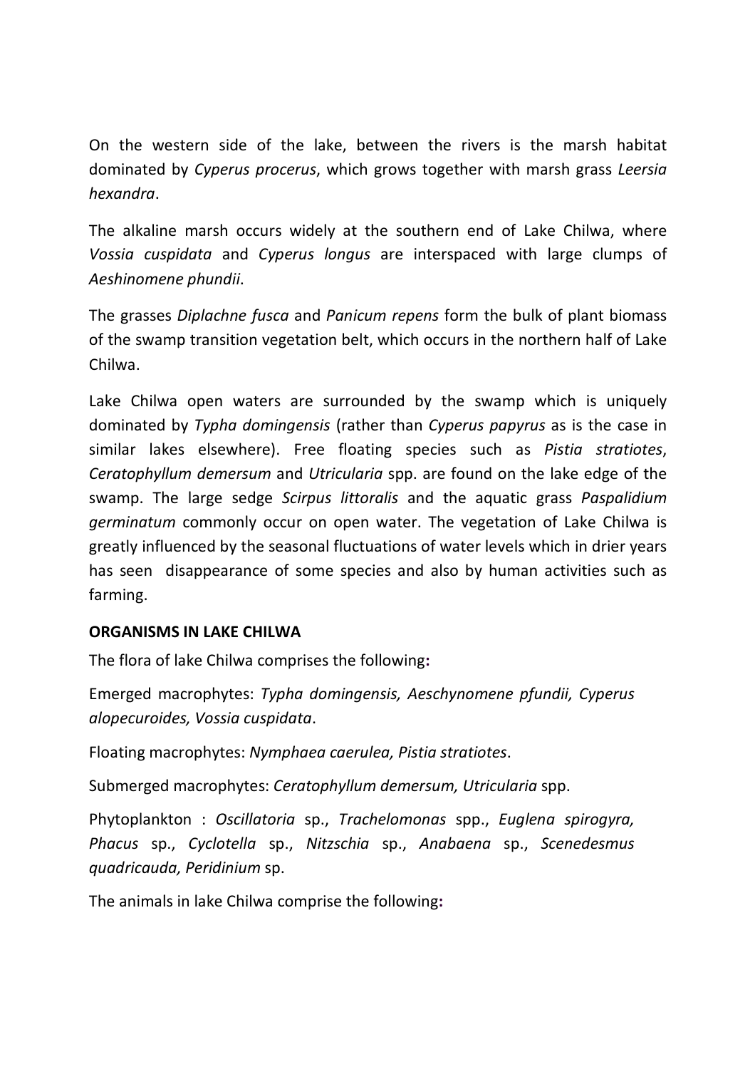On the western side of the lake, between the rivers is the marsh habitat dominated by *Cyperus procerus*, which grows together with marsh grass *Leersia hexandra*.

The alkaline marsh occurs widely at the southern end of Lake Chilwa, where *Vossia cuspidata* and *Cyperus longus* are interspaced with large clumps of *Aeshinomene phundii*.

The grasses *Diplachne fusca* and *Panicum repens* form the bulk of plant biomass of the swamp transition vegetation belt, which occurs in the northern half of Lake Chilwa.

Lake Chilwa open waters are surrounded by the swamp which is uniquely dominated by *Typha domingensis* (rather than *Cyperus papyrus* as is the case in similar lakes elsewhere). Free floating species such as *Pistia stratiotes*, *Ceratophyllum demersum* and *Utricularia* spp. are found on the lake edge of the swamp. The large sedge *Scirpus littoralis* and the aquatic grass *Paspalidium germinatum* commonly occur on open water. The vegetation of Lake Chilwa is greatly influenced by the seasonal fluctuations of water levels which in drier years has seen disappearance of some species and also by human activities such as farming.

**ORGANISMS IN LAKE CHILWA**

The flora of lake Chilwa comprises the following**:**

Emerged macrophytes: *Typha domingensis, Aeschynomene pfundii, Cyperus alopecuroides, Vossia cuspidata*.

Floating macrophytes: *Nymphaea caerulea, Pistia stratiotes*.

Submerged macrophytes: *Ceratophyllum demersum, Utricularia* spp.

Phytoplankton : *Oscillatoria* sp., *Trachelomonas* spp., *Euglena spirogyra, Phacus* sp., *Cyclotella* sp., *Nitzschia* sp., *Anabaena* sp., *Scenedesmus quadricauda, Peridinium* sp.

The animals in lake Chilwa comprise the following**:**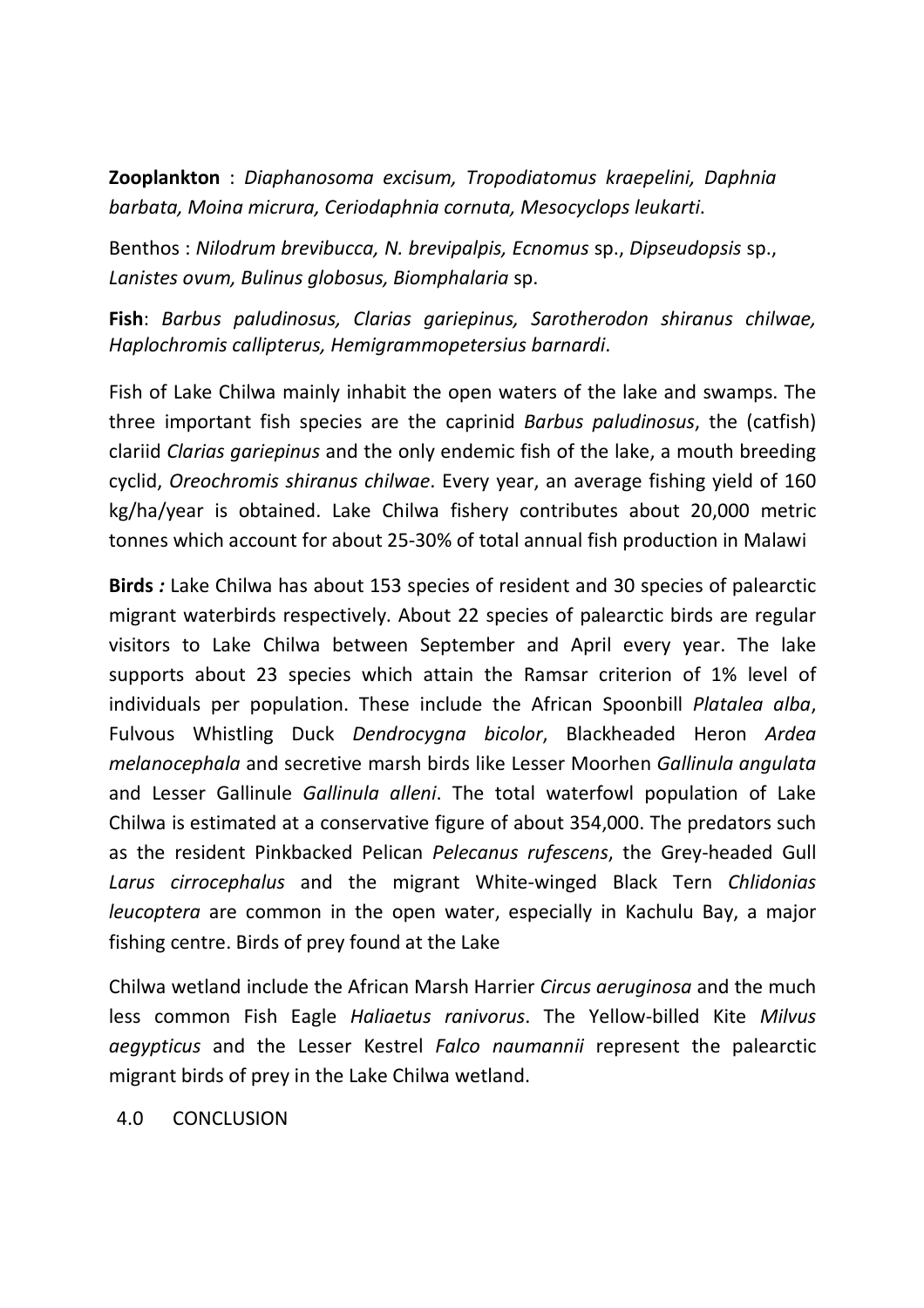**Zooplankton** : *Diaphanosoma excisum, Tropodiatomus kraepelini, Daphnia barbata, Moina micrura, Ceriodaphnia cornuta, Mesocyclops leukarti*.

Benthos : *Nilodrum brevibucca, N. brevipalpis, Ecnomus* sp., *Dipseudopsis* sp., *Lanistes ovum, Bulinus globosus, Biomphalaria* sp.

**Fish**: *Barbus paludinosus, Clarias gariepinus, Sarotherodon shiranus chilwae, Haplochromis callipterus, Hemigrammopetersius barnardi*.

Fish of Lake Chilwa mainly inhabit the open waters of the lake and swamps. The three important fish species are the caprinid *Barbus paludinosus*, the (catfish) clariid *Clarias gariepinus* and the only endemic fish of the lake, a mouth breeding cyclid, *Oreochromis shiranus chilwae*. Every year, an average fishing yield of 160 kg/ha/year is obtained. Lake Chilwa fishery contributes about 20,000 metric tonnes which account for about 25-30% of total annual fish production in Malawi

**Birds** *:* Lake Chilwa has about 153 species of resident and 30 species of palearctic migrant waterbirds respectively. About 22 species of palearctic birds are regular visitors to Lake Chilwa between September and April every year. The lake supports about 23 species which attain the Ramsar criterion of 1% level of individuals per population. These include the African Spoonbill *Platalea alba*, Fulvous Whistling Duck *Dendrocygna bicolor*, Blackheaded Heron *Ardea melanocephala* and secretive marsh birds like Lesser Moorhen *Gallinula angulata* and Lesser Gallinule *Gallinula alleni*. The total waterfowl population of Lake Chilwa is estimated at a conservative figure of about 354,000. The predators such as the resident Pinkbacked Pelican *Pelecanus rufescens*, the Grey-headed Gull *Larus cirrocephalus* and the migrant White-winged Black Tern *Chlidonias leucoptera* are common in the open water, especially in Kachulu Bay, a major fishing centre. Birds of prey found at the Lake

Chilwa wetland include the African Marsh Harrier *Circus aeruginosa* and the much less common Fish Eagle *Haliaetus ranivorus*. The Yellow-billed Kite *Milvus aegypticus* and the Lesser Kestrel *Falco naumannii* represent the palearctic migrant birds of prey in the Lake Chilwa wetland.

## 4.0 CONCLUSION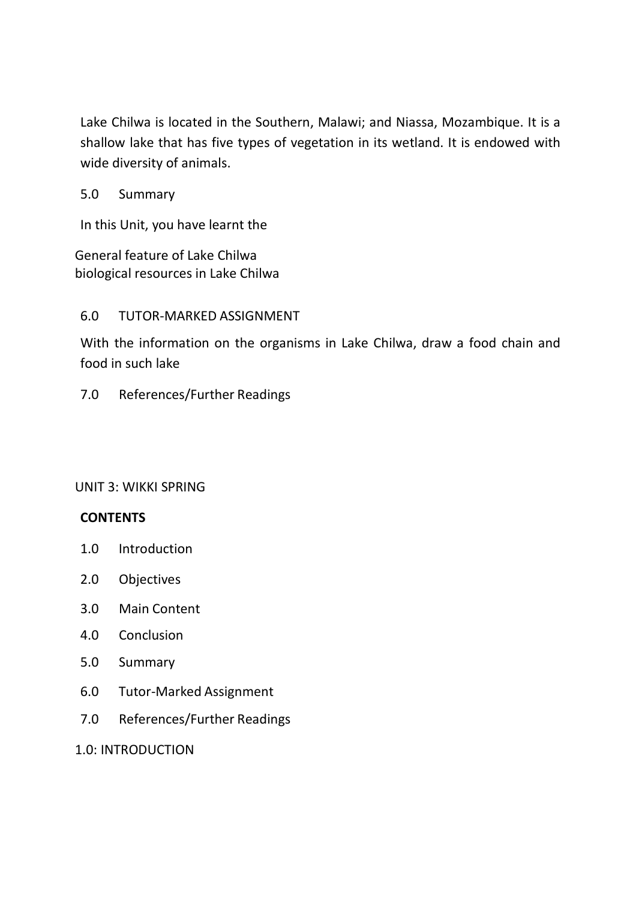Lake Chilwa is located in the Southern, Malawi; and Niassa, Mozambique. It is a shallow lake that has five types of vegetation in its wetland. It is endowed with wide diversity of animals.

## 5.0 Summary

In this Unit, you have learnt the

General feature of Lake Chilwa
biological resources in Lake Chilwa

## 6.0 TUTOR-MARKED ASSIGNMENT

With the information on the organisms in Lake Chilwa, draw a food chain and food in such lake

## 7.0 References/Further Readings

# UNIT 3: WIKKI SPRING

**CONTENTS**

1.0 Introduction

2.0 Objectives

3.0 Main Content

4.0 Conclusion

5.0 Summary

6.0 Tutor-Marked Assignment

7.0 References/Further Readings

## 1.0: INTRODUCTION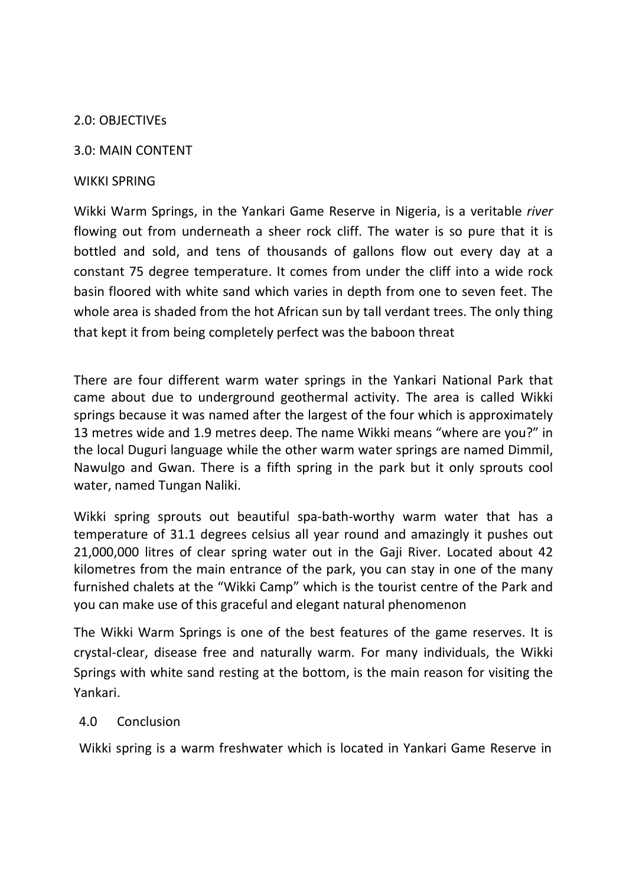## 2.0: OBJECTIVEs

## 3.0: MAIN CONTENT

### WIKKI SPRING

Wikki Warm Springs, in the Yankari Game Reserve in Nigeria, is a veritable *river* flowing out from underneath a sheer rock cliff. The water is so pure that it is bottled and sold, and tens of thousands of gallons flow out every day at a constant 75 degree temperature. It comes from under the cliff into a wide rock basin floored with white sand which varies in depth from one to seven feet. The whole area is shaded from the hot African sun by tall verdant trees. The only thing that kept it from being completely perfect was the baboon threat

There are four different warm water springs in the Yankari National Park that came about due to underground geothermal activity. The area is called Wikki springs because it was named after the largest of the four which is approximately 13 metres wide and 1.9 metres deep. The name Wikki means "where are you?" in the local Duguri language while the other warm water springs are named Dimmil, Nawulgo and Gwan. There is a fifth spring in the park but it only sprouts cool water, named Tungan Naliki.

Wikki spring sprouts out beautiful spa-bath-worthy warm water that has a temperature of 31.1 degrees celsius all year round and amazingly it pushes out 21,000,000 litres of clear spring water out in the Gaji River. Located about 42 kilometres from the main entrance of the park, you can stay in one of the many furnished chalets at the "Wikki Camp" which is the tourist centre of the Park and you can make use of this graceful and elegant natural phenomenon

The Wikki Warm Springs is one of the best features of the game reserves. It is crystal-clear, disease free and naturally warm. For many individuals, the Wikki Springs with white sand resting at the bottom, is the main reason for visiting the Yankari.

## 4.0 Conclusion

Wikki spring is a warm freshwater which is located in Yankari Game Reserve in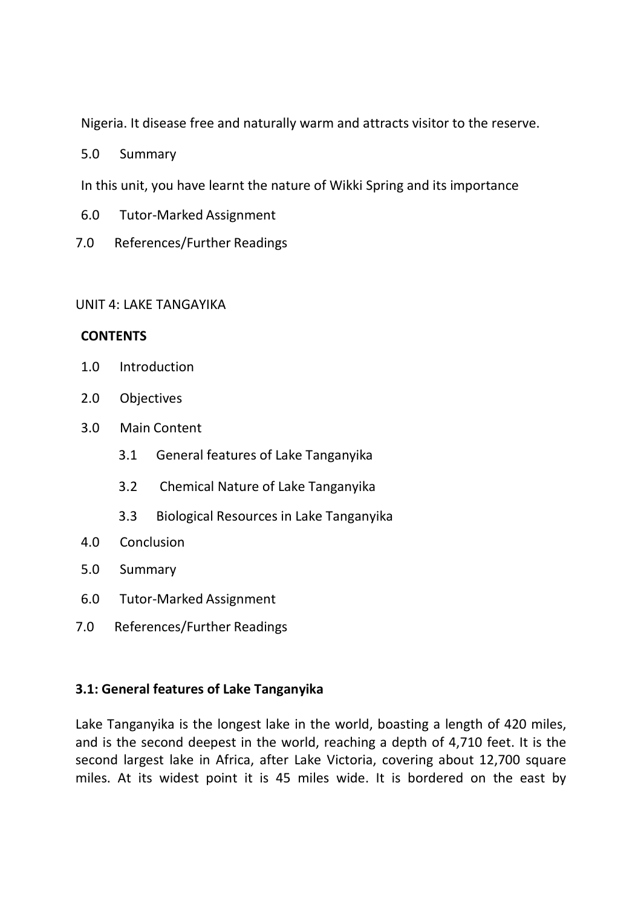Nigeria. It disease free and naturally warm and attracts visitor to the reserve.

5.0 Summary

In this unit, you have learnt the nature of Wikki Spring and its importance

6.0 Tutor-Marked Assignment

7.0 References/Further Readings

## UNIT 4: LAKE TANGAYIKA

**CONTENTS**

- 1.0 Introduction
- 2.0 Objectives
- 3.0 Main Content
  - 3.1 General features of Lake Tanganyika
  - 3.2 Chemical Nature of Lake Tanganyika
  - 3.3 Biological Resources in Lake Tanganyika
- 4.0 Conclusion
- 5.0 Summary
- 6.0 Tutor-Marked Assignment
- 7.0 References/Further Readings

### 3.1: General features of Lake Tanganyika

Lake Tanganyika is the longest lake in the world, boasting a length of 420 miles, and is the second deepest in the world, reaching a depth of 4,710 feet. It is the second largest lake in Africa, after Lake Victoria, covering about 12,700 square miles. At its widest point it is 45 miles wide. It is bordered on the east by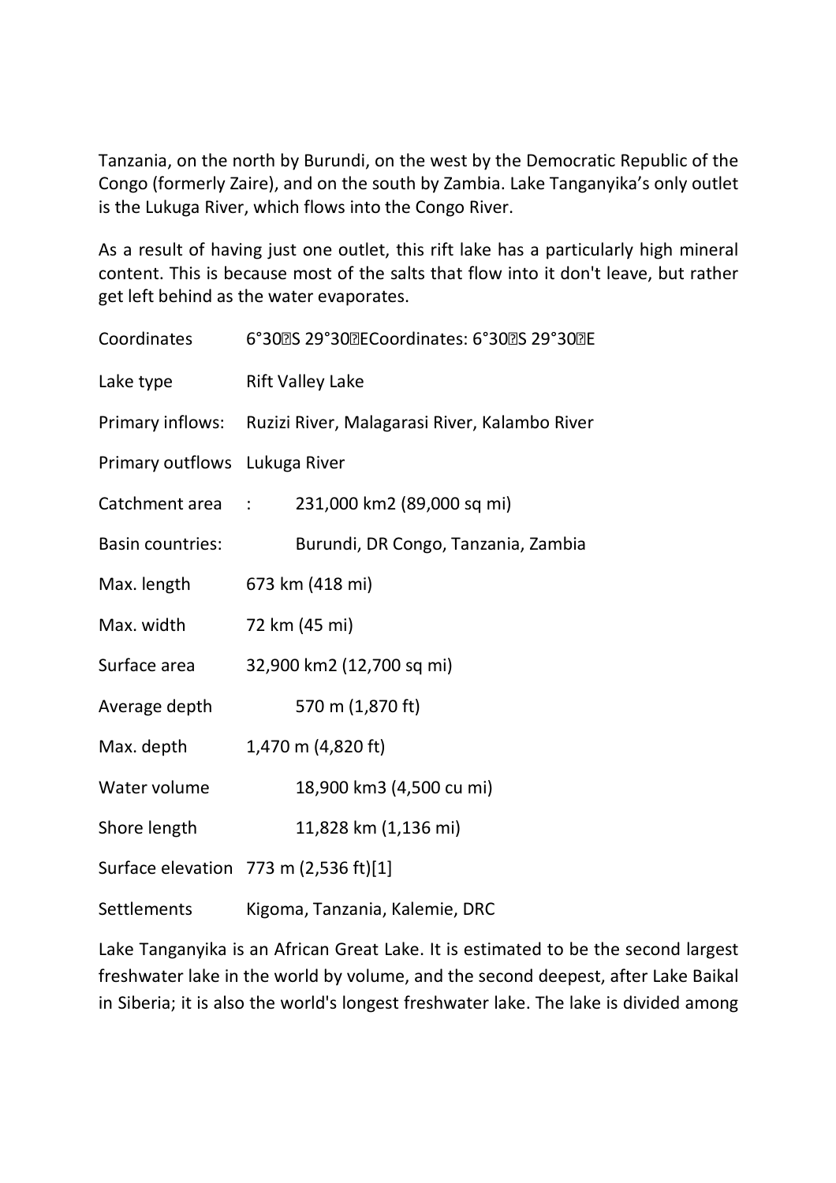Tanzania, on the north by Burundi, on the west by the Democratic Republic of the Congo (formerly Zaire), and on the south by Zambia. Lake Tanganyika's only outlet is the Lukuga River, which flows into the Congo River.

As a result of having just one outlet, this rift lake has a particularly high mineral content. This is because most of the salts that flow into it don't leave, but rather get left behind as the water evaporates.

| | |
|---|---|
| Coordinates | 6°30′S 29°30′ECoordinates: 6°30′S 29°30′E |
| Lake type | Rift Valley Lake |
| Primary inflows: | Ruzizi River, Malagarasi River, Kalambo River |
| Primary outflows | Lukuga River |
| Catchment area : | 231,000 km2 (89,000 sq mi) |
| Basin countries: | Burundi, DR Congo, Tanzania, Zambia |
| Max. length | 673 km (418 mi) |
| Max. width | 72 km (45 mi) |
| Surface area | 32,900 km2 (12,700 sq mi) |
| Average depth | 570 m (1,870 ft) |
| Max. depth | 1,470 m (4,820 ft) |
| Water volume | 18,900 km3 (4,500 cu mi) |
| Shore length | 11,828 km (1,136 mi) |
| Surface elevation | 773 m (2,536 ft)[1] |
| Settlements | Kigoma, Tanzania, Kalemie, DRC |

Lake Tanganyika is an African Great Lake. It is estimated to be the second largest freshwater lake in the world by volume, and the second deepest, after Lake Baikal in Siberia; it is also the world's longest freshwater lake. The lake is divided among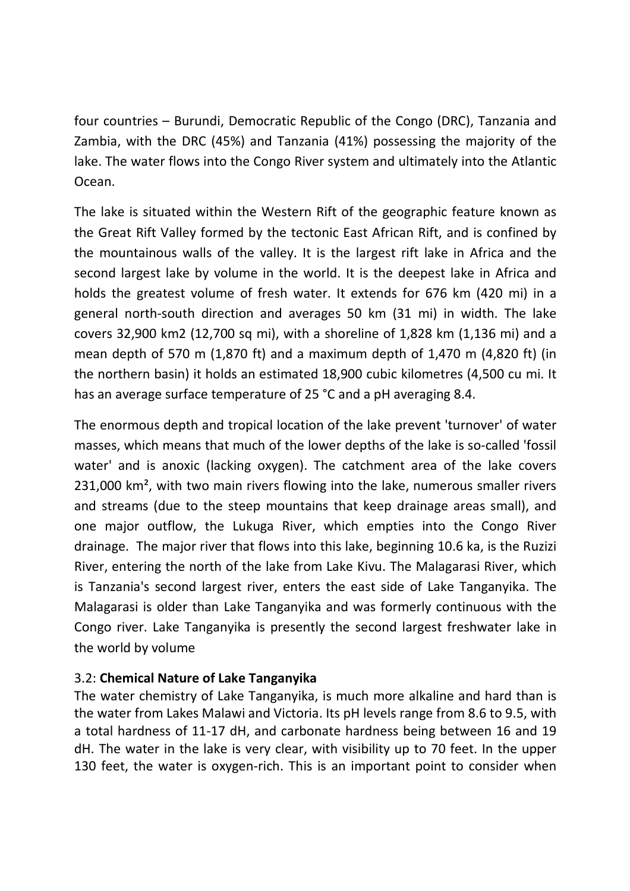four countries – Burundi, Democratic Republic of the Congo (DRC), Tanzania and Zambia, with the DRC (45%) and Tanzania (41%) possessing the majority of the lake. The water flows into the Congo River system and ultimately into the Atlantic Ocean.

The lake is situated within the Western Rift of the geographic feature known as the Great Rift Valley formed by the tectonic East African Rift, and is confined by the mountainous walls of the valley. It is the largest rift lake in Africa and the second largest lake by volume in the world. It is the deepest lake in Africa and holds the greatest volume of fresh water. It extends for 676 km (420 mi) in a general north-south direction and averages 50 km (31 mi) in width. The lake covers 32,900 km2 (12,700 sq mi), with a shoreline of 1,828 km (1,136 mi) and a mean depth of 570 m (1,870 ft) and a maximum depth of 1,470 m (4,820 ft) (in the northern basin) it holds an estimated 18,900 cubic kilometres (4,500 cu mi. It has an average surface temperature of 25 °C and a pH averaging 8.4.

The enormous depth and tropical location of the lake prevent 'turnover' of water masses, which means that much of the lower depths of the lake is so-called 'fossil water' and is anoxic (lacking oxygen). The catchment area of the lake covers 231,000 km², with two main rivers flowing into the lake, numerous smaller rivers and streams (due to the steep mountains that keep drainage areas small), and one major outflow, the Lukuga River, which empties into the Congo River drainage. The major river that flows into this lake, beginning 10.6 ka, is the Ruzizi River, entering the north of the lake from Lake Kivu. The Malagarasi River, which is Tanzania's second largest river, enters the east side of Lake Tanganyika. The Malagarasi is older than Lake Tanganyika and was formerly continuous with the Congo river. Lake Tanganyika is presently the second largest freshwater lake in the world by volume

### 3.2: **Chemical Nature of Lake Tanganyika**

The water chemistry of Lake Tanganyika, is much more alkaline and hard than is the water from Lakes Malawi and Victoria. Its pH levels range from 8.6 to 9.5, with a total hardness of 11-17 dH, and carbonate hardness being between 16 and 19 dH. The water in the lake is very clear, with visibility up to 70 feet. In the upper 130 feet, the water is oxygen-rich. This is an important point to consider when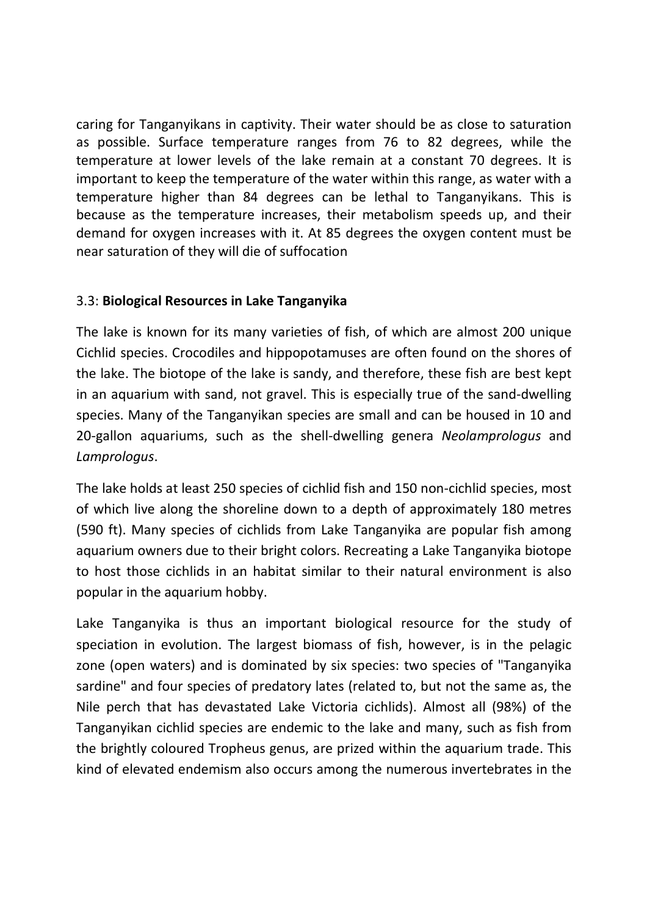caring for Tanganyikans in captivity. Their water should be as close to saturation as possible. Surface temperature ranges from 76 to 82 degrees, while the temperature at lower levels of the lake remain at a constant 70 degrees. It is important to keep the temperature of the water within this range, as water with a temperature higher than 84 degrees can be lethal to Tanganyikans. This is because as the temperature increases, their metabolism speeds up, and their demand for oxygen increases with it. At 85 degrees the oxygen content must be near saturation of they will die of suffocation

### 3.3: **Biological Resources in Lake Tanganyika**

The lake is known for its many varieties of fish, of which are almost 200 unique Cichlid species. Crocodiles and hippopotamuses are often found on the shores of the lake. The biotope of the lake is sandy, and therefore, these fish are best kept in an aquarium with sand, not gravel. This is especially true of the sand-dwelling species. Many of the Tanganyikan species are small and can be housed in 10 and 20-gallon aquariums, such as the shell-dwelling genera *Neolamprologus* and *Lamprologus*.

The lake holds at least 250 species of cichlid fish and 150 non-cichlid species, most of which live along the shoreline down to a depth of approximately 180 metres (590 ft). Many species of cichlids from Lake Tanganyika are popular fish among aquarium owners due to their bright colors. Recreating a Lake Tanganyika biotope to host those cichlids in an habitat similar to their natural environment is also popular in the aquarium hobby.

Lake Tanganyika is thus an important biological resource for the study of speciation in evolution. The largest biomass of fish, however, is in the pelagic zone (open waters) and is dominated by six species: two species of "Tanganyika sardine" and four species of predatory lates (related to, but not the same as, the Nile perch that has devastated Lake Victoria cichlids). Almost all (98%) of the Tanganyikan cichlid species are endemic to the lake and many, such as fish from the brightly coloured Tropheus genus, are prized within the aquarium trade. This kind of elevated endemism also occurs among the numerous invertebrates in the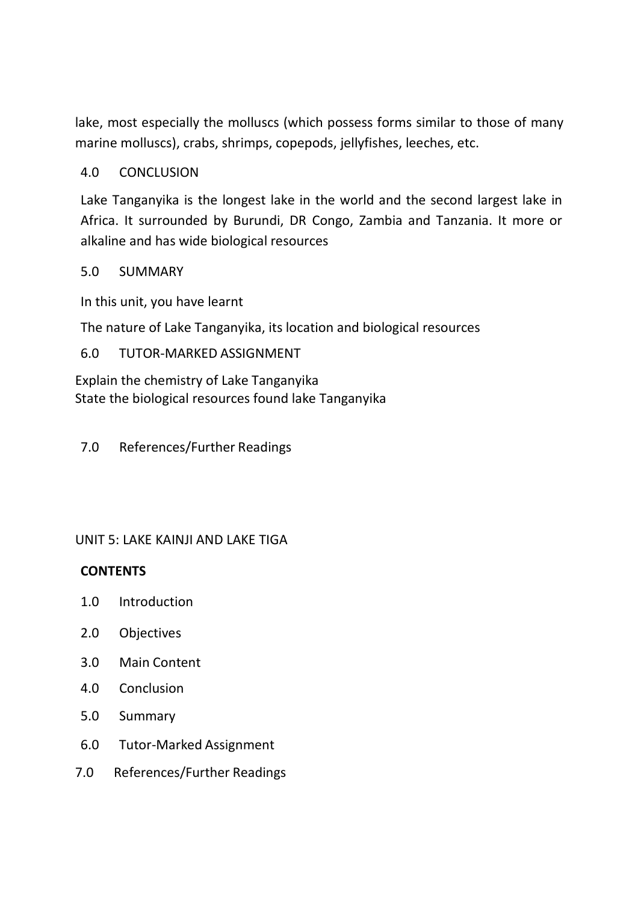lake, most especially the molluscs (which possess forms similar to those of many marine molluscs), crabs, shrimps, copepods, jellyfishes, leeches, etc.

## 4.0 CONCLUSION

Lake Tanganyika is the longest lake in the world and the second largest lake in Africa. It surrounded by Burundi, DR Congo, Zambia and Tanzania. It more or alkaline and has wide biological resources

## 5.0 SUMMARY

In this unit, you have learnt

The nature of Lake Tanganyika, its location and biological resources

## 6.0 TUTOR-MARKED ASSIGNMENT

Explain the chemistry of Lake Tanganyika
State the biological resources found lake Tanganyika

## 7.0 References/Further Readings

# UNIT 5: LAKE KAINJI AND LAKE TIGA

**CONTENTS**

1.0 Introduction
2.0 Objectives
3.0 Main Content
4.0 Conclusion
5.0 Summary
6.0 Tutor-Marked Assignment
7.0 References/Further Readings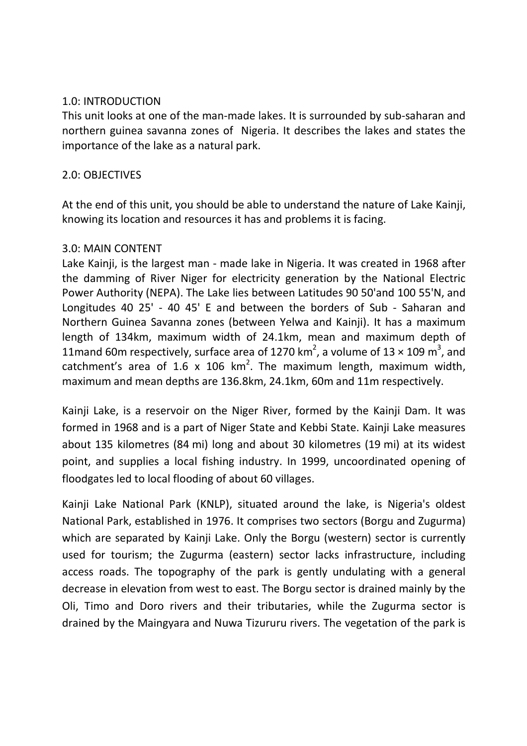## 1.0: INTRODUCTION

This unit looks at one of the man-made lakes. It is surrounded by sub-saharan and northern guinea savanna zones of Nigeria. It describes the lakes and states the importance of the lake as a natural park.

## 2.0: OBJECTIVES

At the end of this unit, you should be able to understand the nature of Lake Kainji, knowing its location and resources it has and problems it is facing.

## 3.0: MAIN CONTENT

Lake Kainji, is the largest man - made lake in Nigeria. It was created in 1968 after the damming of River Niger for electricity generation by the National Electric Power Authority (NEPA). The Lake lies between Latitudes 90 50'and 100 55'N, and Longitudes 40 25' - 40 45' E and between the borders of Sub - Saharan and Northern Guinea Savanna zones (between Yelwa and Kainji). It has a maximum length of 134km, maximum width of 24.1km, mean and maximum depth of 11mand 60m respectively, surface area of 1270 $km^2$, a volume of 13 × 109 $m^3$, and catchment's area of 1.6 x 106 $km^2$. The maximum length, maximum width, maximum and mean depths are 136.8km, 24.1km, 60m and 11m respectively.

Kainji Lake, is a reservoir on the Niger River, formed by the Kainji Dam. It was formed in 1968 and is a part of Niger State and Kebbi State. Kainji Lake measures about 135 kilometres (84 mi) long and about 30 kilometres (19 mi) at its widest point, and supplies a local fishing industry. In 1999, uncoordinated opening of floodgates led to local flooding of about 60 villages.

Kainji Lake National Park (KNLP), situated around the lake, is Nigeria's oldest National Park, established in 1976. It comprises two sectors (Borgu and Zugurma) which are separated by Kainji Lake. Only the Borgu (western) sector is currently used for tourism; the Zugurma (eastern) sector lacks infrastructure, including access roads. The topography of the park is gently undulating with a general decrease in elevation from west to east. The Borgu sector is drained mainly by the Oli, Timo and Doro rivers and their tributaries, while the Zugurma sector is drained by the Maingyara and Nuwa Tizururu rivers. The vegetation of the park is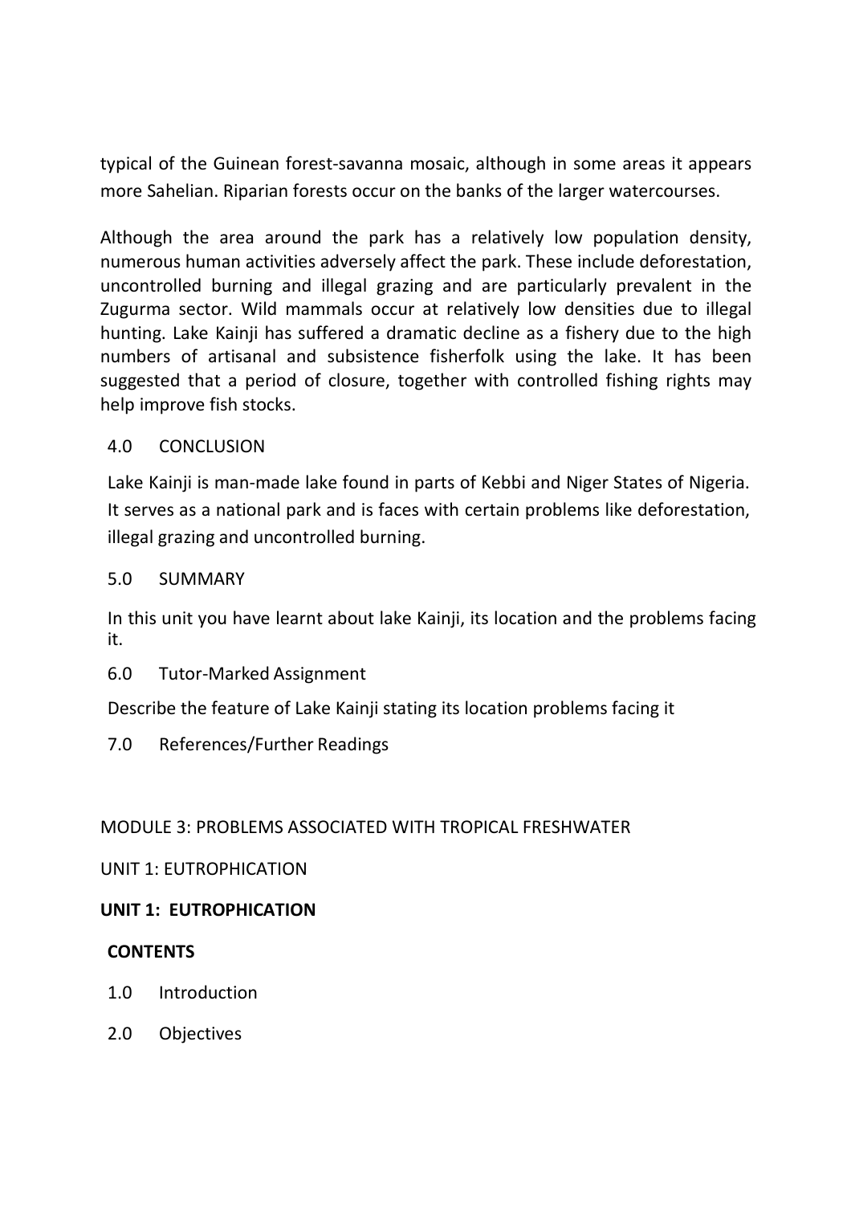typical of the Guinean forest-savanna mosaic, although in some areas it appears more Sahelian. Riparian forests occur on the banks of the larger watercourses.

Although the area around the park has a relatively low population density, numerous human activities adversely affect the park. These include deforestation, uncontrolled burning and illegal grazing and are particularly prevalent in the Zugurma sector. Wild mammals occur at relatively low densities due to illegal hunting. Lake Kainji has suffered a dramatic decline as a fishery due to the high numbers of artisanal and subsistence fisherfolk using the lake. It has been suggested that a period of closure, together with controlled fishing rights may help improve fish stocks.

## 4.0 CONCLUSION

Lake Kainji is man-made lake found in parts of Kebbi and Niger States of Nigeria. It serves as a national park and is faces with certain problems like deforestation, illegal grazing and uncontrolled burning.

## 5.0 SUMMARY

In this unit you have learnt about lake Kainji, its location and the problems facing it.

## 6.0 Tutor-Marked Assignment

Describe the feature of Lake Kainji stating its location problems facing it

## 7.0 References/Further Readings

# MODULE 3: PROBLEMS ASSOCIATED WITH TROPICAL FRESHWATER

UNIT 1: EUTROPHICATION

## UNIT 1: EUTROPHICATION

**CONTENTS**

1.0 Introduction

2.0 Objectives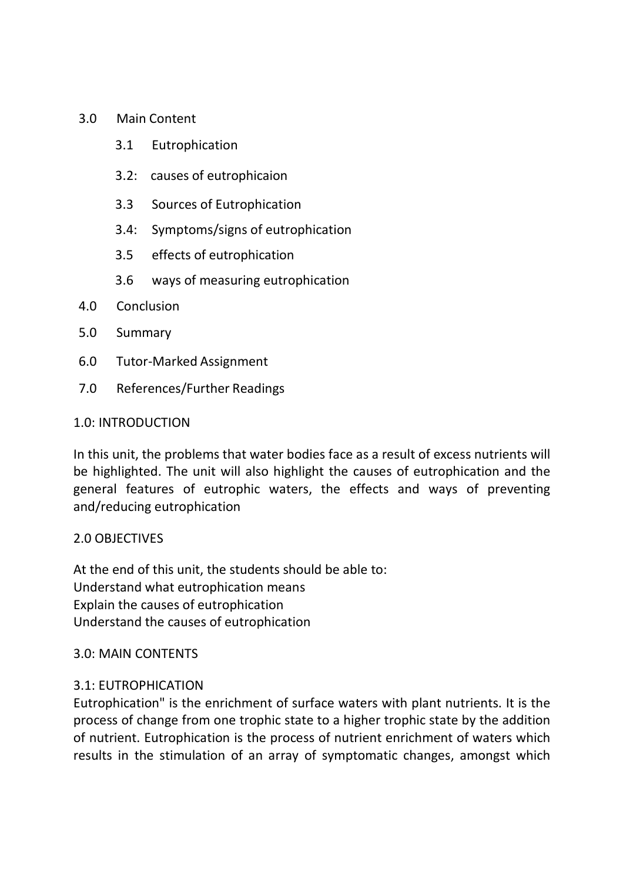3.0 Main Content

- 3.1 Eutrophication
- 3.2: causes of eutrophicaion
- 3.3 Sources of Eutrophication
- 3.4: Symptoms/signs of eutrophication
- 3.5 effects of eutrophication
- 3.6 ways of measuring eutrophication

4.0 Conclusion

5.0 Summary

6.0 Tutor-Marked Assignment

7.0 References/Further Readings

## 1.0: INTRODUCTION

In this unit, the problems that water bodies face as a result of excess nutrients will be highlighted. The unit will also highlight the causes of eutrophication and the general features of eutrophic waters, the effects and ways of preventing and/reducing eutrophication

## 2.0 OBJECTIVES

At the end of this unit, the students should be able to:
Understand what eutrophication means
Explain the causes of eutrophication
Understand the causes of eutrophication

## 3.0: MAIN CONTENTS

### 3.1: EUTROPHICATION

Eutrophication" is the enrichment of surface waters with plant nutrients. It is the process of change from one trophic state to a higher trophic state by the addition of nutrient. Eutrophication is the process of nutrient enrichment of waters which results in the stimulation of an array of symptomatic changes, amongst which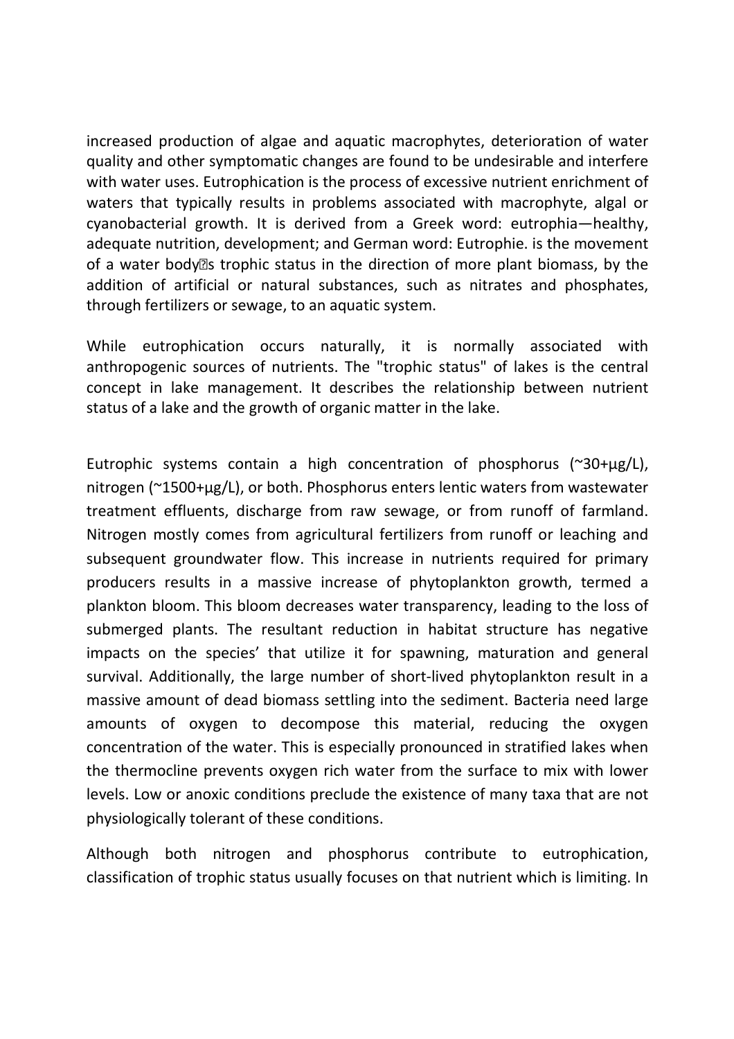increased production of algae and aquatic macrophytes, deterioration of water quality and other symptomatic changes are found to be undesirable and interfere with water uses. Eutrophication is the process of excessive nutrient enrichment of waters that typically results in problems associated with macrophyte, algal or cyanobacterial growth. It is derived from a Greek word: eutrophia—healthy, adequate nutrition, development; and German word: Eutrophie. is the movement of a water body�s trophic status in the direction of more plant biomass, by the addition of artificial or natural substances, such as nitrates and phosphates, through fertilizers or sewage, to an aquatic system.

While eutrophication occurs naturally, it is normally associated with anthropogenic sources of nutrients. The "trophic status" of lakes is the central concept in lake management. It describes the relationship between nutrient status of a lake and the growth of organic matter in the lake.

Eutrophic systems contain a high concentration of phosphorus (~30+µg/L), nitrogen (~1500+µg/L), or both. Phosphorus enters lentic waters from wastewater treatment effluents, discharge from raw sewage, or from runoff of farmland. Nitrogen mostly comes from agricultural fertilizers from runoff or leaching and subsequent groundwater flow. This increase in nutrients required for primary producers results in a massive increase of phytoplankton growth, termed a plankton bloom. This bloom decreases water transparency, leading to the loss of submerged plants. The resultant reduction in habitat structure has negative impacts on the species' that utilize it for spawning, maturation and general survival. Additionally, the large number of short-lived phytoplankton result in a massive amount of dead biomass settling into the sediment. Bacteria need large amounts of oxygen to decompose this material, reducing the oxygen concentration of the water. This is especially pronounced in stratified lakes when the thermocline prevents oxygen rich water from the surface to mix with lower levels. Low or anoxic conditions preclude the existence of many taxa that are not physiologically tolerant of these conditions.

Although both nitrogen and phosphorus contribute to eutrophication, classification of trophic status usually focuses on that nutrient which is limiting. In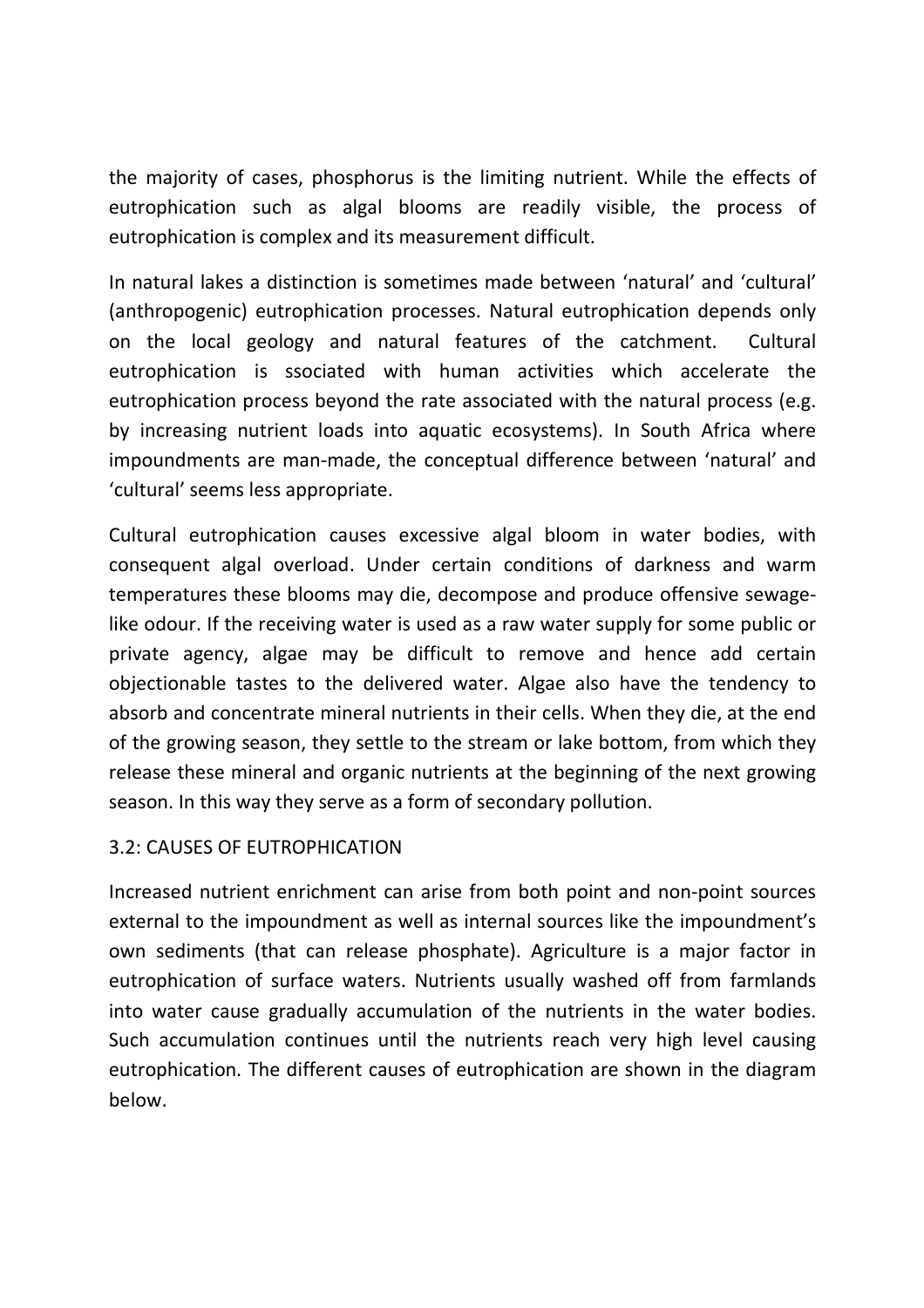the majority of cases, phosphorus is the limiting nutrient. While the effects of eutrophication such as algal blooms are readily visible, the process of eutrophication is complex and its measurement difficult.

In natural lakes a distinction is sometimes made between 'natural' and 'cultural' (anthropogenic) eutrophication processes. Natural eutrophication depends only on the local geology and natural features of the catchment. Cultural eutrophication is ssociated with human activities which accelerate the eutrophication process beyond the rate associated with the natural process (e.g. by increasing nutrient loads into aquatic ecosystems). In South Africa where impoundments are man-made, the conceptual difference between 'natural' and 'cultural' seems less appropriate.

Cultural eutrophication causes excessive algal bloom in water bodies, with consequent algal overload. Under certain conditions of darkness and warm temperatures these blooms may die, decompose and produce offensive sewage-like odour. If the receiving water is used as a raw water supply for some public or private agency, algae may be difficult to remove and hence add certain objectionable tastes to the delivered water. Algae also have the tendency to absorb and concentrate mineral nutrients in their cells. When they die, at the end of the growing season, they settle to the stream or lake bottom, from which they release these mineral and organic nutrients at the beginning of the next growing season. In this way they serve as a form of secondary pollution.

## 3.2: CAUSES OF EUTROPHICATION

Increased nutrient enrichment can arise from both point and non-point sources external to the impoundment as well as internal sources like the impoundment's own sediments (that can release phosphate). Agriculture is a major factor in eutrophication of surface waters. Nutrients usually washed off from farmlands into water cause gradually accumulation of the nutrients in the water bodies. Such accumulation continues until the nutrients reach very high level causing eutrophication. The different causes of eutrophication are shown in the diagram below.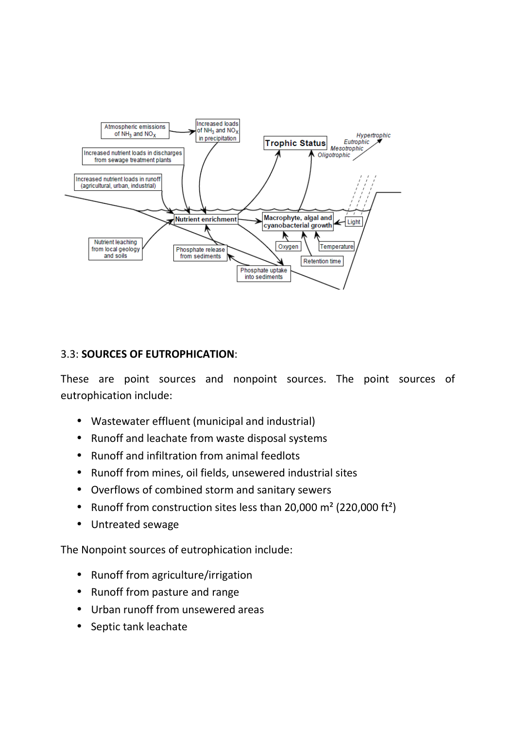3.3: **SOURCES OF EUTROPHICATION**:

These are point sources and nonpoint sources. The point sources of eutrophication include:

- Wastewater effluent (municipal and industrial)
- Runoff and leachate from waste disposal systems
- Runoff and infiltration from animal feedlots
- Runoff from mines, oil fields, unsewered industrial sites
- Overflows of combined storm and sanitary sewers
- Runoff from construction sites less than 20,000 m² (220,000 ft²)
- Untreated sewage

The Nonpoint sources of eutrophication include:

- Runoff from agriculture/irrigation
- Runoff from pasture and range
- Urban runoff from unsewered areas
- Septic tank leachate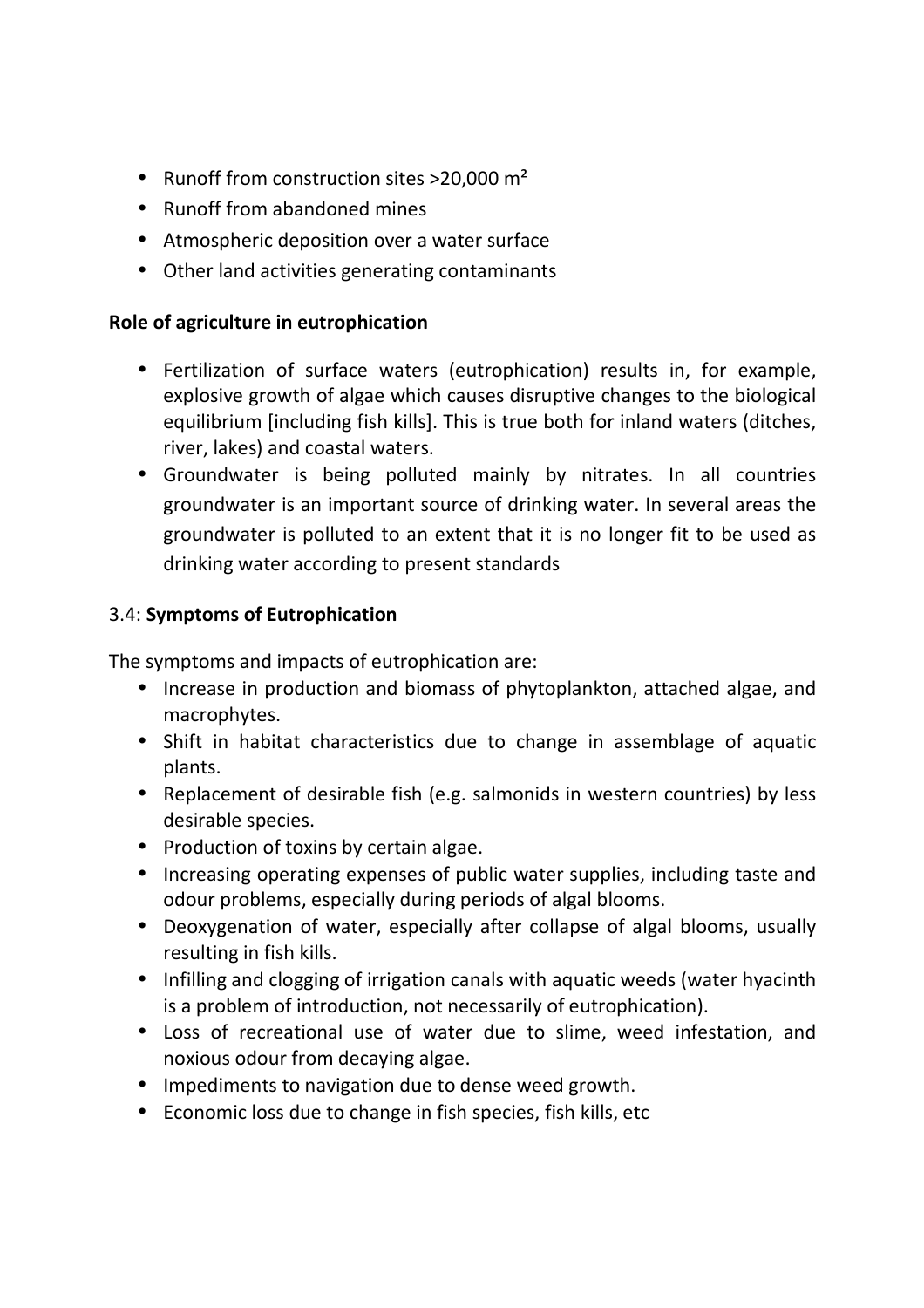- Runoff from construction sites >20,000 m²
- Runoff from abandoned mines
- Atmospheric deposition over a water surface
- Other land activities generating contaminants

**Role of agriculture in eutrophication**

- Fertilization of surface waters (eutrophication) results in, for example, explosive growth of algae which causes disruptive changes to the biological equilibrium [including fish kills]. This is true both for inland waters (ditches, river, lakes) and coastal waters.
- Groundwater is being polluted mainly by nitrates. In all countries groundwater is an important source of drinking water. In several areas the groundwater is polluted to an extent that it is no longer fit to be used as drinking water according to present standards

3.4: **Symptoms of Eutrophication**

The symptoms and impacts of eutrophication are:

- Increase in production and biomass of phytoplankton, attached algae, and macrophytes.
- Shift in habitat characteristics due to change in assemblage of aquatic plants.
- Replacement of desirable fish (e.g. salmonids in western countries) by less desirable species.
- Production of toxins by certain algae.
- Increasing operating expenses of public water supplies, including taste and odour problems, especially during periods of algal blooms.
- Deoxygenation of water, especially after collapse of algal blooms, usually resulting in fish kills.
- Infilling and clogging of irrigation canals with aquatic weeds (water hyacinth is a problem of introduction, not necessarily of eutrophication).
- Loss of recreational use of water due to slime, weed infestation, and noxious odour from decaying algae.
- Impediments to navigation due to dense weed growth.
- Economic loss due to change in fish species, fish kills, etc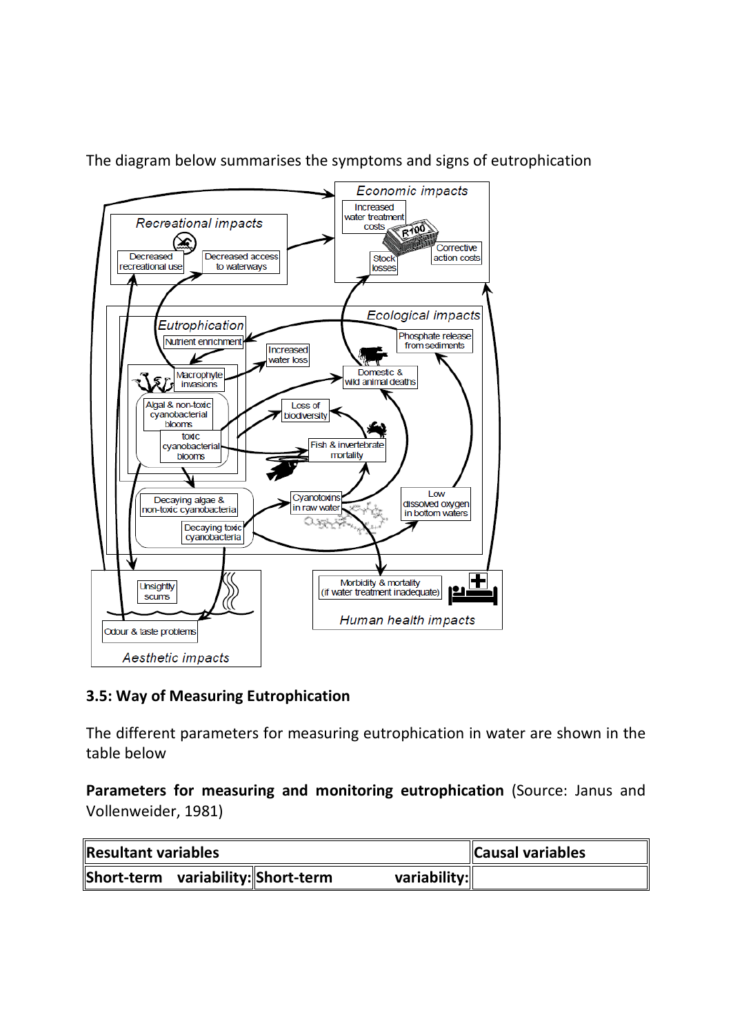The diagram below summarises the symptoms and signs of eutrophication

### 3.5: Way of Measuring Eutrophication

The different parameters for measuring eutrophication in water are shown in the table below

**Parameters for measuring and monitoring eutrophication** (Source: Janus and Vollenweider, 1981)

| **Resultant variables** | | **Causal variables** |
|---|---|---|
| **Short-term variability:** | **Short-term variability:** | |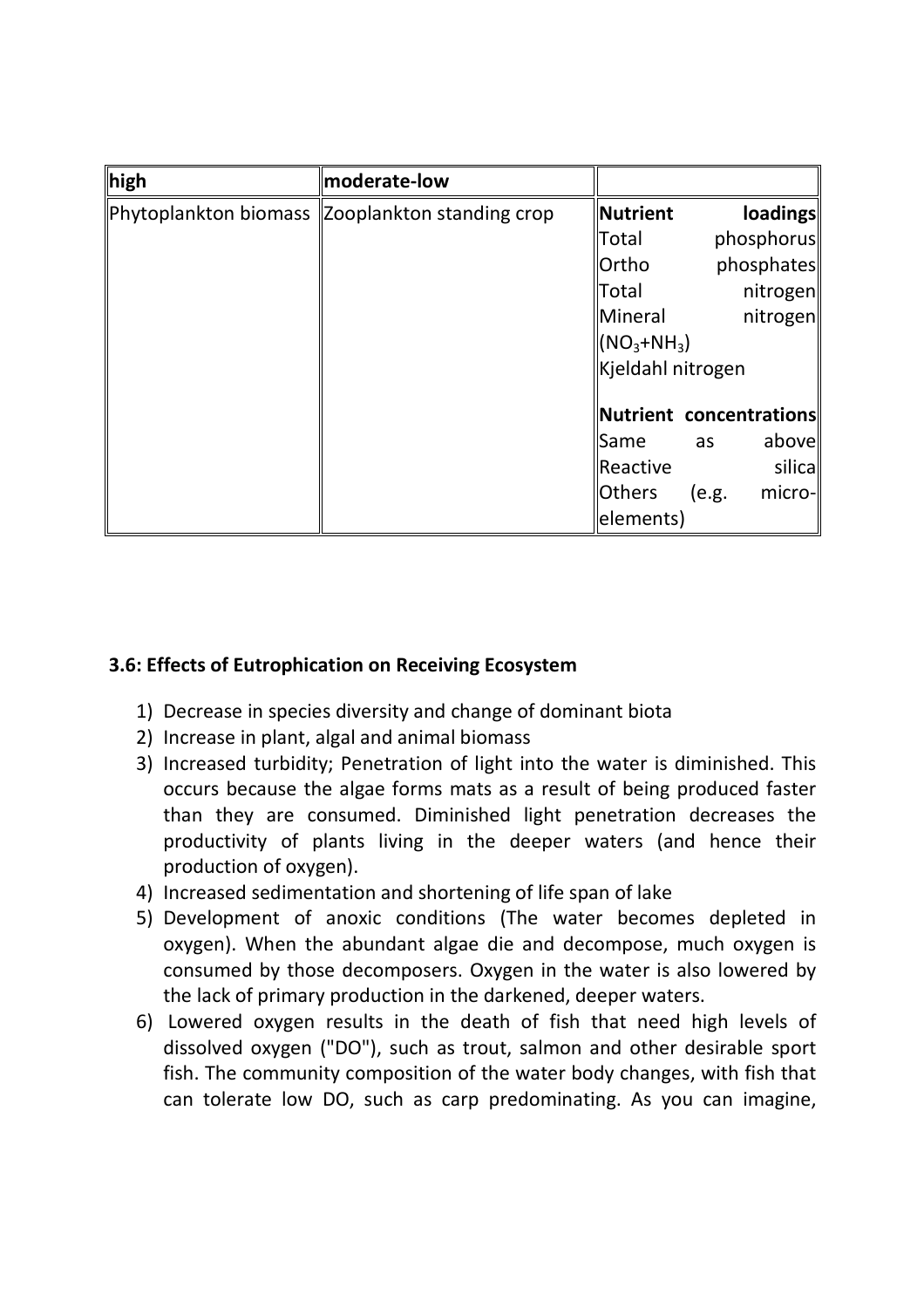| high | moderate-low | |
|---|---|---|
| Phytoplankton biomass | Zooplankton standing crop | **Nutrient loadings**<br>Total phosphorus<br>Ortho phosphates<br>Total nitrogen<br>Mineral nitrogen ($NO_3$+$NH_3$)<br>Kjeldahl nitrogen<br><br>**Nutrient concentrations**<br>Same as above<br>Reactive silica<br>Others (e.g. micro-elements) |

### 3.6: Effects of Eutrophication on Receiving Ecosystem

1) Decrease in species diversity and change of dominant biota
2) Increase in plant, algal and animal biomass
3) Increased turbidity; Penetration of light into the water is diminished. This occurs because the algae forms mats as a result of being produced faster than they are consumed. Diminished light penetration decreases the productivity of plants living in the deeper waters (and hence their production of oxygen).
4) Increased sedimentation and shortening of life span of lake
5) Development of anoxic conditions (The water becomes depleted in oxygen). When the abundant algae die and decompose, much oxygen is consumed by those decomposers. Oxygen in the water is also lowered by the lack of primary production in the darkened, deeper waters.
6) Lowered oxygen results in the death of fish that need high levels of dissolved oxygen ("DO"), such as trout, salmon and other desirable sport fish. The community composition of the water body changes, with fish that can tolerate low DO, such as carp predominating. As you can imagine,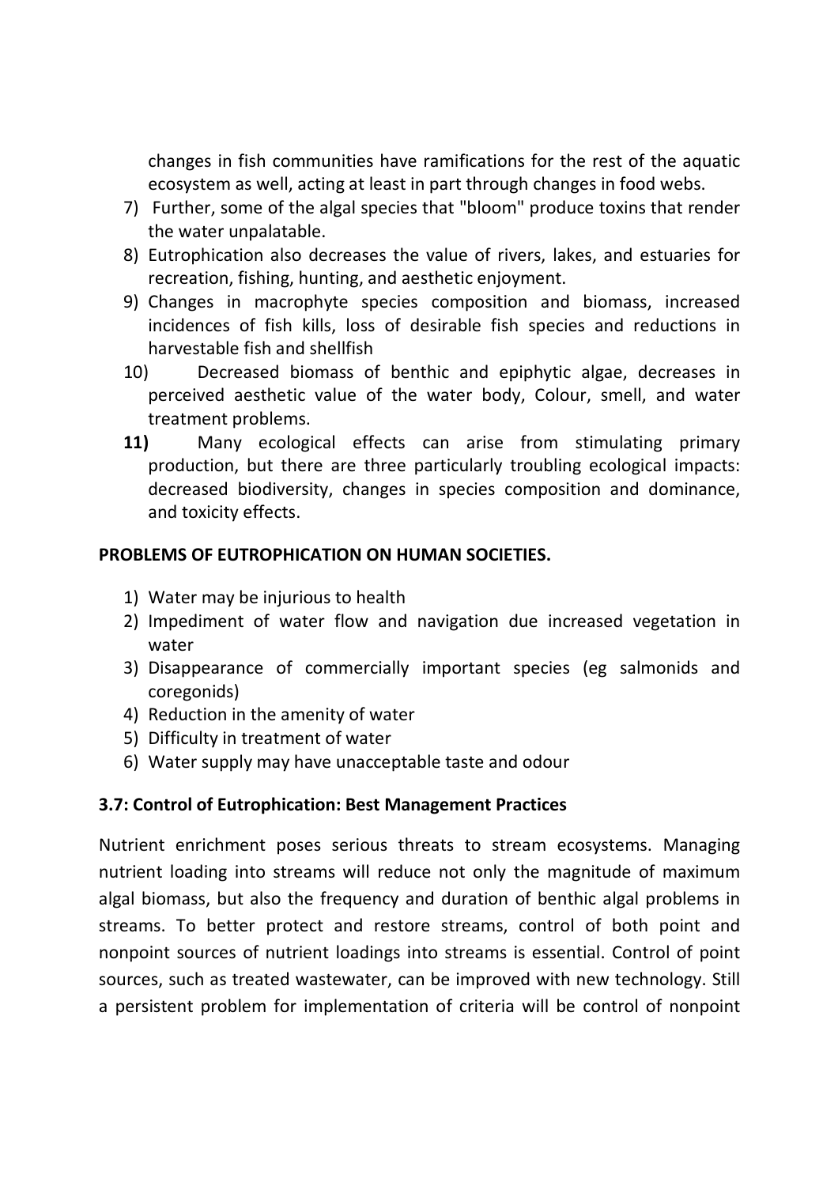changes in fish communities have ramifications for the rest of the aquatic ecosystem as well, acting at least in part through changes in food webs.

7) Further, some of the algal species that "bloom" produce toxins that render the water unpalatable.
8) Eutrophication also decreases the value of rivers, lakes, and estuaries for recreation, fishing, hunting, and aesthetic enjoyment.
9) Changes in macrophyte species composition and biomass, increased incidences of fish kills, loss of desirable fish species and reductions in harvestable fish and shellfish
10) Decreased biomass of benthic and epiphytic algae, decreases in perceived aesthetic value of the water body, Colour, smell, and water treatment problems.
11) Many ecological effects can arise from stimulating primary production, but there are three particularly troubling ecological impacts: decreased biodiversity, changes in species composition and dominance, and toxicity effects.

**PROBLEMS OF EUTROPHICATION ON HUMAN SOCIETIES.**

1) Water may be injurious to health
2) Impediment of water flow and navigation due increased vegetation in water
3) Disappearance of commercially important species (eg salmonids and coregonids)
4) Reduction in the amenity of water
5) Difficulty in treatment of water
6) Water supply may have unacceptable taste and odour

**3.7: Control of Eutrophication: Best Management Practices**

Nutrient enrichment poses serious threats to stream ecosystems. Managing nutrient loading into streams will reduce not only the magnitude of maximum algal biomass, but also the frequency and duration of benthic algal problems in streams. To better protect and restore streams, control of both point and nonpoint sources of nutrient loadings into streams is essential. Control of point sources, such as treated wastewater, can be improved with new technology. Still a persistent problem for implementation of criteria will be control of nonpoint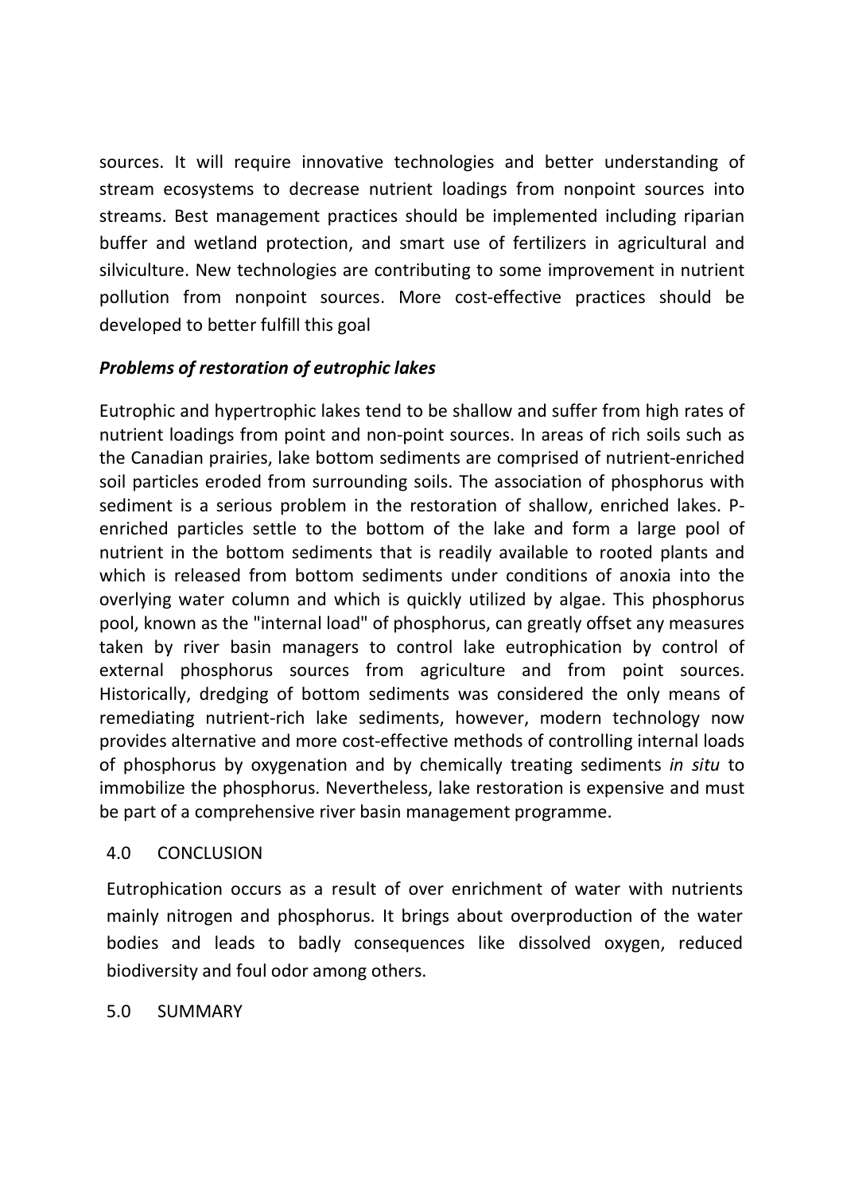sources. It will require innovative technologies and better understanding of stream ecosystems to decrease nutrient loadings from nonpoint sources into streams. Best management practices should be implemented including riparian buffer and wetland protection, and smart use of fertilizers in agricultural and silviculture. New technologies are contributing to some improvement in nutrient pollution from nonpoint sources. More cost-effective practices should be developed to better fulfill this goal

### *Problems of restoration of eutrophic lakes*

Eutrophic and hypertrophic lakes tend to be shallow and suffer from high rates of nutrient loadings from point and non-point sources. In areas of rich soils such as the Canadian prairies, lake bottom sediments are comprised of nutrient-enriched soil particles eroded from surrounding soils. The association of phosphorus with sediment is a serious problem in the restoration of shallow, enriched lakes. P-enriched particles settle to the bottom of the lake and form a large pool of nutrient in the bottom sediments that is readily available to rooted plants and which is released from bottom sediments under conditions of anoxia into the overlying water column and which is quickly utilized by algae. This phosphorus pool, known as the "internal load" of phosphorus, can greatly offset any measures taken by river basin managers to control lake eutrophication by control of external phosphorus sources from agriculture and from point sources. Historically, dredging of bottom sediments was considered the only means of remediating nutrient-rich lake sediments, however, modern technology now provides alternative and more cost-effective methods of controlling internal loads of phosphorus by oxygenation and by chemically treating sediments *in situ* to immobilize the phosphorus. Nevertheless, lake restoration is expensive and must be part of a comprehensive river basin management programme.

## 4.0 CONCLUSION

Eutrophication occurs as a result of over enrichment of water with nutrients mainly nitrogen and phosphorus. It brings about overproduction of the water bodies and leads to badly consequences like dissolved oxygen, reduced biodiversity and foul odor among others.

## 5.0 SUMMARY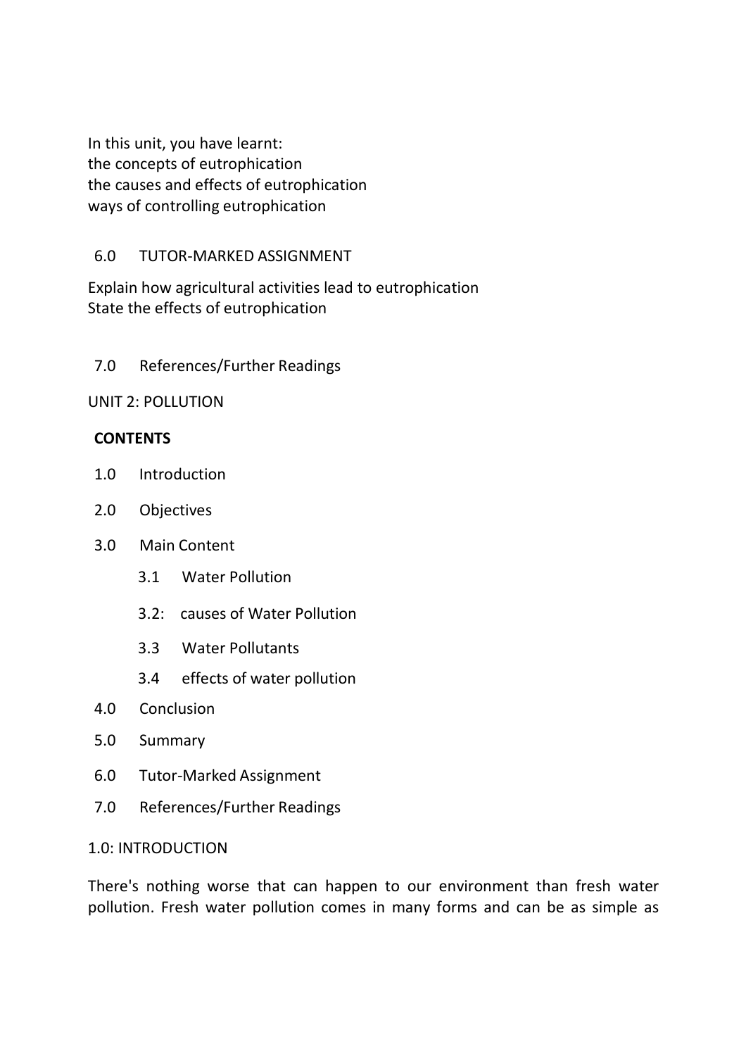In this unit, you have learnt:
the concepts of eutrophication
the causes and effects of eutrophication
ways of controlling eutrophication

## 6.0 TUTOR-MARKED ASSIGNMENT

Explain how agricultural activities lead to eutrophication
State the effects of eutrophication

## 7.0 References/Further Readings

# UNIT 2: POLLUTION

**CONTENTS**

- 1.0 Introduction
- 2.0 Objectives
- 3.0 Main Content
  - 3.1 Water Pollution
  - 3.2: causes of Water Pollution
  - 3.3 Water Pollutants
  - 3.4 effects of water pollution
- 4.0 Conclusion
- 5.0 Summary
- 6.0 Tutor-Marked Assignment
- 7.0 References/Further Readings

## 1.0: INTRODUCTION

There's nothing worse that can happen to our environment than fresh water pollution. Fresh water pollution comes in many forms and can be as simple as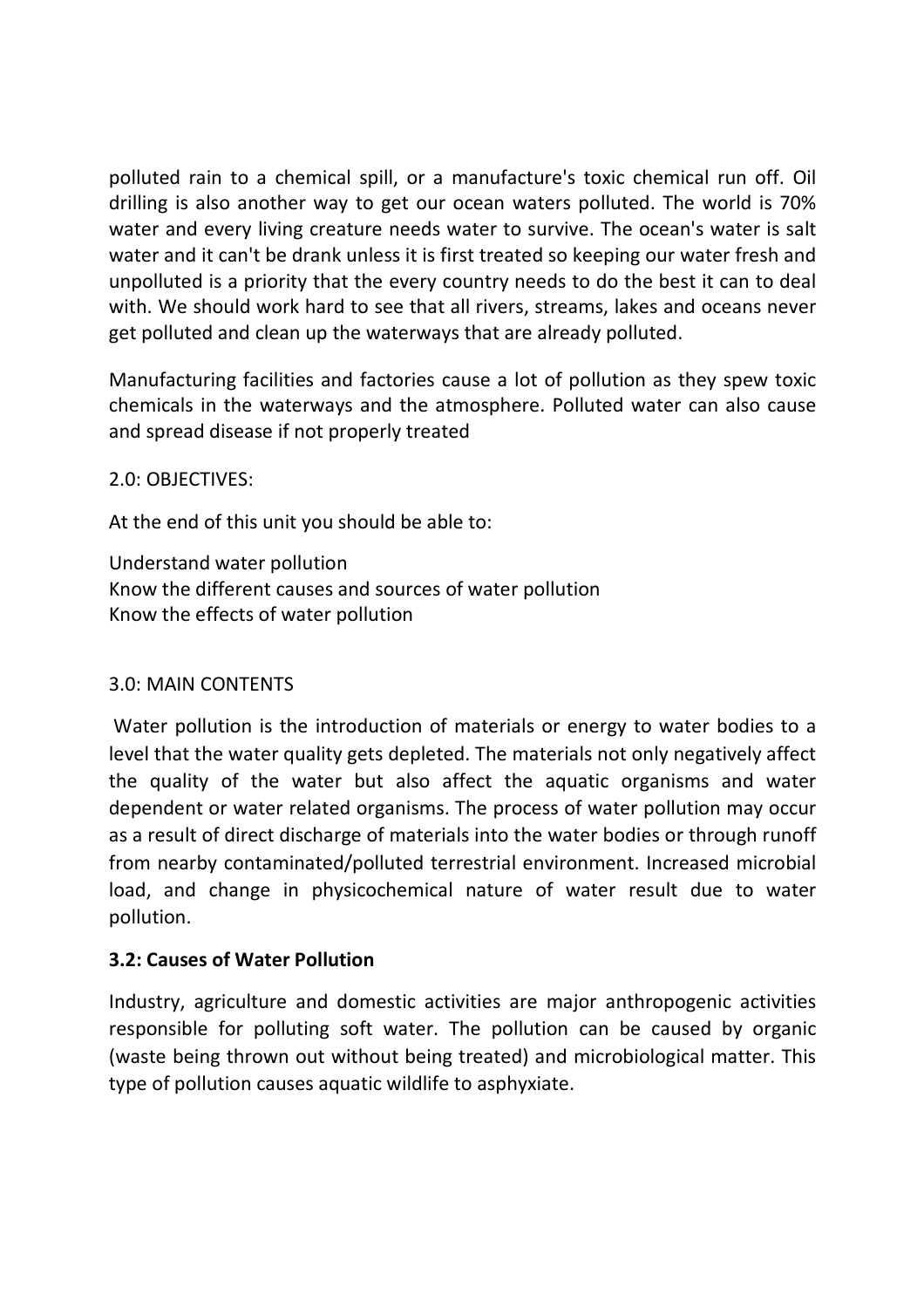polluted rain to a chemical spill, or a manufacture's toxic chemical run off. Oil drilling is also another way to get our ocean waters polluted. The world is 70% water and every living creature needs water to survive. The ocean's water is salt water and it can't be drank unless it is first treated so keeping our water fresh and unpolluted is a priority that the every country needs to do the best it can to deal with. We should work hard to see that all rivers, streams, lakes and oceans never get polluted and clean up the waterways that are already polluted.

Manufacturing facilities and factories cause a lot of pollution as they spew toxic chemicals in the waterways and the atmosphere. Polluted water can also cause and spread disease if not properly treated

2.0: OBJECTIVES:

At the end of this unit you should be able to:

Understand water pollution
Know the different causes and sources of water pollution
Know the effects of water pollution

3.0: MAIN CONTENTS

Water pollution is the introduction of materials or energy to water bodies to a level that the water quality gets depleted. The materials not only negatively affect the quality of the water but also affect the aquatic organisms and water dependent or water related organisms. The process of water pollution may occur as a result of direct discharge of materials into the water bodies or through runoff from nearby contaminated/polluted terrestrial environment. Increased microbial load, and change in physicochemical nature of water result due to water pollution.

**3.2: Causes of Water Pollution**

Industry, agriculture and domestic activities are major anthropogenic activities responsible for polluting soft water. The pollution can be caused by organic (waste being thrown out without being treated) and microbiological matter. This type of pollution causes aquatic wildlife to asphyxiate.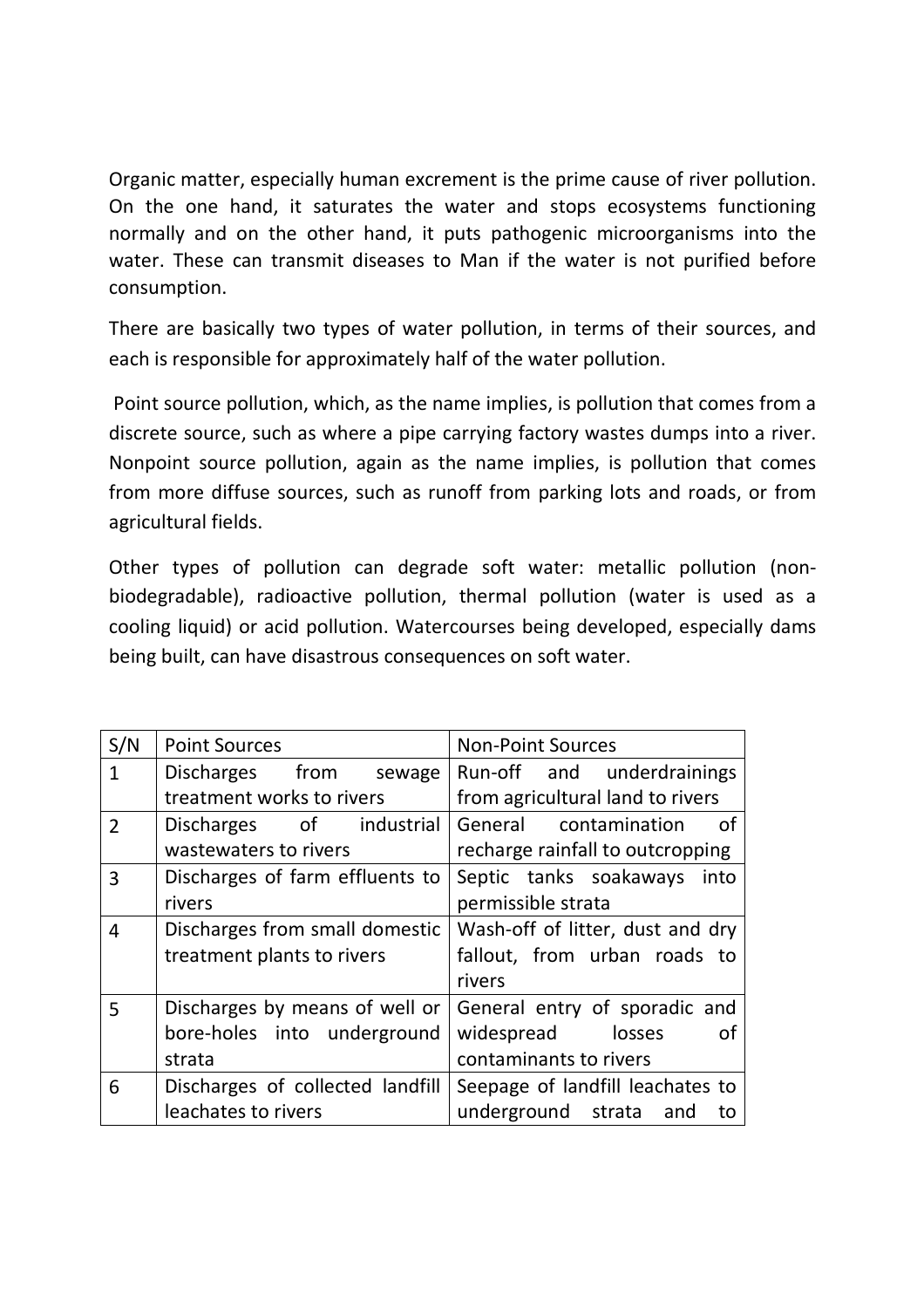Organic matter, especially human excrement is the prime cause of river pollution. On the one hand, it saturates the water and stops ecosystems functioning normally and on the other hand, it puts pathogenic microorganisms into the water. These can transmit diseases to Man if the water is not purified before consumption.

There are basically two types of water pollution, in terms of their sources, and each is responsible for approximately half of the water pollution.

Point source pollution, which, as the name implies, is pollution that comes from a discrete source, such as where a pipe carrying factory wastes dumps into a river. Nonpoint source pollution, again as the name implies, is pollution that comes from more diffuse sources, such as runoff from parking lots and roads, or from agricultural fields.

Other types of pollution can degrade soft water: metallic pollution (non-biodegradable), radioactive pollution, thermal pollution (water is used as a cooling liquid) or acid pollution. Watercourses being developed, especially dams being built, can have disastrous consequences on soft water.

| S/N | Point Sources | Non-Point Sources |
|---|---|---|
| 1 | Discharges from sewage treatment works to rivers | Run-off and underdrainings from agricultural land to rivers |
| 2 | Discharges of industrial wastewaters to rivers | General contamination of recharge rainfall to outcropping |
| 3 | Discharges of farm effluents to rivers | Septic tanks soakaways into permissible strata |
| 4 | Discharges from small domestic treatment plants to rivers | Wash-off of litter, dust and dry fallout, from urban roads to rivers |
| 5 | Discharges by means of well or bore-holes into underground strata | General entry of sporadic and widespread losses of contaminants to rivers |
| 6 | Discharges of collected landfill leachates to rivers | Seepage of landfill leachates to underground strata and to |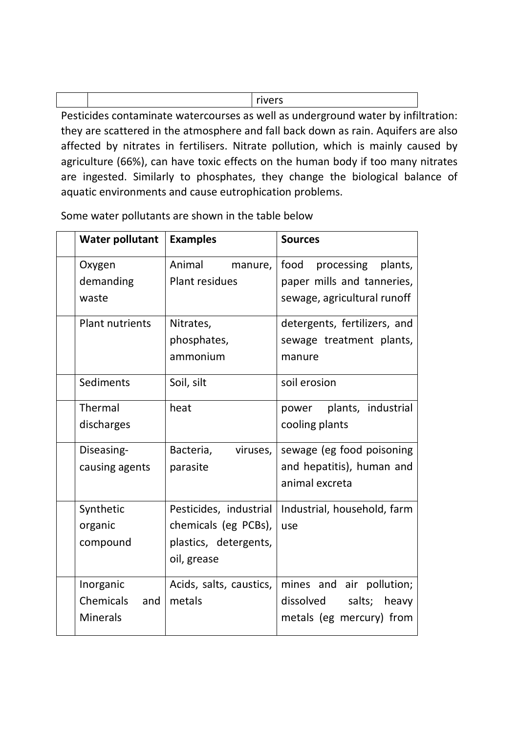| | | rivers |
|---|---|---|

Pesticides contaminate watercourses as well as underground water by infiltration: they are scattered in the atmosphere and fall back down as rain. Aquifers are also affected by nitrates in fertilisers. Nitrate pollution, which is mainly caused by agriculture (66%), can have toxic effects on the human body if too many nitrates are ingested. Similarly to phosphates, they change the biological balance of aquatic environments and cause eutrophication problems.

Some water pollutants are shown in the table below

| | **Water pollutant** | **Examples** | **Sources** |
|---|---|---|---|
| | Oxygen demanding waste | Animal manure, Plant residues | food processing plants, paper mills and tanneries, sewage, agricultural runoff |
| | Plant nutrients | Nitrates, phosphates, ammonium | detergents, fertilizers, and sewage treatment plants, manure |
| | Sediments | Soil, silt | soil erosion |
| | Thermal discharges | heat | power plants, industrial cooling plants |
| | Diseasing-causing agents | Bacteria, viruses, parasite | sewage (eg food poisoning and hepatitis), human and animal excreta |
| | Synthetic organic compound | Pesticides, industrial chemicals (eg PCBs), plastics, detergents, oil, grease | Industrial, household, farm use |
| | Inorganic Chemicals and Minerals | Acids, salts, caustics, metals | mines and air pollution; dissolved salts; heavy metals (eg mercury) from |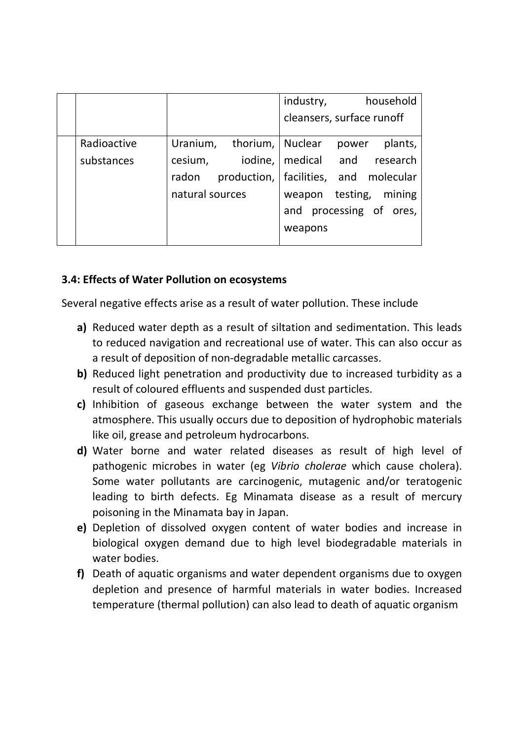| | | | |
|---|---|---|---|
| | | | industry, household cleansers, surface runoff |
| | Radioactive substances | Uranium, thorium, cesium, iodine, radon production, natural sources | Nuclear power plants, medical and research facilities, and molecular weapon testing, mining and processing of ores, weapons |

### 3.4: Effects of Water Pollution on ecosystems

Several negative effects arise as a result of water pollution. These include

**a)** Reduced water depth as a result of siltation and sedimentation. This leads to reduced navigation and recreational use of water. This can also occur as a result of deposition of non-degradable metallic carcasses.

**b)** Reduced light penetration and productivity due to increased turbidity as a result of coloured effluents and suspended dust particles.

**c)** Inhibition of gaseous exchange between the water system and the atmosphere. This usually occurs due to deposition of hydrophobic materials like oil, grease and petroleum hydrocarbons.

**d)** Water borne and water related diseases as result of high level of pathogenic microbes in water (eg *Vibrio cholerae* which cause cholera). Some water pollutants are carcinogenic, mutagenic and/or teratogenic leading to birth defects. Eg Minamata disease as a result of mercury poisoning in the Minamata bay in Japan.

**e)** Depletion of dissolved oxygen content of water bodies and increase in biological oxygen demand due to high level biodegradable materials in water bodies.

**f)** Death of aquatic organisms and water dependent organisms due to oxygen depletion and presence of harmful materials in water bodies. Increased temperature (thermal pollution) can also lead to death of aquatic organism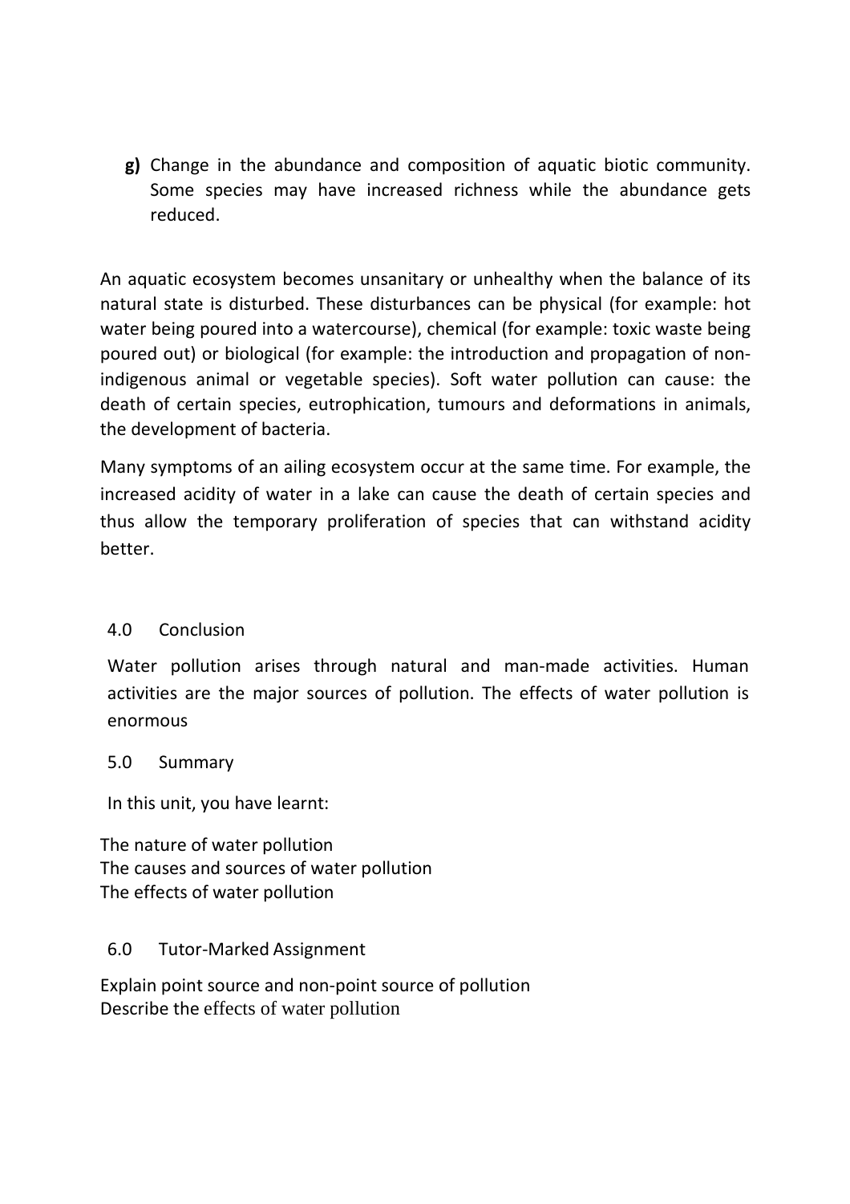**g)** Change in the abundance and composition of aquatic biotic community. Some species may have increased richness while the abundance gets reduced.

An aquatic ecosystem becomes unsanitary or unhealthy when the balance of its natural state is disturbed. These disturbances can be physical (for example: hot water being poured into a watercourse), chemical (for example: toxic waste being poured out) or biological (for example: the introduction and propagation of non-indigenous animal or vegetable species). Soft water pollution can cause: the death of certain species, eutrophication, tumours and deformations in animals, the development of bacteria.

Many symptoms of an ailing ecosystem occur at the same time. For example, the increased acidity of water in a lake can cause the death of certain species and thus allow the temporary proliferation of species that can withstand acidity better.

## 4.0 Conclusion

Water pollution arises through natural and man-made activities. Human activities are the major sources of pollution. The effects of water pollution is enormous

## 5.0 Summary

In this unit, you have learnt:

The nature of water pollution
The causes and sources of water pollution
The effects of water pollution

## 6.0 Tutor-Marked Assignment

Explain point source and non-point source of pollution
Describe the effects of water pollution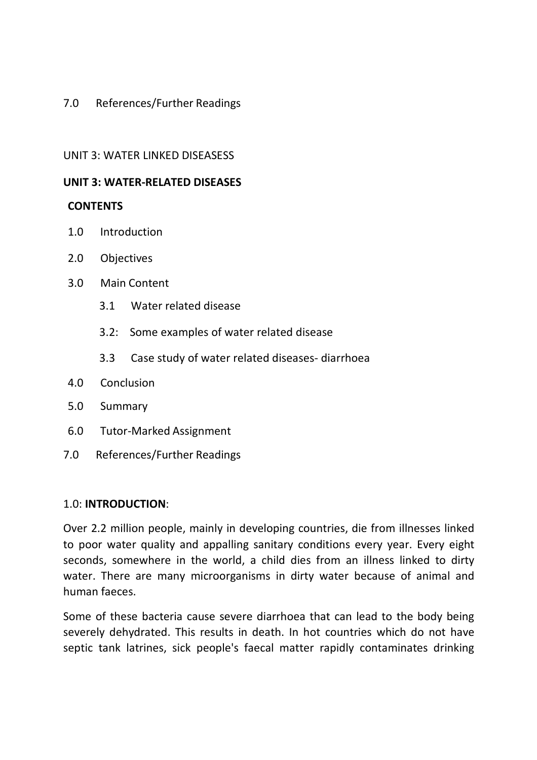7.0 References/Further Readings

UNIT 3: WATER LINKED DISEASESS

## UNIT 3: WATER-RELATED DISEASES

**CONTENTS**

1.0 Introduction

2.0 Objectives

3.0 Main Content

   3.1 Water related disease

   3.2: Some examples of water related disease

   3.3 Case study of water related diseases- diarrhoea

4.0 Conclusion

5.0 Summary

6.0 Tutor-Marked Assignment

7.0 References/Further Readings

### 1.0: **INTRODUCTION**:

Over 2.2 million people, mainly in developing countries, die from illnesses linked to poor water quality and appalling sanitary conditions every year. Every eight seconds, somewhere in the world, a child dies from an illness linked to dirty water. There are many microorganisms in dirty water because of animal and human faeces.

Some of these bacteria cause severe diarrhoea that can lead to the body being severely dehydrated. This results in death. In hot countries which do not have septic tank latrines, sick people's faecal matter rapidly contaminates drinking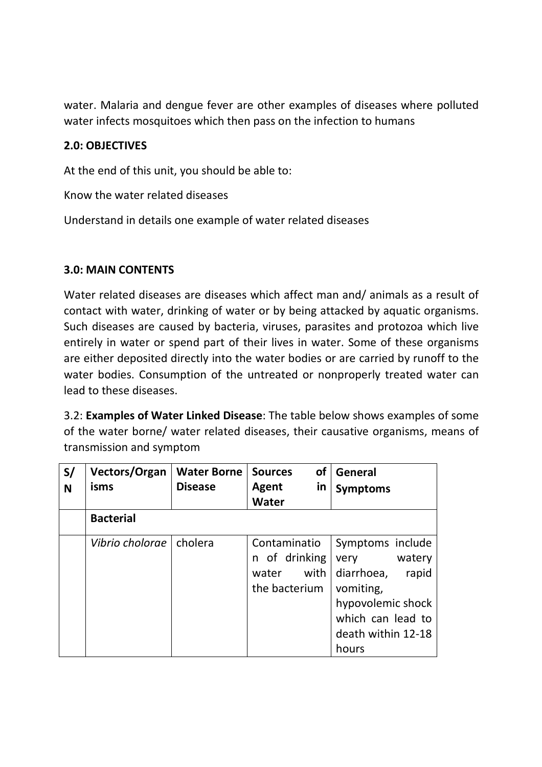water. Malaria and dengue fever are other examples of diseases where polluted water infects mosquitoes which then pass on the infection to humans

**2.0: OBJECTIVES**

At the end of this unit, you should be able to:

Know the water related diseases

Understand in details one example of water related diseases

**3.0: MAIN CONTENTS**

Water related diseases are diseases which affect man and/ animals as a result of contact with water, drinking of water or by being attacked by aquatic organisms. Such diseases are caused by bacteria, viruses, parasites and protozoa which live entirely in water or spend part of their lives in water. Some of these organisms are either deposited directly into the water bodies or are carried by runoff to the water bodies. Consumption of the untreated or nonproperly treated water can lead to these diseases.

3.2: **Examples of Water Linked Disease**: The table below shows examples of some of the water borne/ water related diseases, their causative organisms, means of transmission and symptom

| S/N | Vectors/Organisms | Water Borne Disease | Sources of Agent in Water | General Symptoms |
|---|---|---|---|---|
| | **Bacterial** | | | |
| | *Vibrio cholorae* | cholera | Contamination of drinking water with the bacterium | Symptoms include very watery diarrhoea, rapid vomiting, hypovolemic shock which can lead to death within 12-18 hours |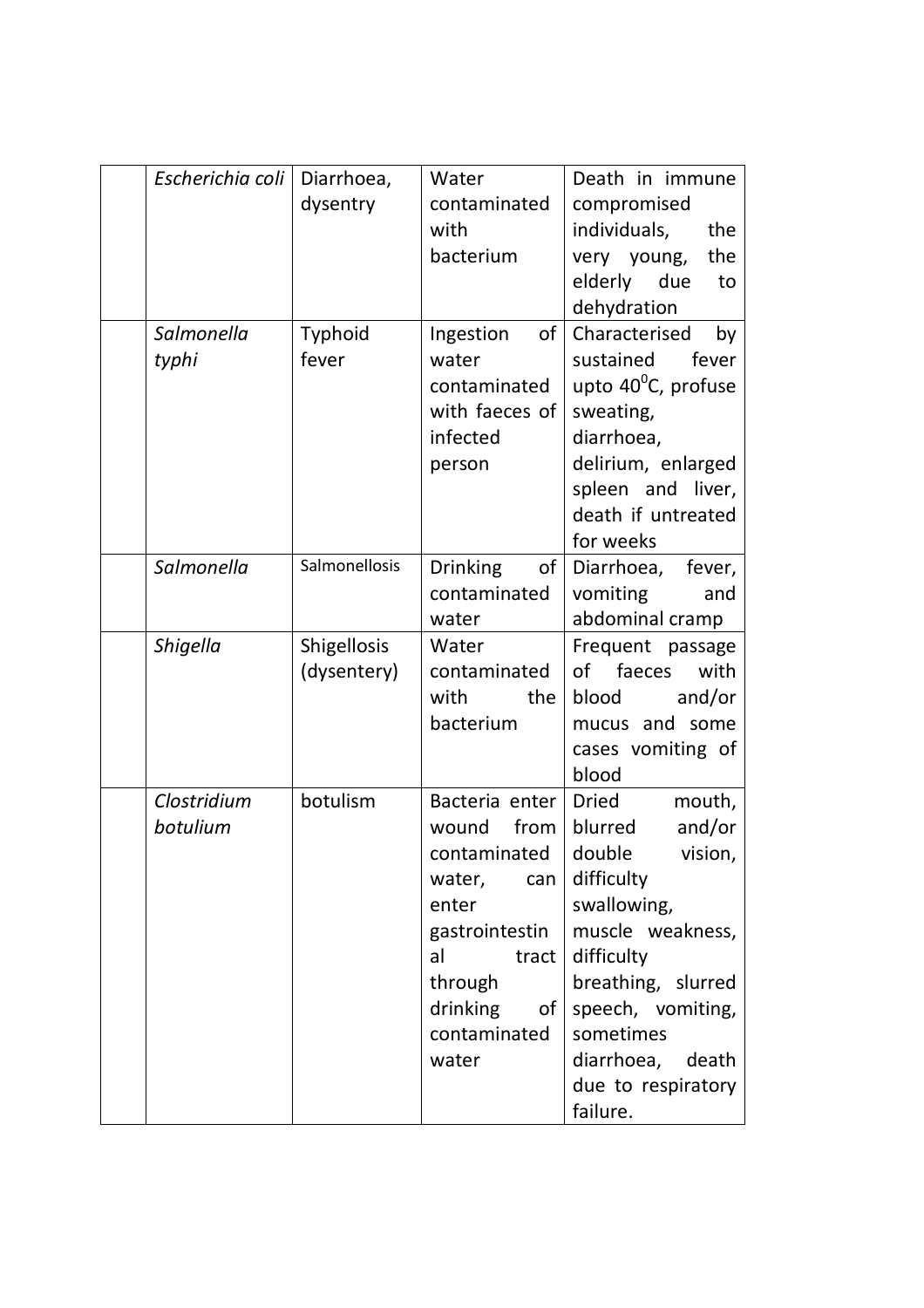|  |  |  |  |  |
|---|---|---|---|---|
|  | *Escherichia coli* | Diarrhoea, dysentry | Water contaminated with bacterium | Death in immune compromised individuals, the very young, the elderly due to dehydration |
|  | *Salmonella typhi* | Typhoid fever | Ingestion of water contaminated with faeces of infected person | Characterised by sustained fever upto $40^0$C, profuse sweating, diarrhoea, delirium, enlarged spleen and liver, death if untreated for weeks |
|  | *Salmonella* | Salmonellosis | Drinking of contaminated water | Diarrhoea, fever, vomiting and abdominal cramp |
|  | *Shigella* | Shigellosis (dysentery) | Water contaminated with the bacterium | Frequent passage of faeces with blood and/or mucus and some cases vomiting of blood |
|  | *Clostridium botulium* | botulism | Bacteria enter wound from contaminated water, can enter gastrointestinal tract through drinking of contaminated water | Dried mouth, blurred and/or double vision, difficulty swallowing, muscle weakness, difficulty breathing, slurred speech, vomiting, sometimes diarrhoea, death due to respiratory failure. |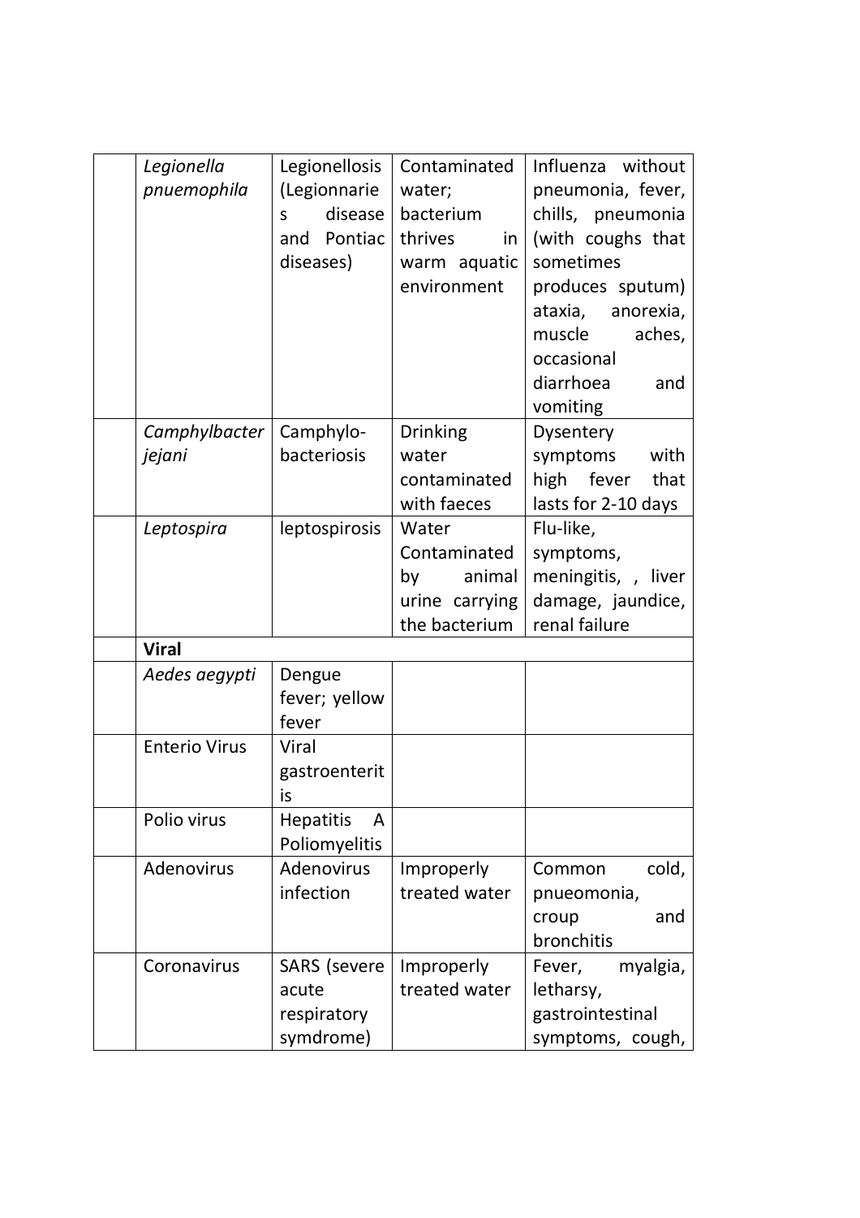| | | | | |
|---|---|---|---|---|
| | *Legionella pnuemophila* | Legionellosis (Legionnaries disease and Pontiac diseases) | Contaminated water; bacterium thrives in warm aquatic environment | Influenza without pneumonia, fever, chills, pneumonia (with coughs that sometimes produces sputum) ataxia, anorexia, muscle aches, occasional diarrhoea and vomiting |
| | *Camphylbacter jejani* | Camphylo-bacteriosis | Drinking water contaminated with faeces | Dysentery symptoms with high fever that lasts for 2-10 days |
| | *Leptospira* | leptospirosis | Water Contaminated by animal urine carrying the bacterium | Flu-like, symptoms, meningitis, , liver damage, jaundice, renal failure |
| | **Viral** | | | |
| | *Aedes aegypti* | Dengue fever; yellow fever | | |
| | Enterio Virus | Viral gastroenteritis | | |
| | Polio virus | Hepatitis A Poliomyelitis | | |
| | Adenovirus | Adenovirus infection | Improperly treated water | Common cold, pnueomonia, croup and bronchitis |
| | Coronavirus | SARS (severe acute respiratory symdrome) | Improperly treated water | Fever, myalgia, letharsy, gastrointestinal symptoms, cough, |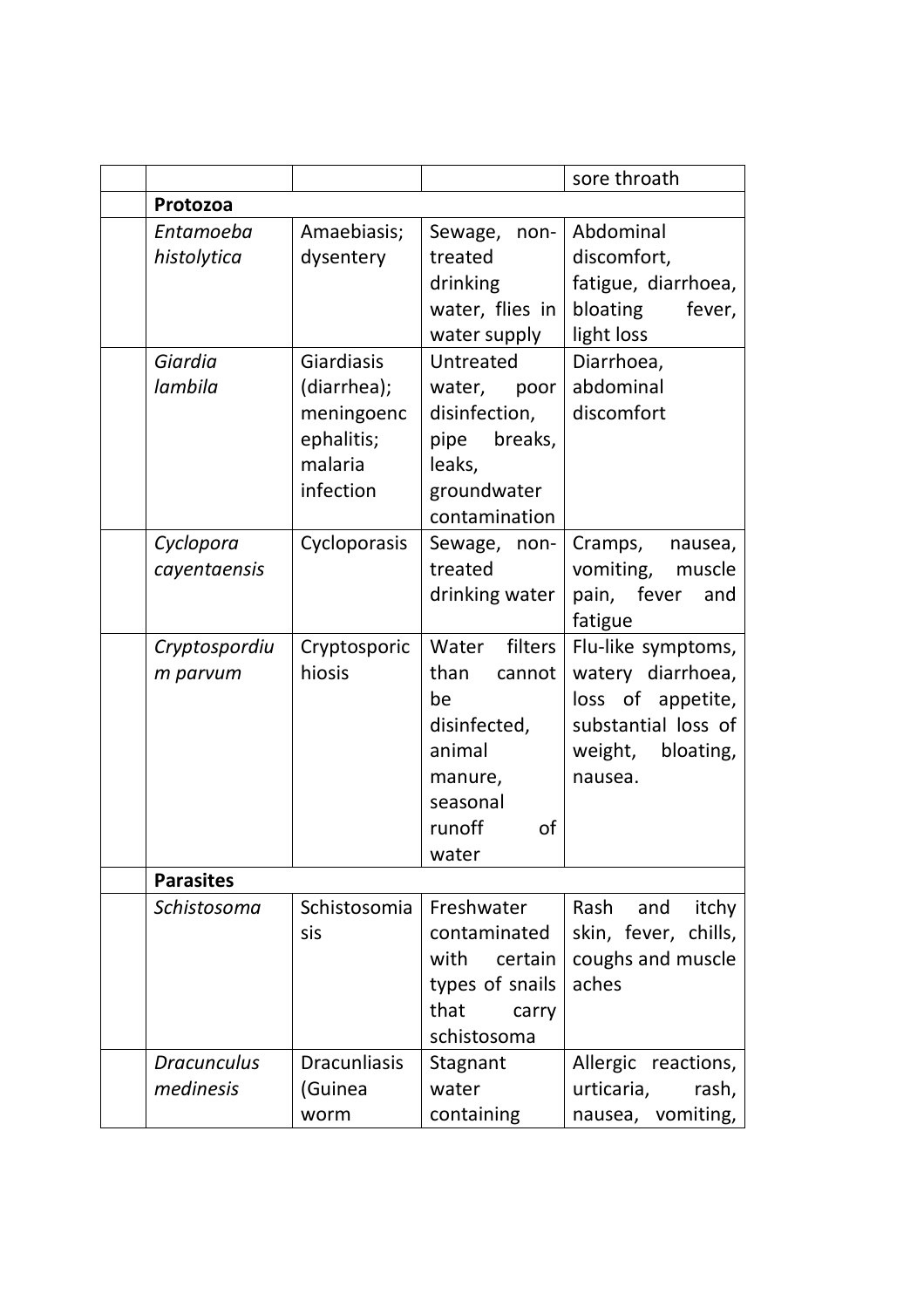| | | | | |
|---|---|---|---|---|
| | | | | sore throath |
| | **Protozoa** | | | |
| | *Entamoeba histolytica* | Amaebiasis; dysentery | Sewage, non-treated drinking water, flies in water supply | Abdominal discomfort, fatigue, diarrhoea, bloating fever, light loss |
| | *Giardia lambila* | Giardiasis (diarrhea); meningoencephalitis; malaria infection | Untreated water, poor disinfection, pipe breaks, leaks, groundwater contamination | Diarrhoea, abdominal discomfort |
| | *Cyclopora cayentaensis* | Cycloporasis | Sewage, non-treated drinking water | Cramps, nausea, vomiting, muscle pain, fever and fatigue |
| | *Cryptospordium parvum* | Cryptosporichiosis | Water filters than cannot be disinfected, animal manure, seasonal runoff of water | Flu-like symptoms, watery diarrhoea, loss of appetite, substantial loss of weight, bloating, nausea. |
| | **Parasites** | | | |
| | *Schistosoma* | Schistosomiasis | Freshwater contaminated with certain types of snails that carry schistosoma | Rash and itchy skin, fever, chills, coughs and muscle aches |
| | *Dracunculus medinesis* | Dracunliasis (Guinea worm | Stagnant water containing | Allergic reactions, urticaria, rash, nausea, vomiting, |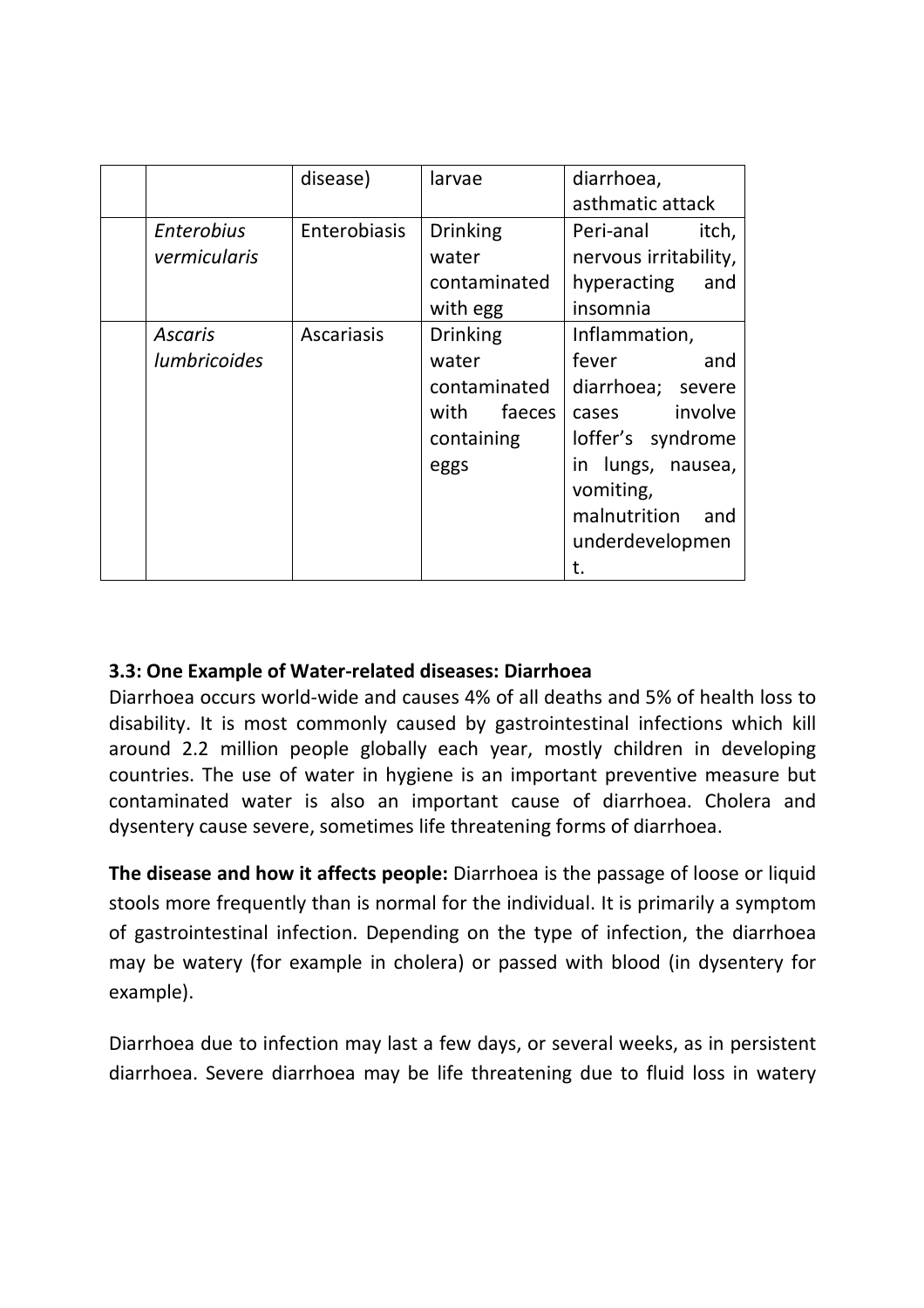|  |  |  |  |  |
|---|---|---|---|---|
|  |  | disease) | larvae | diarrhoea, asthmatic attack |
|  | *Enterobius vermicularis* | Enterobiasis | Drinking water contaminated with egg | Peri-anal itch, nervous irritability, hyperacting and insomnia |
|  | *Ascaris lumbricoides* | Ascariasis | Drinking water contaminated with faeces containing eggs | Inflammation, fever and diarrhoea; severe cases involve loffer's syndrome in lungs, nausea, vomiting, malnutrition and underdevelopment. |

### 3.3: One Example of Water-related diseases: Diarrhoea

Diarrhoea occurs world-wide and causes 4% of all deaths and 5% of health loss to disability. It is most commonly caused by gastrointestinal infections which kill around 2.2 million people globally each year, mostly children in developing countries. The use of water in hygiene is an important preventive measure but contaminated water is also an important cause of diarrhoea. Cholera and dysentery cause severe, sometimes life threatening forms of diarrhoea.

**The disease and how it affects people:** Diarrhoea is the passage of loose or liquid stools more frequently than is normal for the individual. It is primarily a symptom of gastrointestinal infection. Depending on the type of infection, the diarrhoea may be watery (for example in cholera) or passed with blood (in dysentery for example).

Diarrhoea due to infection may last a few days, or several weeks, as in persistent diarrhoea. Severe diarrhoea may be life threatening due to fluid loss in watery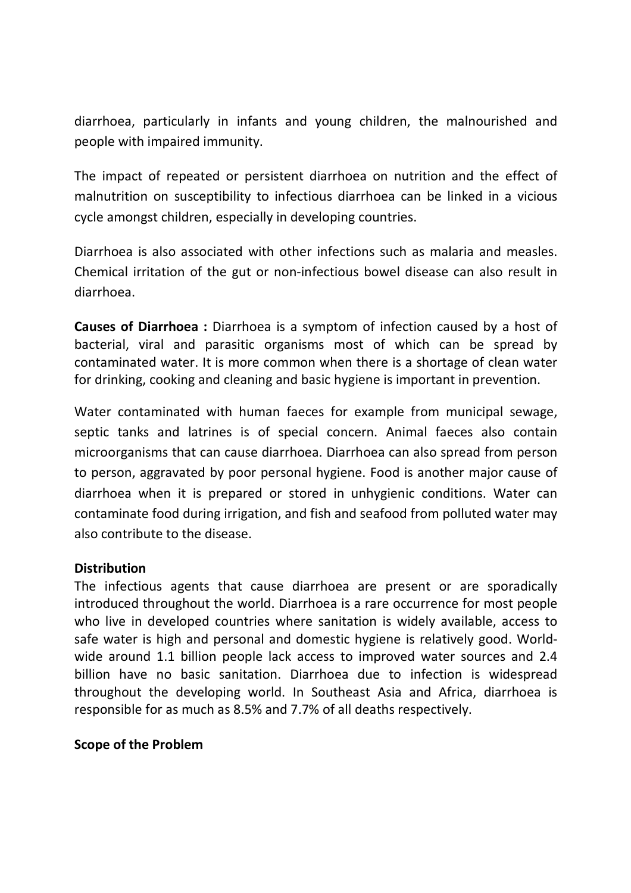diarrhoea, particularly in infants and young children, the malnourished and people with impaired immunity.

The impact of repeated or persistent diarrhoea on nutrition and the effect of malnutrition on susceptibility to infectious diarrhoea can be linked in a vicious cycle amongst children, especially in developing countries.

Diarrhoea is also associated with other infections such as malaria and measles. Chemical irritation of the gut or non-infectious bowel disease can also result in diarrhoea.

**Causes of Diarrhoea :** Diarrhoea is a symptom of infection caused by a host of bacterial, viral and parasitic organisms most of which can be spread by contaminated water. It is more common when there is a shortage of clean water for drinking, cooking and cleaning and basic hygiene is important in prevention.

Water contaminated with human faeces for example from municipal sewage, septic tanks and latrines is of special concern. Animal faeces also contain microorganisms that can cause diarrhoea. Diarrhoea can also spread from person to person, aggravated by poor personal hygiene. Food is another major cause of diarrhoea when it is prepared or stored in unhygienic conditions. Water can contaminate food during irrigation, and fish and seafood from polluted water may also contribute to the disease.

**Distribution**

The infectious agents that cause diarrhoea are present or are sporadically introduced throughout the world. Diarrhoea is a rare occurrence for most people who live in developed countries where sanitation is widely available, access to safe water is high and personal and domestic hygiene is relatively good. World-wide around 1.1 billion people lack access to improved water sources and 2.4 billion have no basic sanitation. Diarrhoea due to infection is widespread throughout the developing world. In Southeast Asia and Africa, diarrhoea is responsible for as much as 8.5% and 7.7% of all deaths respectively.

**Scope of the Problem**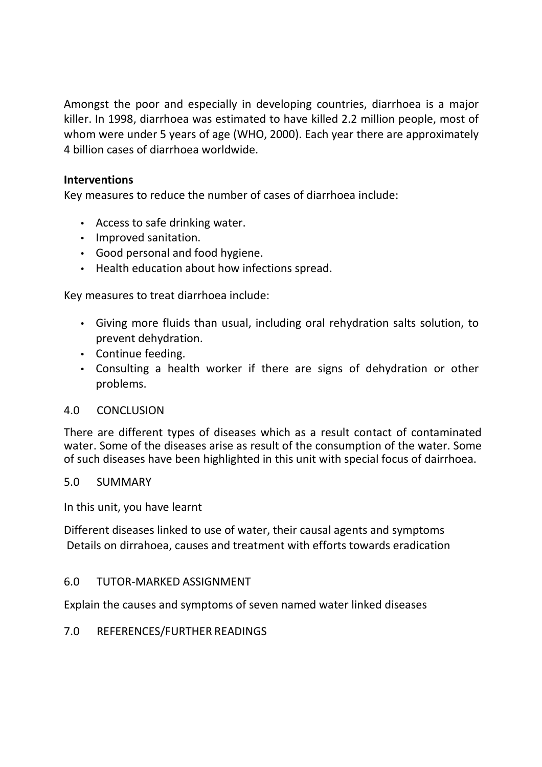Amongst the poor and especially in developing countries, diarrhoea is a major killer. In 1998, diarrhoea was estimated to have killed 2.2 million people, most of whom were under 5 years of age (WHO, 2000). Each year there are approximately 4 billion cases of diarrhoea worldwide.

**Interventions**

Key measures to reduce the number of cases of diarrhoea include:

- Access to safe drinking water.
- Improved sanitation.
- Good personal and food hygiene.
- Health education about how infections spread.

Key measures to treat diarrhoea include:

- Giving more fluids than usual, including oral rehydration salts solution, to prevent dehydration.
- Continue feeding.
- Consulting a health worker if there are signs of dehydration or other problems.

## 4.0 CONCLUSION

There are different types of diseases which as a result contact of contaminated water. Some of the diseases arise as result of the consumption of the water. Some of such diseases have been highlighted in this unit with special focus of dairrhoea.

## 5.0 SUMMARY

In this unit, you have learnt

Different diseases linked to use of water, their causal agents and symptoms
Details on dirrahoea, causes and treatment with efforts towards eradication

## 6.0 TUTOR-MARKED ASSIGNMENT

Explain the causes and symptoms of seven named water linked diseases

## 7.0 REFERENCES/FURTHER READINGS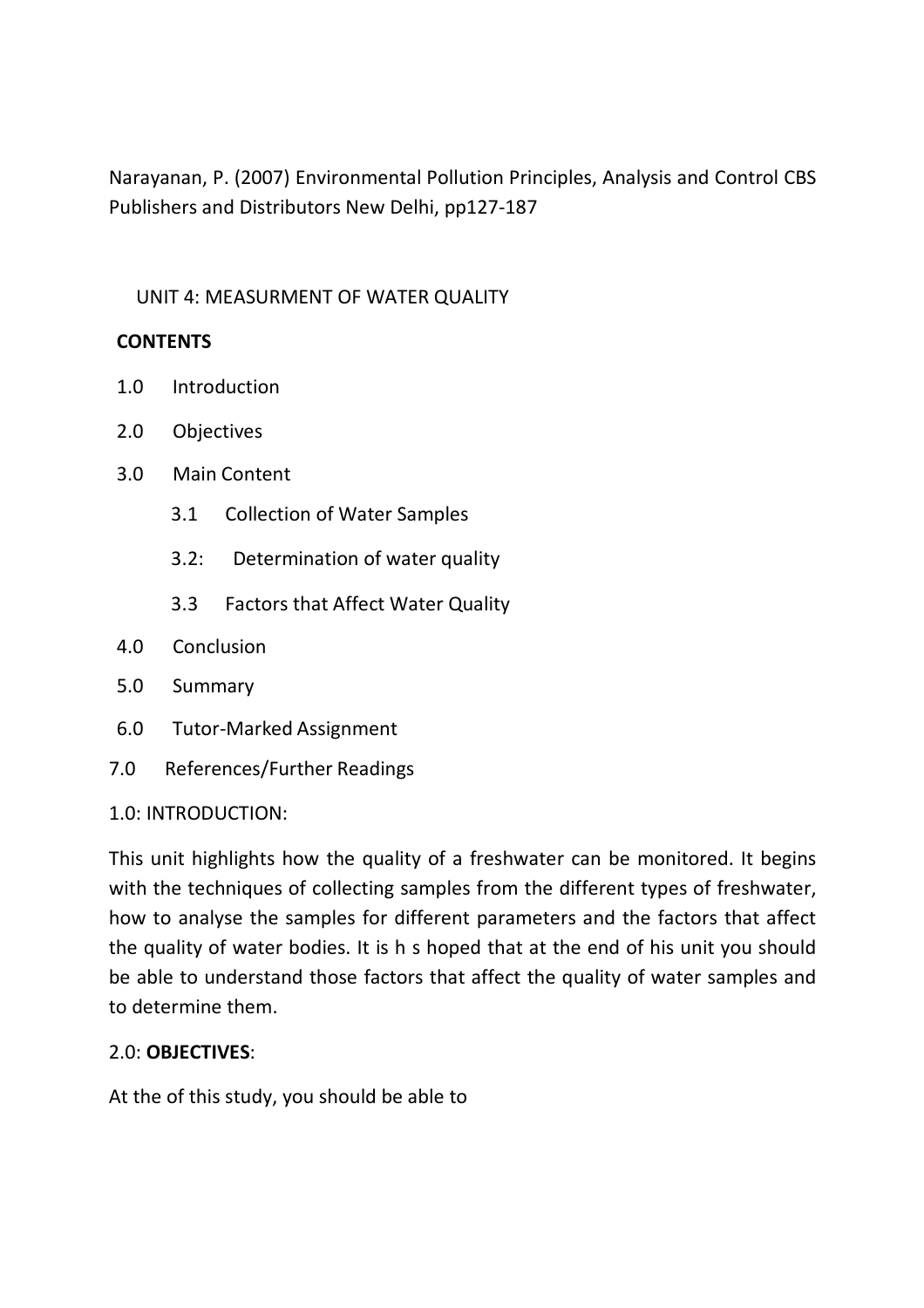Narayanan, P. (2007) Environmental Pollution Principles, Analysis and Control CBS Publishers and Distributors New Delhi, pp127-187

## UNIT 4: MEASURMENT OF WATER QUALITY

**CONTENTS**

1.0 Introduction

2.0 Objectives

3.0 Main Content

- 3.1 Collection of Water Samples
- 3.2: Determination of water quality
- 3.3 Factors that Affect Water Quality

4.0 Conclusion

5.0 Summary

6.0 Tutor-Marked Assignment

7.0 References/Further Readings

### 1.0: INTRODUCTION:

This unit highlights how the quality of a freshwater can be monitored. It begins with the techniques of collecting samples from the different types of freshwater, how to analyse the samples for different parameters and the factors that affect the quality of water bodies. It is h s hoped that at the end of his unit you should be able to understand those factors that affect the quality of water samples and to determine them.

### 2.0: **OBJECTIVES**:

At the of this study, you should be able to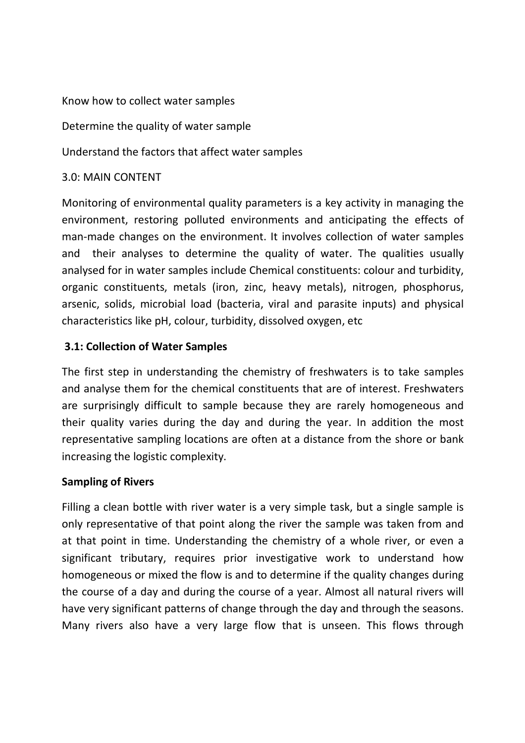Know how to collect water samples

Determine the quality of water sample

Understand the factors that affect water samples

## 3.0: MAIN CONTENT

Monitoring of environmental quality parameters is a key activity in managing the environment, restoring polluted environments and anticipating the effects of man-made changes on the environment. It involves collection of water samples and their analyses to determine the quality of water. The qualities usually analysed for in water samples include Chemical constituents: colour and turbidity, organic constituents, metals (iron, zinc, heavy metals), nitrogen, phosphorus, arsenic, solids, microbial load (bacteria, viral and parasite inputs) and physical characteristics like pH, colour, turbidity, dissolved oxygen, etc

### 3.1: Collection of Water Samples

The first step in understanding the chemistry of freshwaters is to take samples and analyse them for the chemical constituents that are of interest. Freshwaters are surprisingly difficult to sample because they are rarely homogeneous and their quality varies during the day and during the year. In addition the most representative sampling locations are often at a distance from the shore or bank increasing the logistic complexity.

**Sampling of Rivers**

Filling a clean bottle with river water is a very simple task, but a single sample is only representative of that point along the river the sample was taken from and at that point in time. Understanding the chemistry of a whole river, or even a significant tributary, requires prior investigative work to understand how homogeneous or mixed the flow is and to determine if the quality changes during the course of a day and during the course of a year. Almost all natural rivers will have very significant patterns of change through the day and through the seasons. Many rivers also have a very large flow that is unseen. This flows through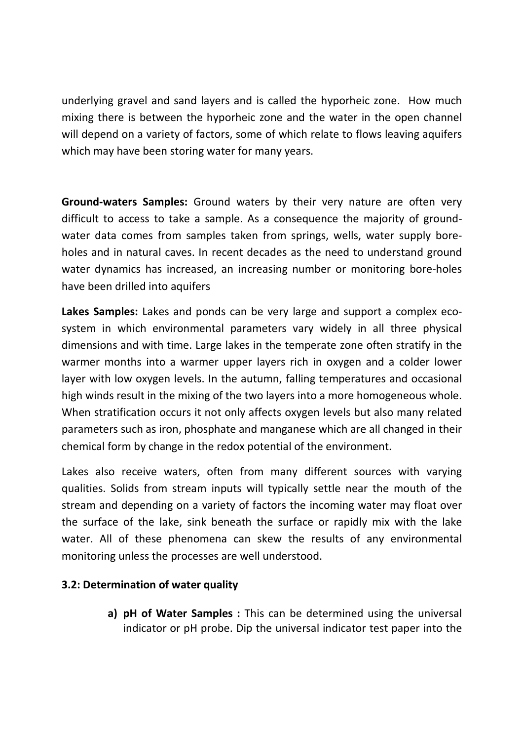underlying gravel and sand layers and is called the hyporheic zone. How much mixing there is between the hyporheic zone and the water in the open channel will depend on a variety of factors, some of which relate to flows leaving aquifers which may have been storing water for many years.

**Ground-waters Samples:** Ground waters by their very nature are often very difficult to access to take a sample. As a consequence the majority of ground-water data comes from samples taken from springs, wells, water supply bore-holes and in natural caves. In recent decades as the need to understand ground water dynamics has increased, an increasing number or monitoring bore-holes have been drilled into aquifers

**Lakes Samples:** Lakes and ponds can be very large and support a complex eco-system in which environmental parameters vary widely in all three physical dimensions and with time. Large lakes in the temperate zone often stratify in the warmer months into a warmer upper layers rich in oxygen and a colder lower layer with low oxygen levels. In the autumn, falling temperatures and occasional high winds result in the mixing of the two layers into a more homogeneous whole. When stratification occurs it not only affects oxygen levels but also many related parameters such as iron, phosphate and manganese which are all changed in their chemical form by change in the redox potential of the environment.

Lakes also receive waters, often from many different sources with varying qualities. Solids from stream inputs will typically settle near the mouth of the stream and depending on a variety of factors the incoming water may float over the surface of the lake, sink beneath the surface or rapidly mix with the lake water. All of these phenomena can skew the results of any environmental monitoring unless the processes are well understood.

### 3.2: Determination of water quality

a) **pH of Water Samples :** This can be determined using the universal indicator or pH probe. Dip the universal indicator test paper into the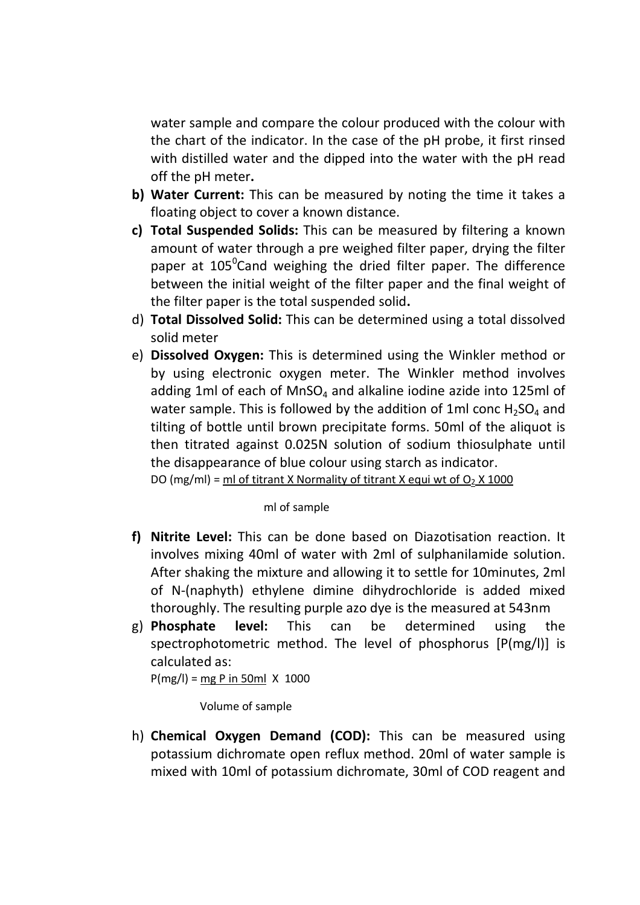water sample and compare the colour produced with the colour with the chart of the indicator. In the case of the pH probe, it first rinsed with distilled water and the dipped into the water with the pH read off the pH meter**.**

b) **Water Current:** This can be measured by noting the time it takes a floating object to cover a known distance.
c) **Total Suspended Solids:** This can be measured by filtering a known amount of water through a pre weighed filter paper, drying the filter paper at $105^0$Cand weighing the dried filter paper. The difference between the initial weight of the filter paper and the final weight of the filter paper is the total suspended solid**.**
d) **Total Dissolved Solid:** This can be determined using a total dissolved solid meter
e) **Dissolved Oxygen:** This is determined using the Winkler method or by using electronic oxygen meter. The Winkler method involves adding 1ml of each of $MnSO_4$ and alkaline iodine azide into 125ml of water sample. This is followed by the addition of 1ml conc $H_2SO_4$ and tilting of bottle until brown precipitate forms. 50ml of the aliquot is then titrated against 0.025N solution of sodium thiosulphate until the disappearance of blue colour using starch as indicator.

   $$\text{DO (mg/ml)} = \frac{\text{ml of titrant} \times \text{Normality of titrant} \times \text{equi wt of } O_2 \times 1000}{\text{ml of sample}}$$

f) **Nitrite Level:** This can be done based on Diazotisation reaction. It involves mixing 40ml of water with 2ml of sulphanilamide solution. After shaking the mixture and allowing it to settle for 10minutes, 2ml of N-(naphyth) ethylene dimine dihydrochloride is added mixed thoroughly. The resulting purple azo dye is the measured at 543nm
g) **Phosphate level:** This can be determined using the spectrophotometric method. The level of phosphorus [P(mg/l)] is calculated as:

   $$\text{P(mg/l)} = \frac{\text{mg P in 50ml}}{\text{Volume of sample}} \times 1000$$

h) **Chemical Oxygen Demand (COD):** This can be measured using potassium dichromate open reflux method. 20ml of water sample is mixed with 10ml of potassium dichromate, 30ml of COD reagent and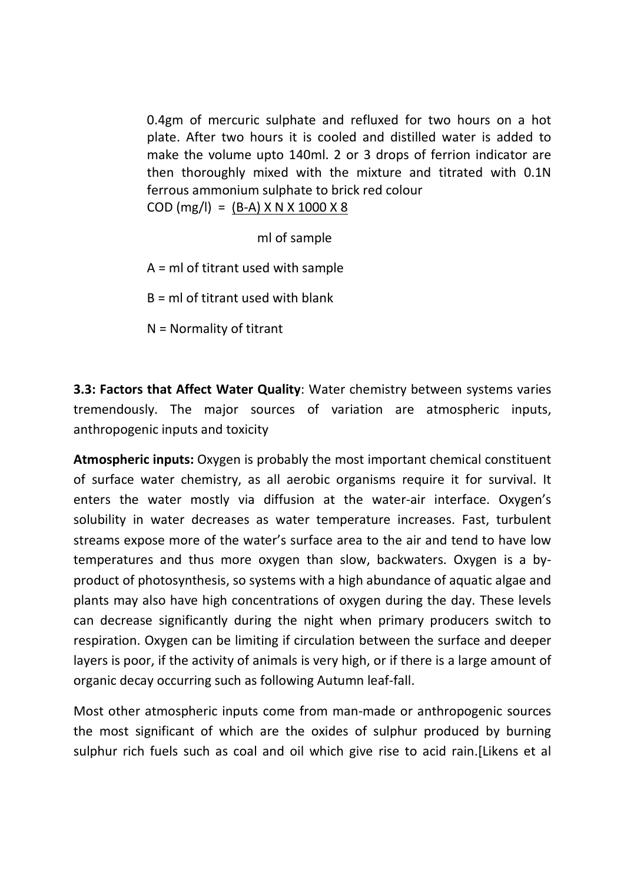0.4gm of mercuric sulphate and refluxed for two hours on a hot plate. After two hours it is cooled and distilled water is added to make the volume upto 140ml. 2 or 3 drops of ferrion indicator are then thoroughly mixed with the mixture and titrated with 0.1N ferrous ammonium sulphate to brick red colour

$$\text{COD (mg/l)} = \frac{(B-A) \times N \times 1000 \times 8}{\text{ml of sample}}$$

A = ml of titrant used with sample

B = ml of titrant used with blank

N = Normality of titrant

**3.3: Factors that Affect Water Quality**: Water chemistry between systems varies tremendously. The major sources of variation are atmospheric inputs, anthropogenic inputs and toxicity

**Atmospheric inputs:** Oxygen is probably the most important chemical constituent of surface water chemistry, as all aerobic organisms require it for survival. It enters the water mostly via diffusion at the water-air interface. Oxygen's solubility in water decreases as water temperature increases. Fast, turbulent streams expose more of the water's surface area to the air and tend to have low temperatures and thus more oxygen than slow, backwaters. Oxygen is a by-product of photosynthesis, so systems with a high abundance of aquatic algae and plants may also have high concentrations of oxygen during the day. These levels can decrease significantly during the night when primary producers switch to respiration. Oxygen can be limiting if circulation between the surface and deeper layers is poor, if the activity of animals is very high, or if there is a large amount of organic decay occurring such as following Autumn leaf-fall.

Most other atmospheric inputs come from man-made or anthropogenic sources the most significant of which are the oxides of sulphur produced by burning sulphur rich fuels such as coal and oil which give rise to acid rain.[Likens et al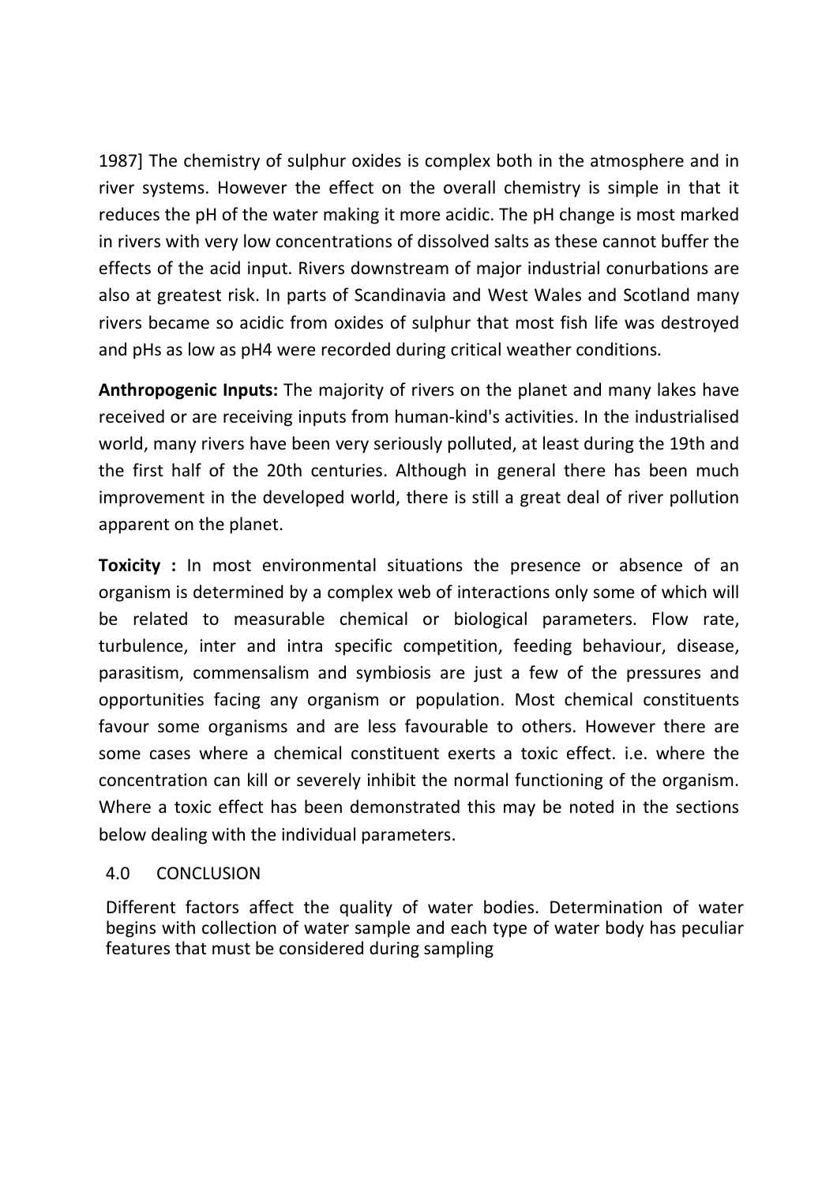1987] The chemistry of sulphur oxides is complex both in the atmosphere and in river systems. However the effect on the overall chemistry is simple in that it reduces the pH of the water making it more acidic. The pH change is most marked in rivers with very low concentrations of dissolved salts as these cannot buffer the effects of the acid input. Rivers downstream of major industrial conurbations are also at greatest risk. In parts of Scandinavia and West Wales and Scotland many rivers became so acidic from oxides of sulphur that most fish life was destroyed and pHs as low as pH4 were recorded during critical weather conditions.

**Anthropogenic Inputs:** The majority of rivers on the planet and many lakes have received or are receiving inputs from human-kind's activities. In the industrialised world, many rivers have been very seriously polluted, at least during the 19th and the first half of the 20th centuries. Although in general there has been much improvement in the developed world, there is still a great deal of river pollution apparent on the planet.

**Toxicity :** In most environmental situations the presence or absence of an organism is determined by a complex web of interactions only some of which will be related to measurable chemical or biological parameters. Flow rate, turbulence, inter and intra specific competition, feeding behaviour, disease, parasitism, commensalism and symbiosis are just a few of the pressures and opportunities facing any organism or population. Most chemical constituents favour some organisms and are less favourable to others. However there are some cases where a chemical constituent exerts a toxic effect. i.e. where the concentration can kill or severely inhibit the normal functioning of the organism. Where a toxic effect has been demonstrated this may be noted in the sections below dealing with the individual parameters.

## 4.0 CONCLUSION

Different factors affect the quality of water bodies. Determination of water begins with collection of water sample and each type of water body has peculiar features that must be considered during sampling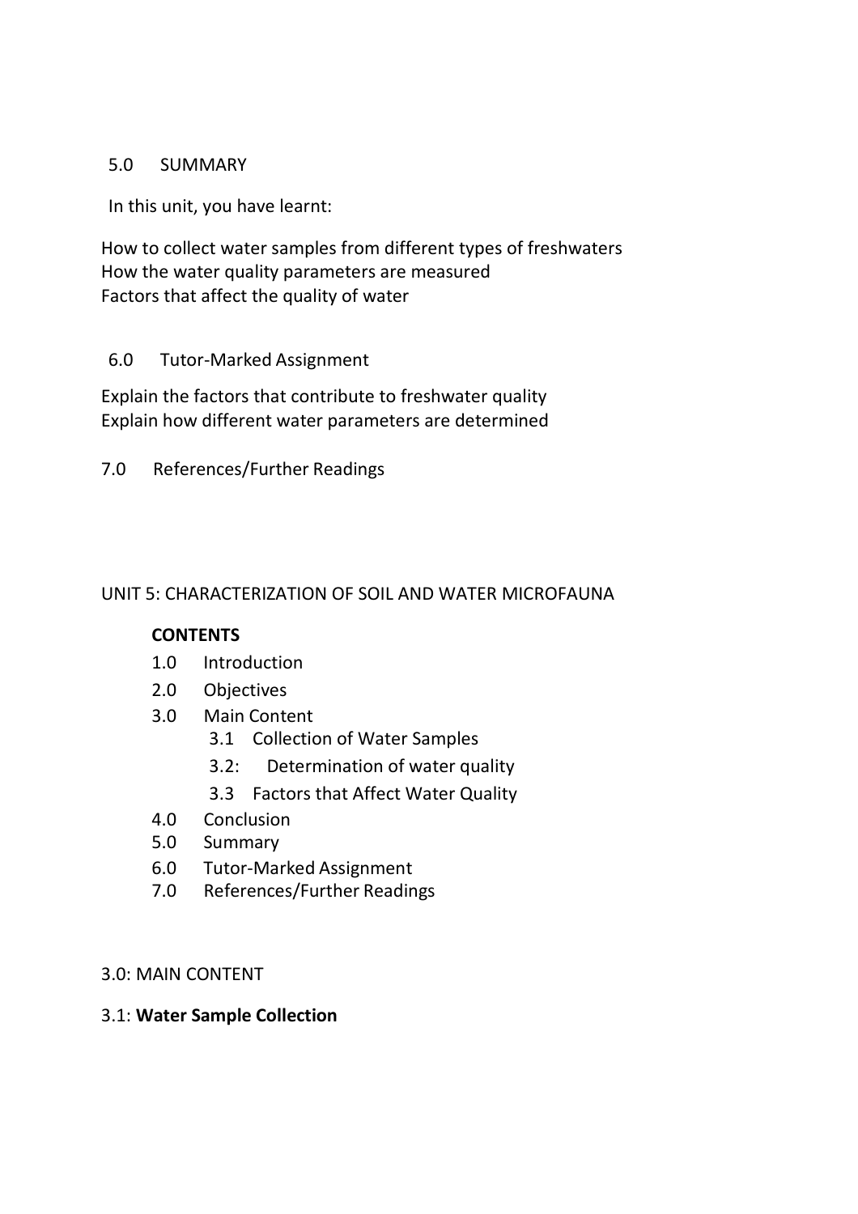## 5.0 SUMMARY

In this unit, you have learnt:

How to collect water samples from different types of freshwaters
How the water quality parameters are measured
Factors that affect the quality of water

## 6.0 Tutor-Marked Assignment

Explain the factors that contribute to freshwater quality
Explain how different water parameters are determined

## 7.0 References/Further Readings

# UNIT 5: CHARACTERIZATION OF SOIL AND WATER MICROFAUNA

**CONTENTS**

- 1.0 Introduction
- 2.0 Objectives
- 3.0 Main Content
  - 3.1 Collection of Water Samples
  - 3.2: Determination of water quality
  - 3.3 Factors that Affect Water Quality
- 4.0 Conclusion
- 5.0 Summary
- 6.0 Tutor-Marked Assignment
- 7.0 References/Further Readings

## 3.0: MAIN CONTENT

### 3.1: **Water Sample Collection**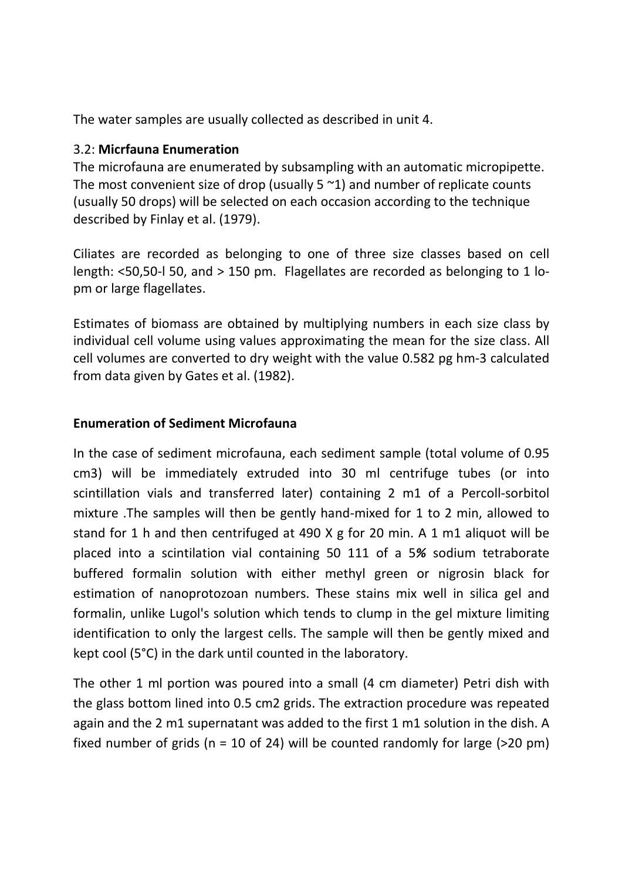The water samples are usually collected as described in unit 4.

3.2: **Micrfauna Enumeration**

The microfauna are enumerated by subsampling with an automatic micropipette. The most convenient size of drop (usually 5 ~1) and number of replicate counts (usually 50 drops) will be selected on each occasion according to the technique described by Finlay et al. (1979).

Ciliates are recorded as belonging to one of three size classes based on cell length: <50,50-l 50, and > 150 pm. Flagellates are recorded as belonging to 1 lo-pm or large flagellates.

Estimates of biomass are obtained by multiplying numbers in each size class by individual cell volume using values approximating the mean for the size class. All cell volumes are converted to dry weight with the value 0.582 pg hm-3 calculated from data given by Gates et al. (1982).

**Enumeration of Sediment Microfauna**

In the case of sediment microfauna, each sediment sample (total volume of 0.95 cm3) will be immediately extruded into 30 ml centrifuge tubes (or into scintillation vials and transferred later) containing 2 m1 of a Percoll-sorbitol mixture .The samples will then be gently hand-mixed for 1 to 2 min, allowed to stand for 1 h and then centrifuged at 490 X g for 20 min. A 1 m1 aliquot will be placed into a scintilation vial containing 50 111 of a 5*%* sodium tetraborate buffered formalin solution with either methyl green or nigrosin black for estimation of nanoprotozoan numbers. These stains mix well in silica gel and formalin, unlike Lugol's solution which tends to clump in the gel mixture limiting identification to only the largest cells. The sample will then be gently mixed and kept cool (5°C) in the dark until counted in the laboratory.

The other 1 ml portion was poured into a small (4 cm diameter) Petri dish with the glass bottom lined into 0.5 cm2 grids. The extraction procedure was repeated again and the 2 m1 supernatant was added to the first 1 m1 solution in the dish. A fixed number of grids (n = 10 of 24) will be counted randomly for large (>20 pm)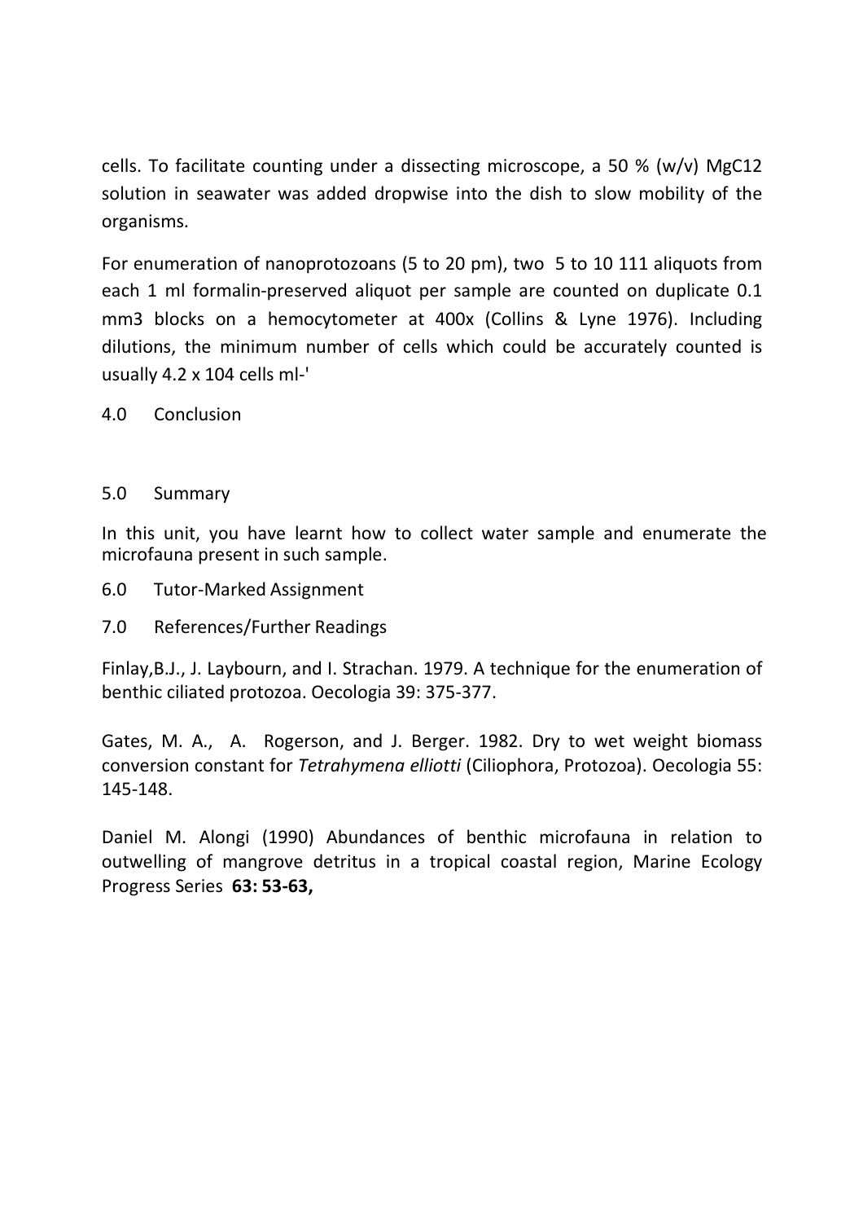cells. To facilitate counting under a dissecting microscope, a 50 % (w/v) MgC12 solution in seawater was added dropwise into the dish to slow mobility of the organisms.

For enumeration of nanoprotozoans (5 to 20 pm), two 5 to 10 111 aliquots from each 1 ml formalin-preserved aliquot per sample are counted on duplicate 0.1 mm3 blocks on a hemocytometer at 400x (Collins & Lyne 1976). Including dilutions, the minimum number of cells which could be accurately counted is usually 4.2 x 104 cells ml-'

## 4.0 Conclusion

## 5.0 Summary

In this unit, you have learnt how to collect water sample and enumerate the microfauna present in such sample.

## 6.0 Tutor-Marked Assignment

## 7.0 References/Further Readings

Finlay,B.J., J. Laybourn, and I. Strachan. 1979. A technique for the enumeration of benthic ciliated protozoa. Oecologia 39: 375-377.

Gates, M. A., A. Rogerson, and J. Berger. 1982. Dry to wet weight biomass conversion constant for *Tetrahymena elliotti* (Ciliophora, Protozoa). Oecologia 55: 145-148.

Daniel M. Alongi (1990) Abundances of benthic microfauna in relation to outwelling of mangrove detritus in a tropical coastal region, Marine Ecology Progress Series **63: 53-63,**